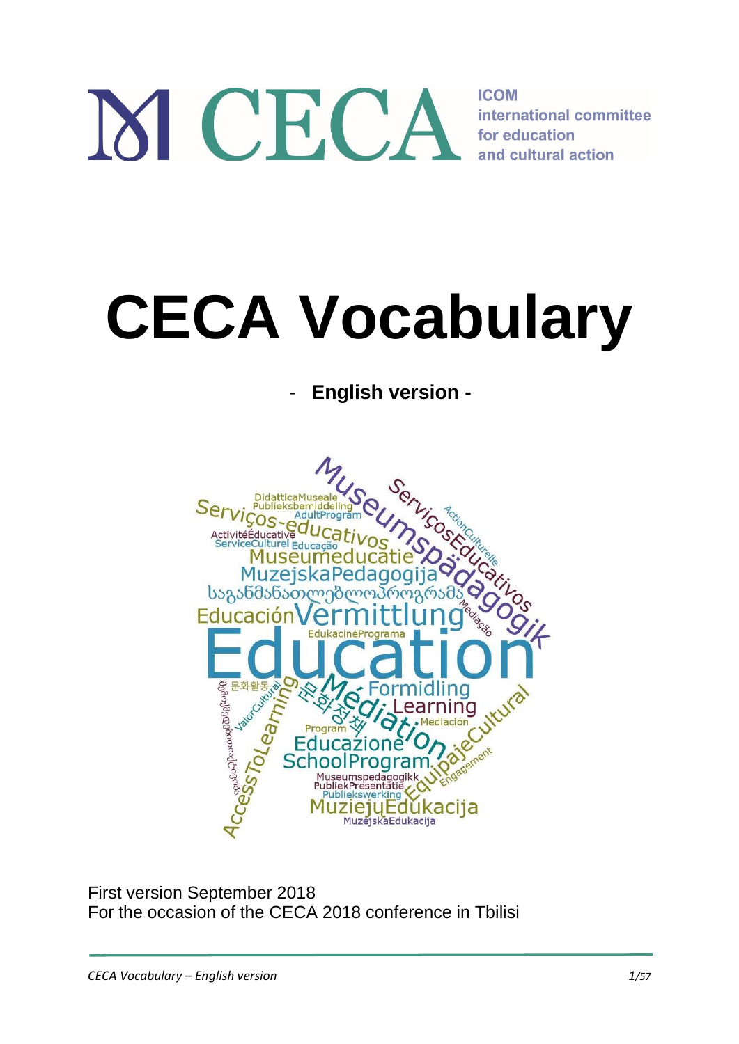CECA

ICOM
international committee
for education
and cultural action

# CECA Vocabulary

- **English version -**

First version September 2018
For the occasion of the CECA 2018 conference in Tbilisi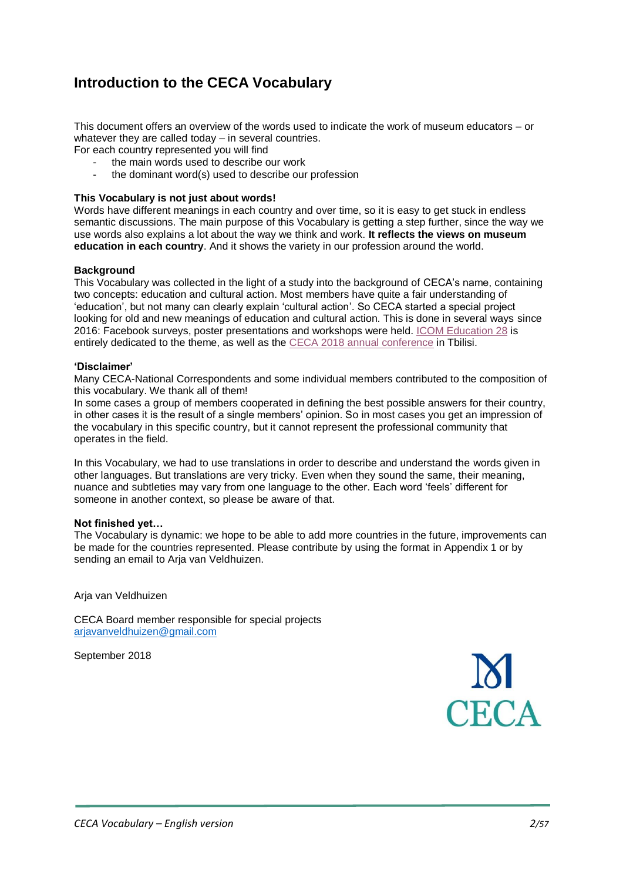# Introduction to the CECA Vocabulary

This document offers an overview of the words used to indicate the work of museum educators – or whatever they are called today – in several countries.
For each country represented you will find

- the main words used to describe our work
- the dominant word(s) used to describe our profession

**This Vocabulary is not just about words!**
Words have different meanings in each country and over time, so it is easy to get stuck in endless semantic discussions. The main purpose of this Vocabulary is getting a step further, since the way we use words also explains a lot about the way we think and work. **It reflects the views on museum education in each country**. And it shows the variety in our profession around the world.

**Background**
This Vocabulary was collected in the light of a study into the background of CECA's name, containing two concepts: education and cultural action. Most members have quite a fair understanding of 'education', but not many can clearly explain 'cultural action'. So CECA started a special project looking for old and new meanings of education and cultural action. This is done in several ways since 2016: Facebook surveys, poster presentations and workshops were held. ICOM Education 28 is entirely dedicated to the theme, as well as the CECA 2018 annual conference in Tbilisi.

**'Disclaimer'**
Many CECA-National Correspondents and some individual members contributed to the composition of this vocabulary. We thank all of them!
In some cases a group of members cooperated in defining the best possible answers for their country, in other cases it is the result of a single members' opinion. So in most cases you get an impression of the vocabulary in this specific country, but it cannot represent the professional community that operates in the field.

In this Vocabulary, we had to use translations in order to describe and understand the words given in other languages. But translations are very tricky. Even when they sound the same, their meaning, nuance and subtleties may vary from one language to the other. Each word 'feels' different for someone in another context, so please be aware of that.

**Not finished yet…**
The Vocabulary is dynamic: we hope to be able to add more countries in the future, improvements can be made for the countries represented. Please contribute by using the format in Appendix 1 or by sending an email to Arja van Veldhuizen.

Arja van Veldhuizen

CECA Board member responsible for special projects
arjavanveldhuizen@gmail.com

September 2018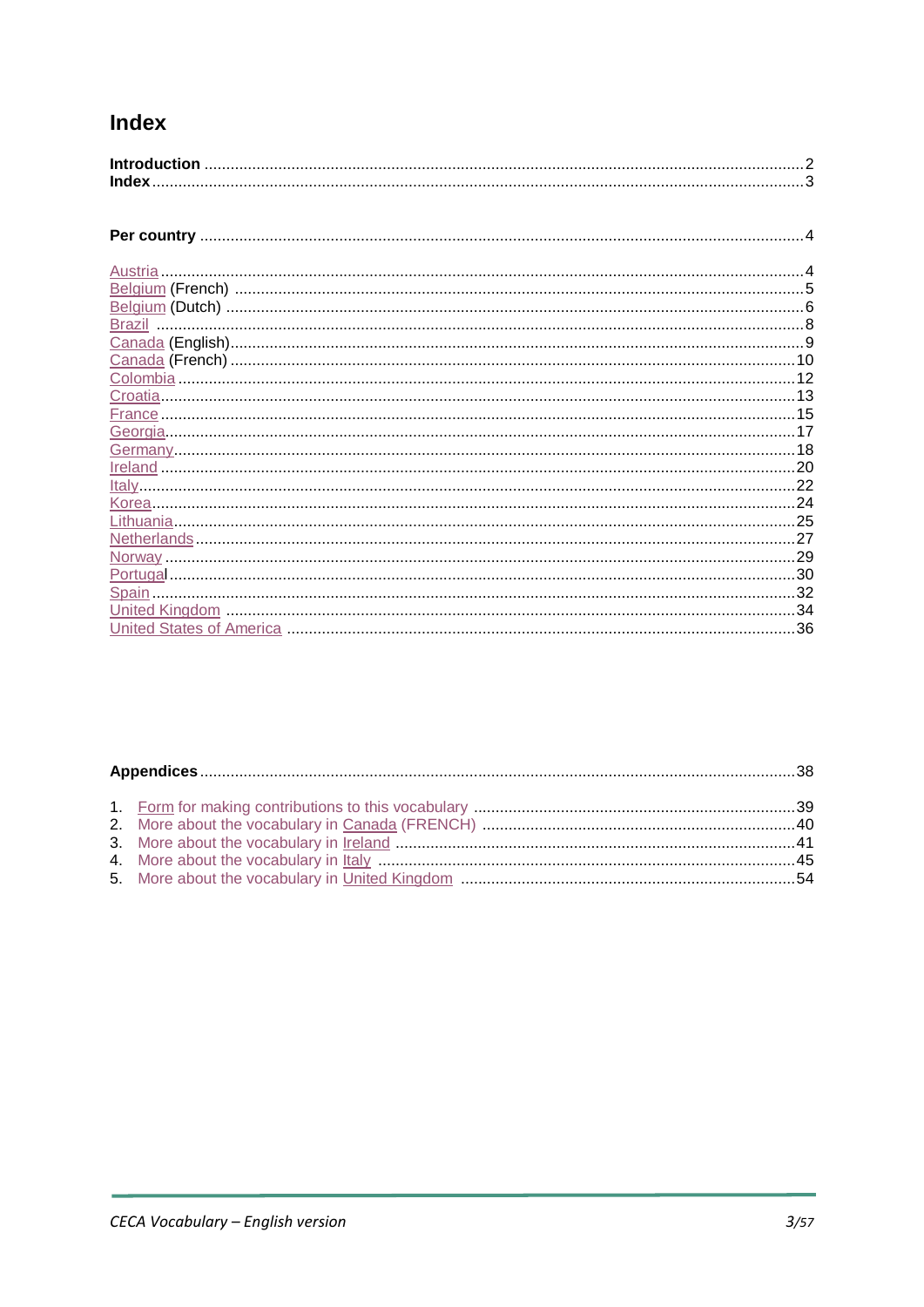# Index

**Introduction** ........................................................................................................................................2
**Index** ...................................................................................................................................................3

**Per country** .........................................................................................................................................4

Austria ..................................................................................................................................................4
Belgium (French) ..................................................................................................................................5
Belgium (Dutch) ...................................................................................................................................6
Brazil ....................................................................................................................................................8
Canada (English)...................................................................................................................................9
Canada (French) ..................................................................................................................................10
Colombia .............................................................................................................................................12
Croatia.................................................................................................................................................13
France .................................................................................................................................................15
Georgia................................................................................................................................................17
Germany..............................................................................................................................................18
Ireland .................................................................................................................................................20
Italy.....................................................................................................................................................22
Korea...................................................................................................................................................24
Lithuania..............................................................................................................................................25
Netherlands..........................................................................................................................................27
Norway ................................................................................................................................................29
Portugal................................................................................................................................................30
Spain ...................................................................................................................................................32
United Kingdom ..................................................................................................................................34
United States of America .....................................................................................................................36

**Appendices** ........................................................................................................................................38

1. Form for making contributions to this vocabulary ...........................................................................39
2. More about the vocabulary in Canada (FRENCH) .........................................................................40
3. More about the vocabulary in Ireland ............................................................................................41
4. More about the vocabulary in Italy ................................................................................................45
5. More about the vocabulary in United Kingdom .............................................................................54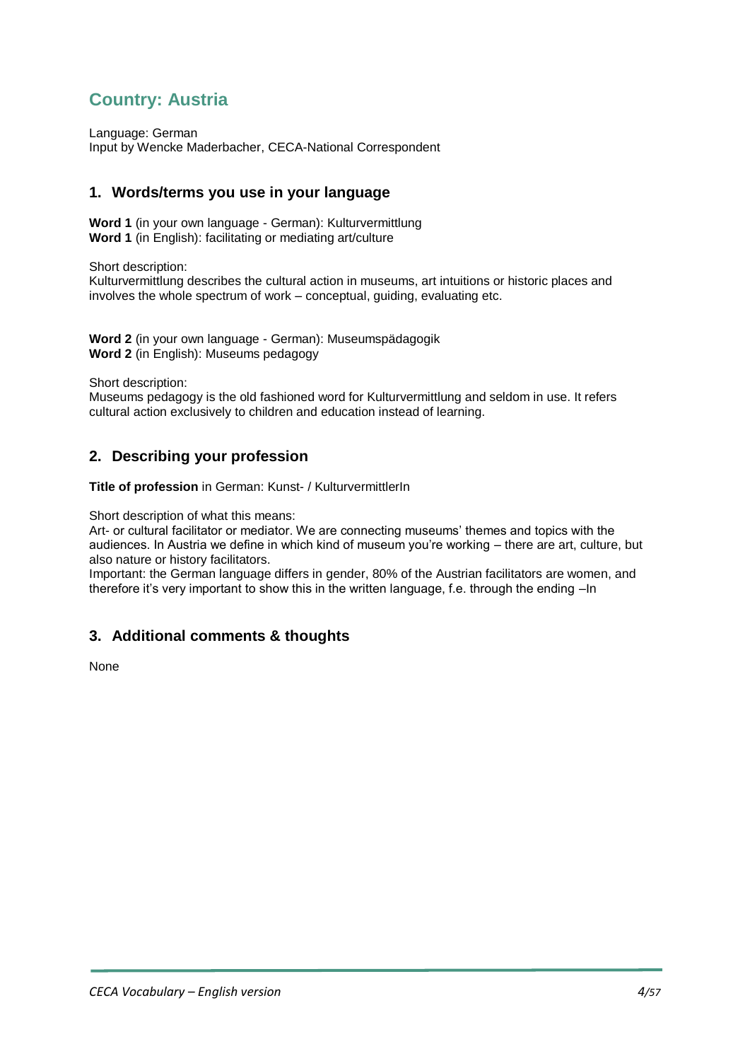## Country: Austria

Language: German
Input by Wencke Maderbacher, CECA-National Correspondent

### 1. Words/terms you use in your language

**Word 1** (in your own language - German): Kulturvermittlung
**Word 1** (in English): facilitating or mediating art/culture

Short description:
Kulturvermittlung describes the cultural action in museums, art intuitions or historic places and involves the whole spectrum of work – conceptual, guiding, evaluating etc.

**Word 2** (in your own language - German): Museumspädagogik
**Word 2** (in English): Museums pedagogy

Short description:
Museums pedagogy is the old fashioned word for Kulturvermittlung and seldom in use. It refers cultural action exclusively to children and education instead of learning.

### 2. Describing your profession

**Title of profession** in German: Kunst- / KulturvermittlerIn

Short description of what this means:
Art- or cultural facilitator or mediator. We are connecting museums' themes and topics with the audiences. In Austria we define in which kind of museum you're working – there are art, culture, but also nature or history facilitators.
Important: the German language differs in gender, 80% of the Austrian facilitators are women, and therefore it's very important to show this in the written language, f.e. through the ending –In

### 3. Additional comments & thoughts

None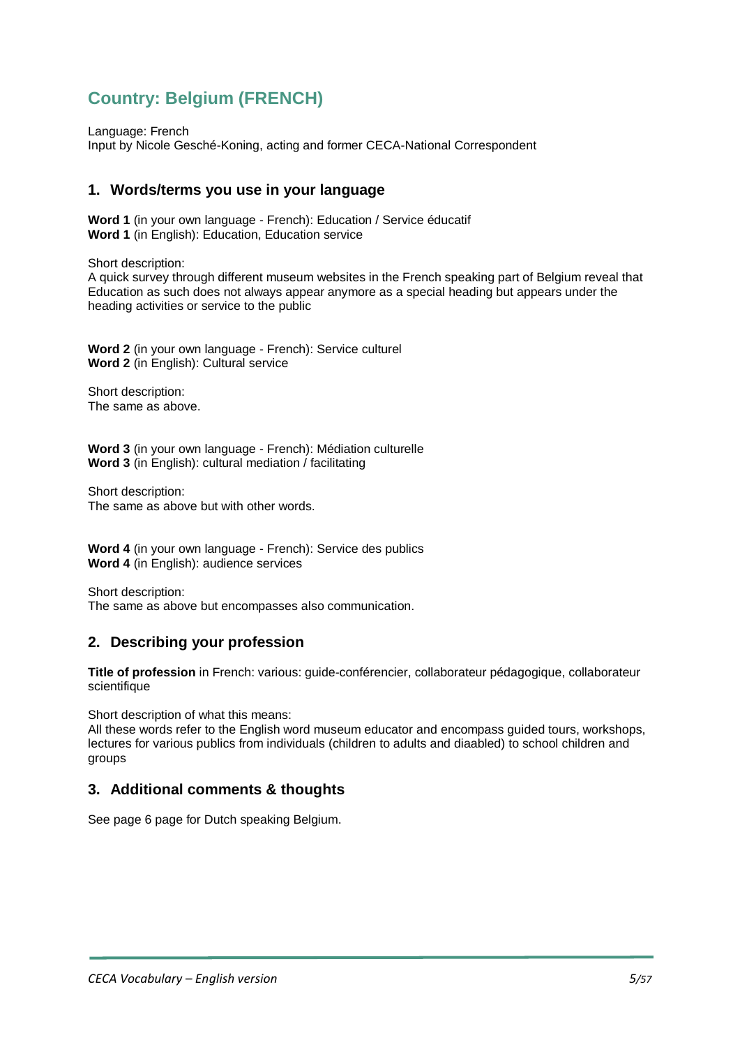## Country: Belgium (FRENCH)

Language: French
Input by Nicole Gesché-Koning, acting and former CECA-National Correspondent

### 1. Words/terms you use in your language

**Word 1** (in your own language - French): Education / Service éducatif
**Word 1** (in English): Education, Education service

Short description:
A quick survey through different museum websites in the French speaking part of Belgium reveal that Education as such does not always appear anymore as a special heading but appears under the heading activities or service to the public

**Word 2** (in your own language - French): Service culturel
**Word 2** (in English): Cultural service

Short description:
The same as above.

**Word 3** (in your own language - French): Médiation culturelle
**Word 3** (in English): cultural mediation / facilitating

Short description:
The same as above but with other words.

**Word 4** (in your own language - French): Service des publics
**Word 4** (in English): audience services

Short description:
The same as above but encompasses also communication.

### 2. Describing your profession

**Title of profession** in French: various: guide-conférencier, collaborateur pédagogique, collaborateur scientifique

Short description of what this means:
All these words refer to the English word museum educator and encompass guided tours, workshops, lectures for various publics from individuals (children to adults and diaabled) to school children and groups

### 3. Additional comments & thoughts

See page 6 page for Dutch speaking Belgium.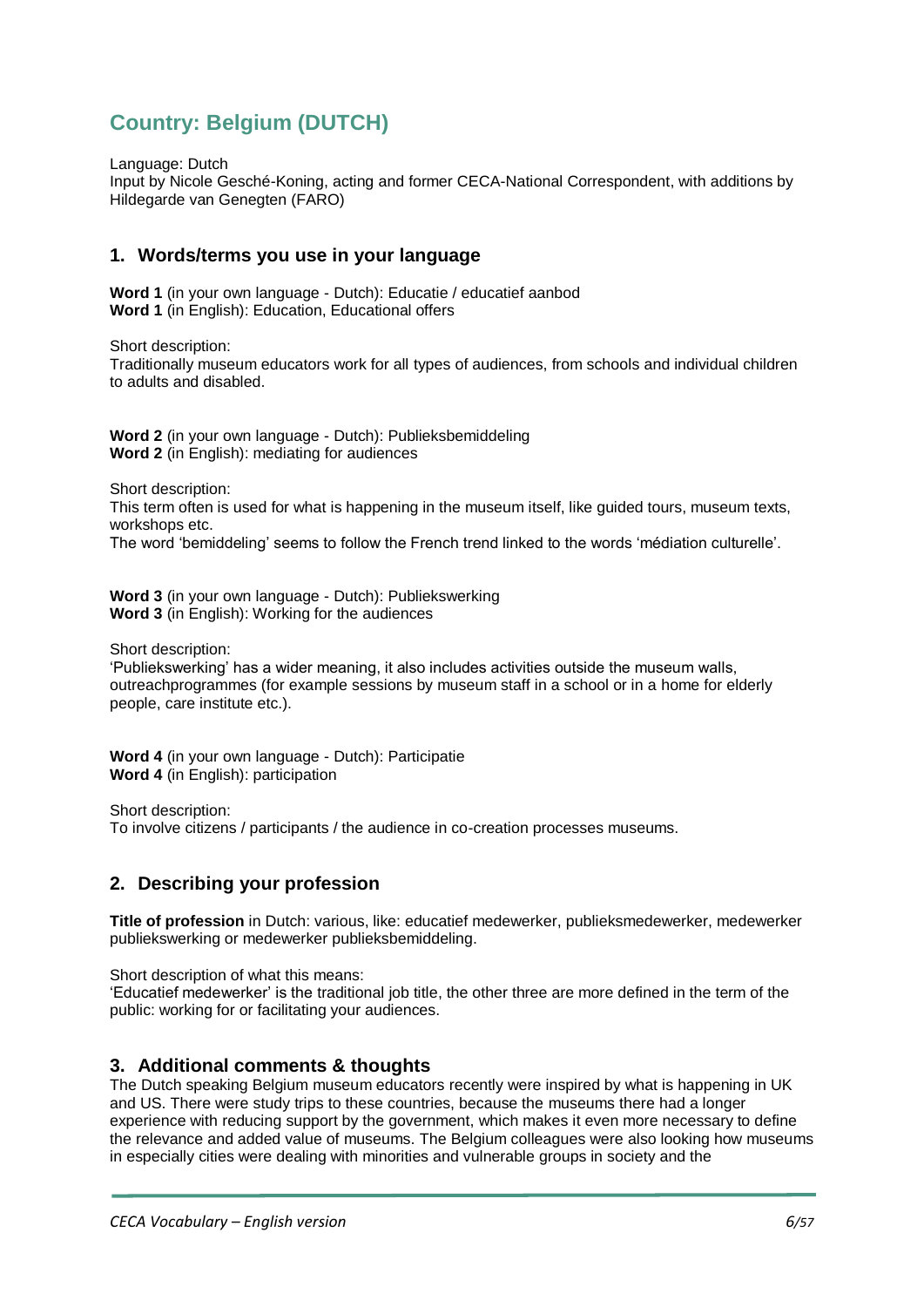# Country: Belgium (DUTCH)

Language: Dutch
Input by Nicole Gesché-Koning, acting and former CECA-National Correspondent, with additions by Hildegarde van Genegten (FARO)

## 1. Words/terms you use in your language

**Word 1** (in your own language - Dutch): Educatie / educatief aanbod
**Word 1** (in English): Education, Educational offers

Short description:
Traditionally museum educators work for all types of audiences, from schools and individual children to adults and disabled.

**Word 2** (in your own language - Dutch): Publieksbemiddeling
**Word 2** (in English): mediating for audiences

Short description:
This term often is used for what is happening in the museum itself, like guided tours, museum texts, workshops etc.
The word 'bemiddeling' seems to follow the French trend linked to the words 'médiation culturelle'.

**Word 3** (in your own language - Dutch): Publiekswerking
**Word 3** (in English): Working for the audiences

Short description:
'Publiekswerking' has a wider meaning, it also includes activities outside the museum walls, outreachprogrammes (for example sessions by museum staff in a school or in a home for elderly people, care institute etc.).

**Word 4** (in your own language - Dutch): Participatie
**Word 4** (in English): participation

Short description:
To involve citizens / participants / the audience in co-creation processes museums.

## 2. Describing your profession

**Title of profession** in Dutch: various, like: educatief medewerker, publieksmedewerker, medewerker publiekswerking or medewerker publieksbemiddeling.

Short description of what this means:
'Educatief medewerker' is the traditional job title, the other three are more defined in the term of the public: working for or facilitating your audiences.

## 3. Additional comments & thoughts

The Dutch speaking Belgium museum educators recently were inspired by what is happening in UK and US. There were study trips to these countries, because the museums there had a longer experience with reducing support by the government, which makes it even more necessary to define the relevance and added value of museums. The Belgium colleagues were also looking how museums in especially cities were dealing with minorities and vulnerable groups in society and the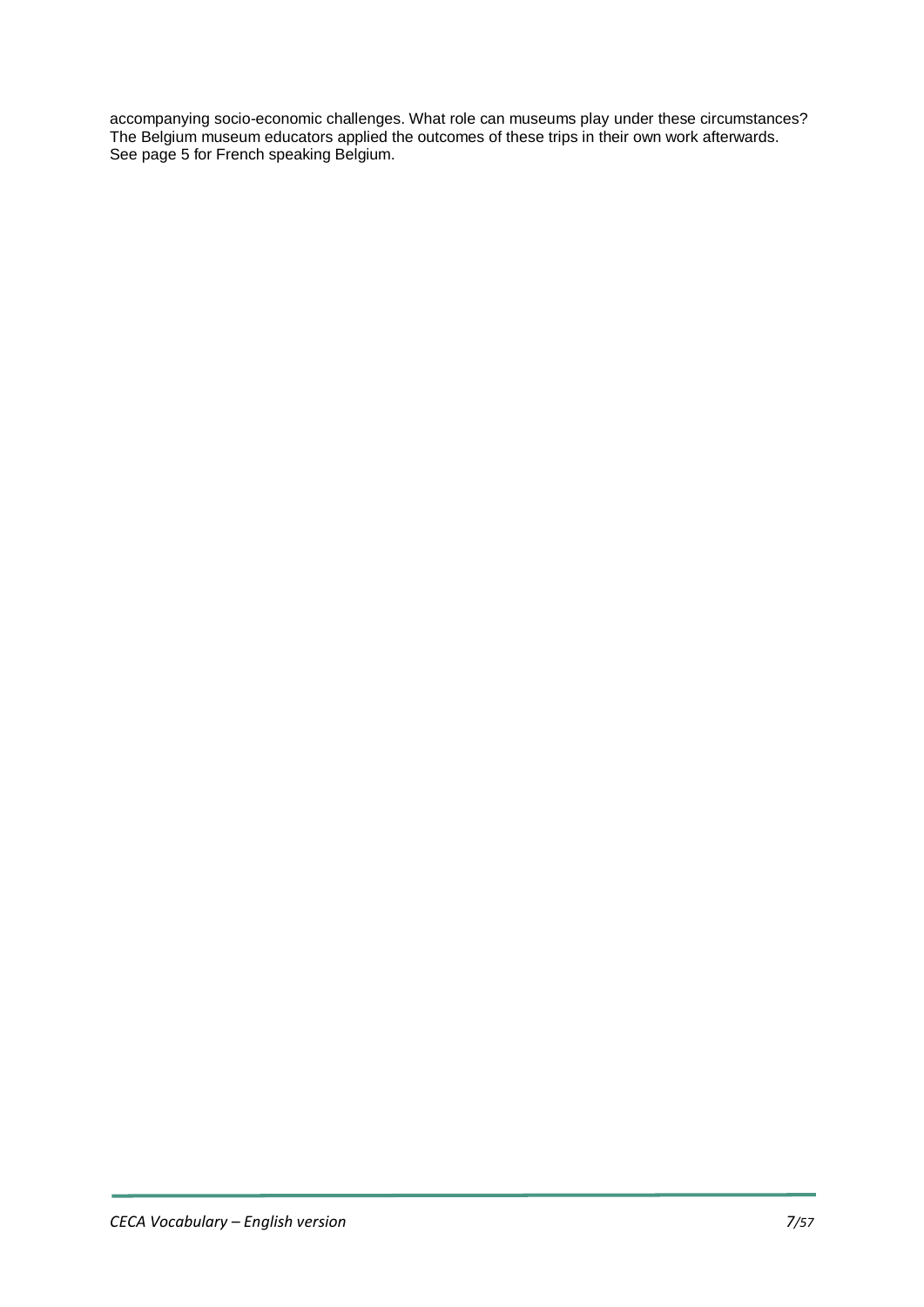accompanying socio-economic challenges. What role can museums play under these circumstances? The Belgium museum educators applied the outcomes of these trips in their own work afterwards. See page 5 for French speaking Belgium.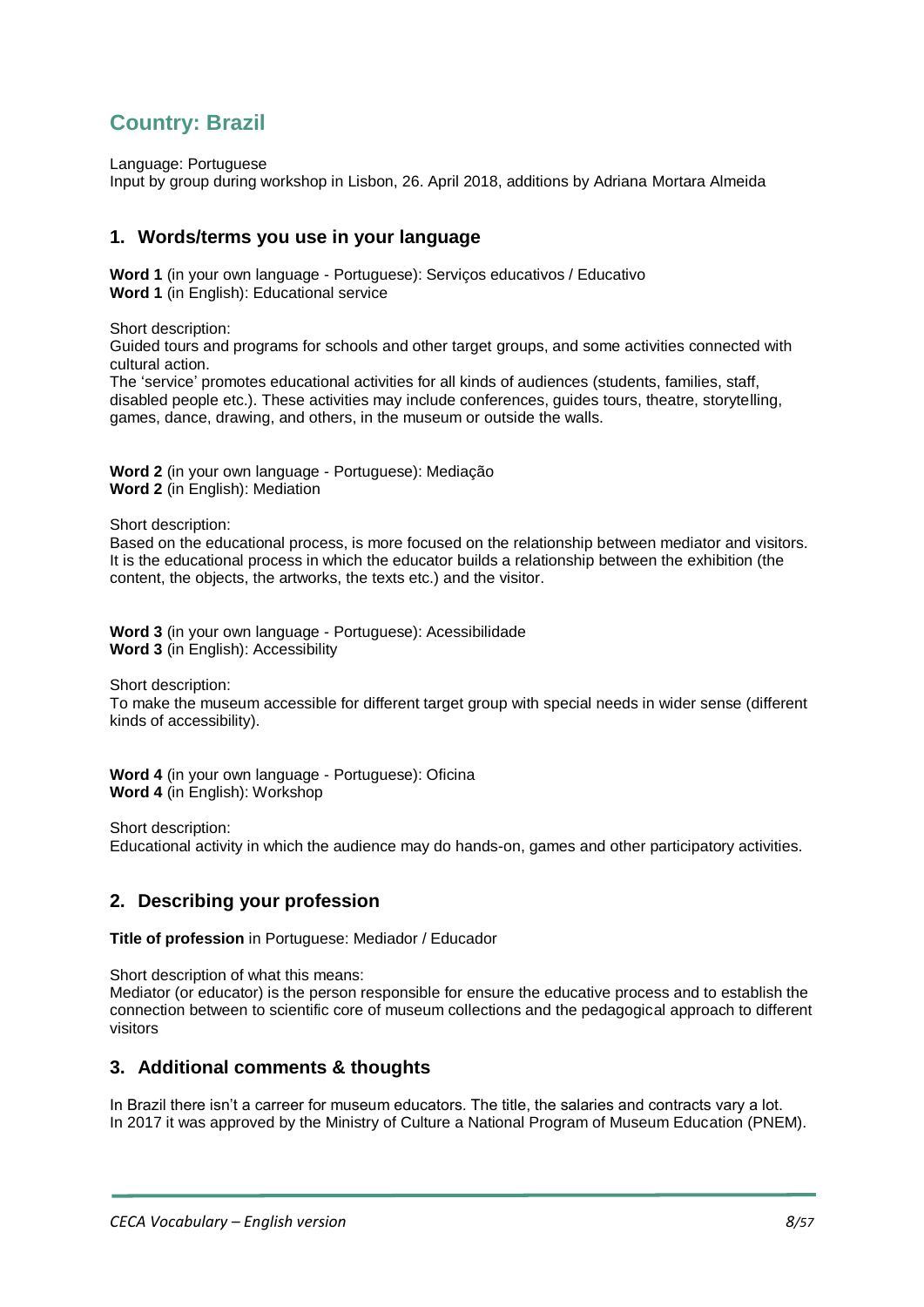## Country: Brazil

Language: Portuguese
Input by group during workshop in Lisbon, 26. April 2018, additions by Adriana Mortara Almeida

### 1. Words/terms you use in your language

**Word 1** (in your own language - Portuguese): Serviços educativos / Educativo
**Word 1** (in English): Educational service

Short description:
Guided tours and programs for schools and other target groups, and some activities connected with cultural action.
The 'service' promotes educational activities for all kinds of audiences (students, families, staff, disabled people etc.). These activities may include conferences, guides tours, theatre, storytelling, games, dance, drawing, and others, in the museum or outside the walls.

**Word 2** (in your own language - Portuguese): Mediação
**Word 2** (in English): Mediation

Short description:
Based on the educational process, is more focused on the relationship between mediator and visitors. It is the educational process in which the educator builds a relationship between the exhibition (the content, the objects, the artworks, the texts etc.) and the visitor.

**Word 3** (in your own language - Portuguese): Acessibilidade
**Word 3** (in English): Accessibility

Short description:
To make the museum accessible for different target group with special needs in wider sense (different kinds of accessibility).

**Word 4** (in your own language - Portuguese): Oficina
**Word 4** (in English): Workshop

Short description:
Educational activity in which the audience may do hands-on, games and other participatory activities.

### 2. Describing your profession

**Title of profession** in Portuguese: Mediador / Educador

Short description of what this means:
Mediator (or educator) is the person responsible for ensure the educative process and to establish the connection between to scientific core of museum collections and the pedagogical approach to different visitors

### 3. Additional comments & thoughts

In Brazil there isn't a carreer for museum educators. The title, the salaries and contracts vary a lot.
In 2017 it was approved by the Ministry of Culture a National Program of Museum Education (PNEM).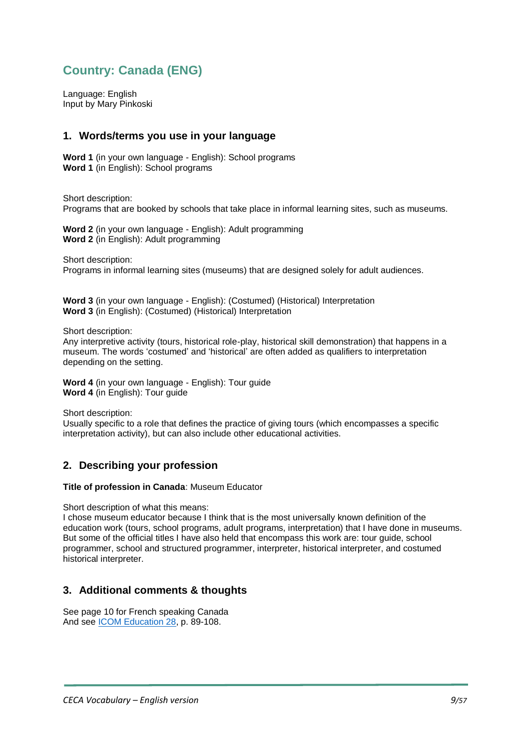# Country: Canada (ENG)

Language: English
Input by Mary Pinkoski

## 1. Words/terms you use in your language

**Word 1** (in your own language - English): School programs
**Word 1** (in English): School programs

Short description:
Programs that are booked by schools that take place in informal learning sites, such as museums.

**Word 2** (in your own language - English): Adult programming
**Word 2** (in English): Adult programming

Short description:
Programs in informal learning sites (museums) that are designed solely for adult audiences.

**Word 3** (in your own language - English): (Costumed) (Historical) Interpretation
**Word 3** (in English): (Costumed) (Historical) Interpretation

Short description:
Any interpretive activity (tours, historical role-play, historical skill demonstration) that happens in a museum. The words 'costumed' and 'historical' are often added as qualifiers to interpretation depending on the setting.

**Word 4** (in your own language - English): Tour guide
**Word 4** (in English): Tour guide

Short description:
Usually specific to a role that defines the practice of giving tours (which encompasses a specific interpretation activity), but can also include other educational activities.

## 2. Describing your profession

**Title of profession in Canada**: Museum Educator

Short description of what this means:
I chose museum educator because I think that is the most universally known definition of the education work (tours, school programs, adult programs, interpretation) that I have done in museums. But some of the official titles I have also held that encompass this work are: tour guide, school programmer, school and structured programmer, interpreter, historical interpreter, and costumed historical interpreter.

## 3. Additional comments & thoughts

See page 10 for French speaking Canada
And see ICOM Education 28, p. 89-108.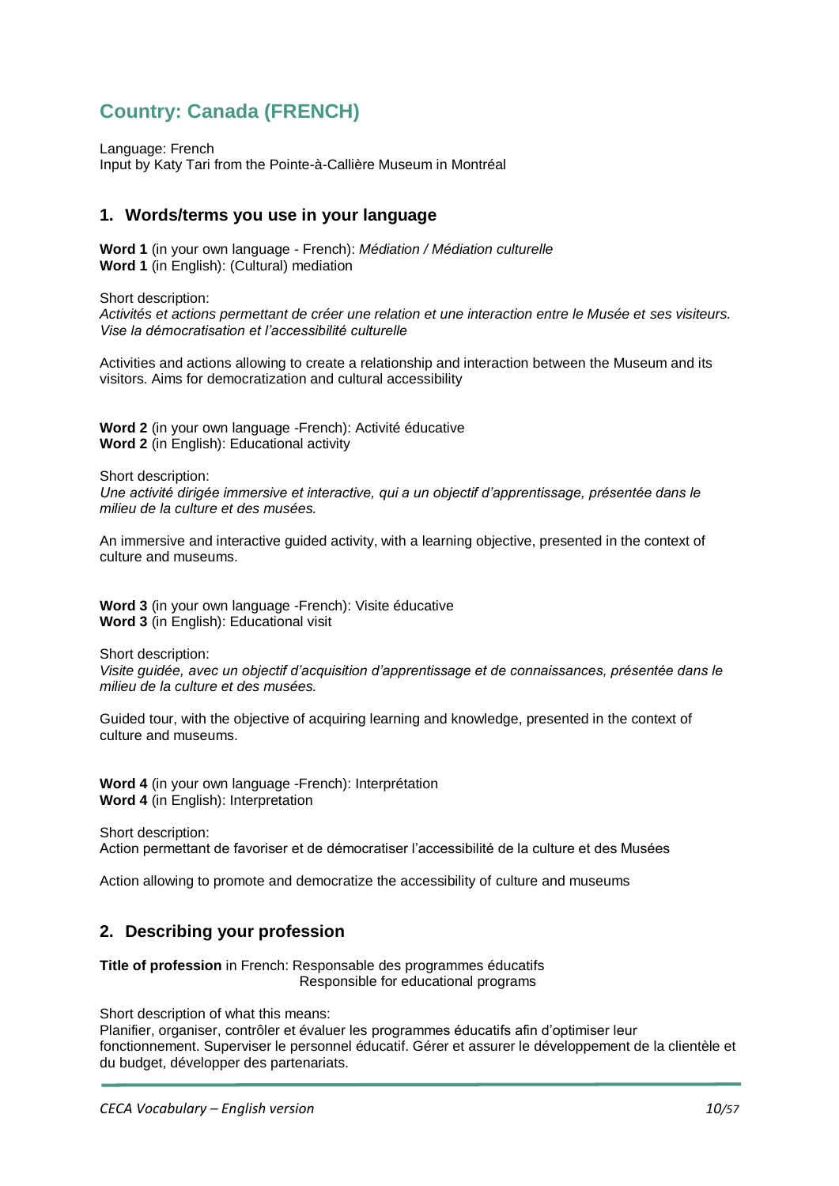## Country: Canada (FRENCH)

Language: French
Input by Katy Tari from the Pointe-à-Callière Museum in Montréal

### 1. Words/terms you use in your language

**Word 1** (in your own language - French): *Médiation / Médiation culturelle*
**Word 1** (in English): (Cultural) mediation

Short description:
*Activités et actions permettant de créer une relation et une interaction entre le Musée et ses visiteurs. Vise la démocratisation et l'accessibilité culturelle*

Activities and actions allowing to create a relationship and interaction between the Museum and its visitors. Aims for democratization and cultural accessibility

**Word 2** (in your own language -French): Activité éducative
**Word 2** (in English): Educational activity

Short description:
*Une activité dirigée immersive et interactive, qui a un objectif d'apprentissage, présentée dans le milieu de la culture et des musées.*

An immersive and interactive guided activity, with a learning objective, presented in the context of culture and museums.

**Word 3** (in your own language -French): Visite éducative
**Word 3** (in English): Educational visit

Short description:
*Visite guidée, avec un objectif d'acquisition d'apprentissage et de connaissances, présentée dans le milieu de la culture et des musées.*

Guided tour, with the objective of acquiring learning and knowledge, presented in the context of culture and museums.

**Word 4** (in your own language -French): Interprétation
**Word 4** (in English): Interpretation

Short description:
Action permettant de favoriser et de démocratiser l'accessibilité de la culture et des Musées

Action allowing to promote and democratize the accessibility of culture and museums

### 2. Describing your profession

**Title of profession** in French: Responsable des programmes éducatifs
Responsible for educational programs

Short description of what this means:
Planifier, organiser, contrôler et évaluer les programmes éducatifs afin d'optimiser leur fonctionnement. Superviser le personnel éducatif. Gérer et assurer le développement de la clientèle et du budget, développer des partenariats.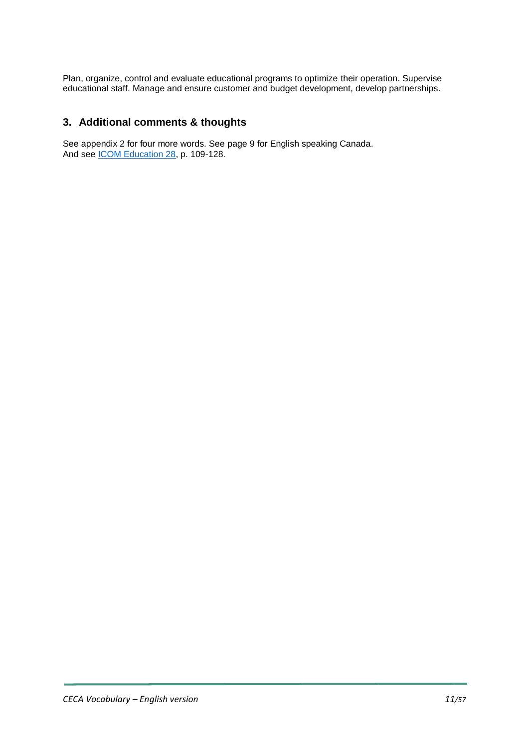Plan, organize, control and evaluate educational programs to optimize their operation. Supervise educational staff. Manage and ensure customer and budget development, develop partnerships.

## 3. Additional comments & thoughts

See appendix 2 for four more words. See page 9 for English speaking Canada.
And see ICOM Education 28, p. 109-128.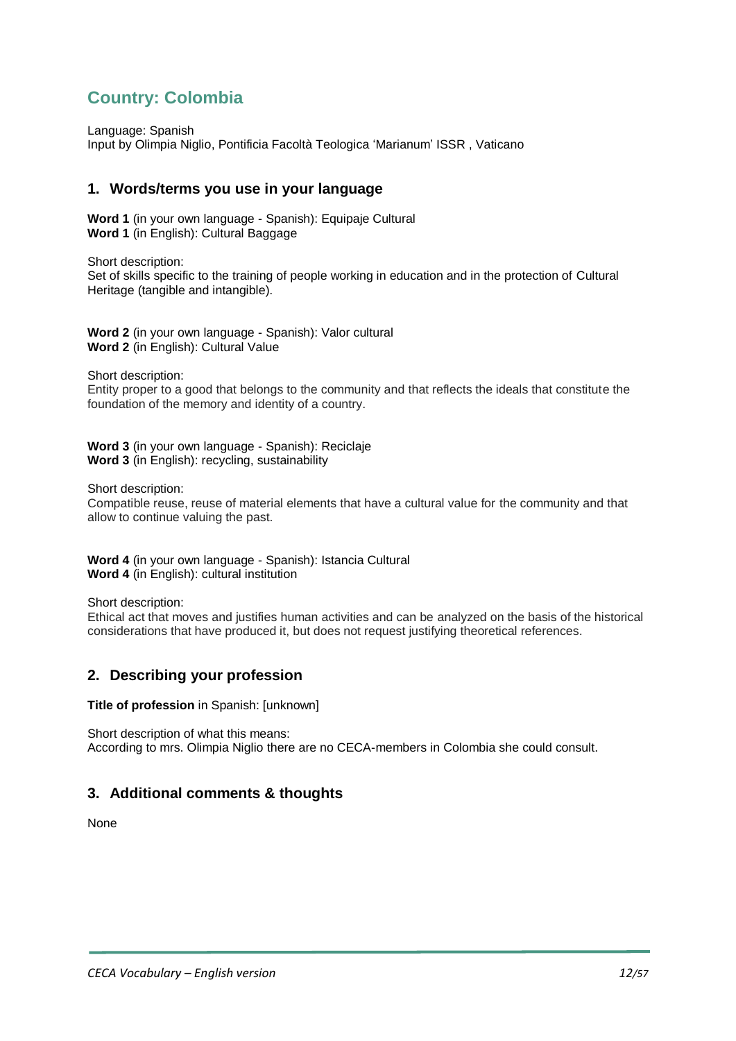# Country: Colombia

Language: Spanish
Input by Olimpia Niglio, Pontificia Facoltà Teologica 'Marianum' ISSR , Vaticano

## 1. Words/terms you use in your language

**Word 1** (in your own language - Spanish): Equipaje Cultural
**Word 1** (in English): Cultural Baggage

Short description:
Set of skills specific to the training of people working in education and in the protection of Cultural Heritage (tangible and intangible).

**Word 2** (in your own language - Spanish): Valor cultural
**Word 2** (in English): Cultural Value

Short description:
Entity proper to a good that belongs to the community and that reflects the ideals that constitute the foundation of the memory and identity of a country.

**Word 3** (in your own language - Spanish): Reciclaje
**Word 3** (in English): recycling, sustainability

Short description:
Compatible reuse, reuse of material elements that have a cultural value for the community and that allow to continue valuing the past.

**Word 4** (in your own language - Spanish): Istancia Cultural
**Word 4** (in English): cultural institution

Short description:
Ethical act that moves and justifies human activities and can be analyzed on the basis of the historical considerations that have produced it, but does not request justifying theoretical references.

## 2. Describing your profession

**Title of profession** in Spanish: [unknown]

Short description of what this means:
According to mrs. Olimpia Niglio there are no CECA-members in Colombia she could consult.

## 3. Additional comments & thoughts

None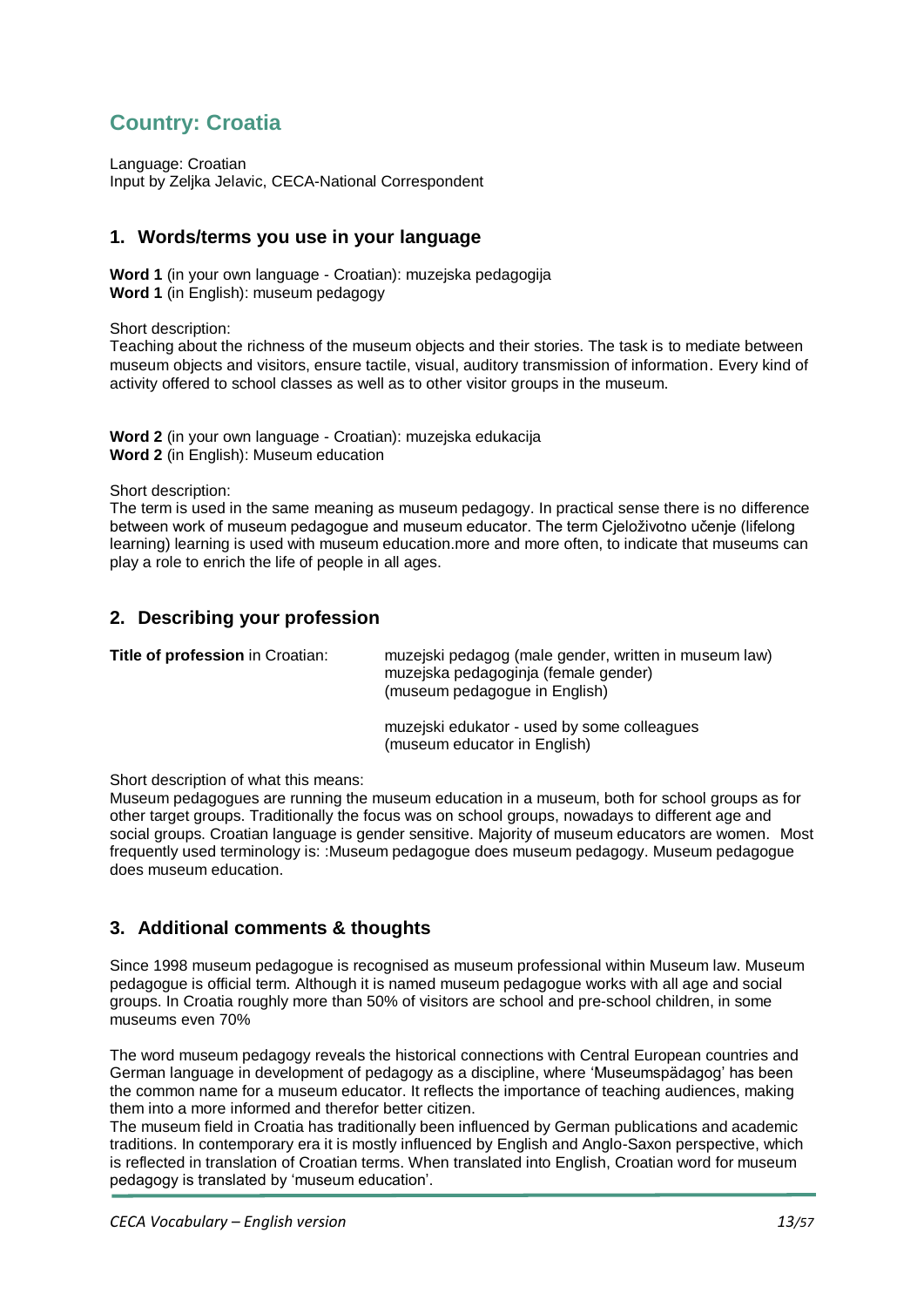## Country: Croatia

Language: Croatian
Input by Zeljka Jelavic, CECA-National Correspondent

### 1. Words/terms you use in your language

**Word 1** (in your own language - Croatian): muzejska pedagogija
**Word 1** (in English): museum pedagogy

Short description:
Teaching about the richness of the museum objects and their stories. The task is to mediate between museum objects and visitors, ensure tactile, visual, auditory transmission of information. Every kind of activity offered to school classes as well as to other visitor groups in the museum.

**Word 2** (in your own language - Croatian): muzejska edukacija
**Word 2** (in English): Museum education

Short description:
The term is used in the same meaning as museum pedagogy. In practical sense there is no difference between work of museum pedagogue and museum educator. The term Cjeloživotno učenje (lifelong learning) learning is used with museum education.more and more often, to indicate that museums can play a role to enrich the life of people in all ages.

### 2. Describing your profession

**Title of profession** in Croatian:

muzejski pedagog (male gender, written in museum law)
muzejska pedagoginja (female gender)
(museum pedagogue in English)

muzejski edukator - used by some colleagues
(museum educator in English)

Short description of what this means:
Museum pedagogues are running the museum education in a museum, both for school groups as for other target groups. Traditionally the focus was on school groups, nowadays to different age and social groups. Croatian language is gender sensitive. Majority of museum educators are women. Most frequently used terminology is: :Museum pedagogue does museum pedagogy. Museum pedagogue does museum education.

### 3. Additional comments & thoughts

Since 1998 museum pedagogue is recognised as museum professional within Museum law. Museum pedagogue is official term. Although it is named museum pedagogue works with all age and social groups. In Croatia roughly more than 50% of visitors are school and pre-school children, in some museums even 70%

The word museum pedagogy reveals the historical connections with Central European countries and German language in development of pedagogy as a discipline, where 'Museumspädagog' has been the common name for a museum educator. It reflects the importance of teaching audiences, making them into a more informed and therefor better citizen.
The museum field in Croatia has traditionally been influenced by German publications and academic traditions. In contemporary era it is mostly influenced by English and Anglo-Saxon perspective, which is reflected in translation of Croatian terms. When translated into English, Croatian word for museum pedagogy is translated by 'museum education'.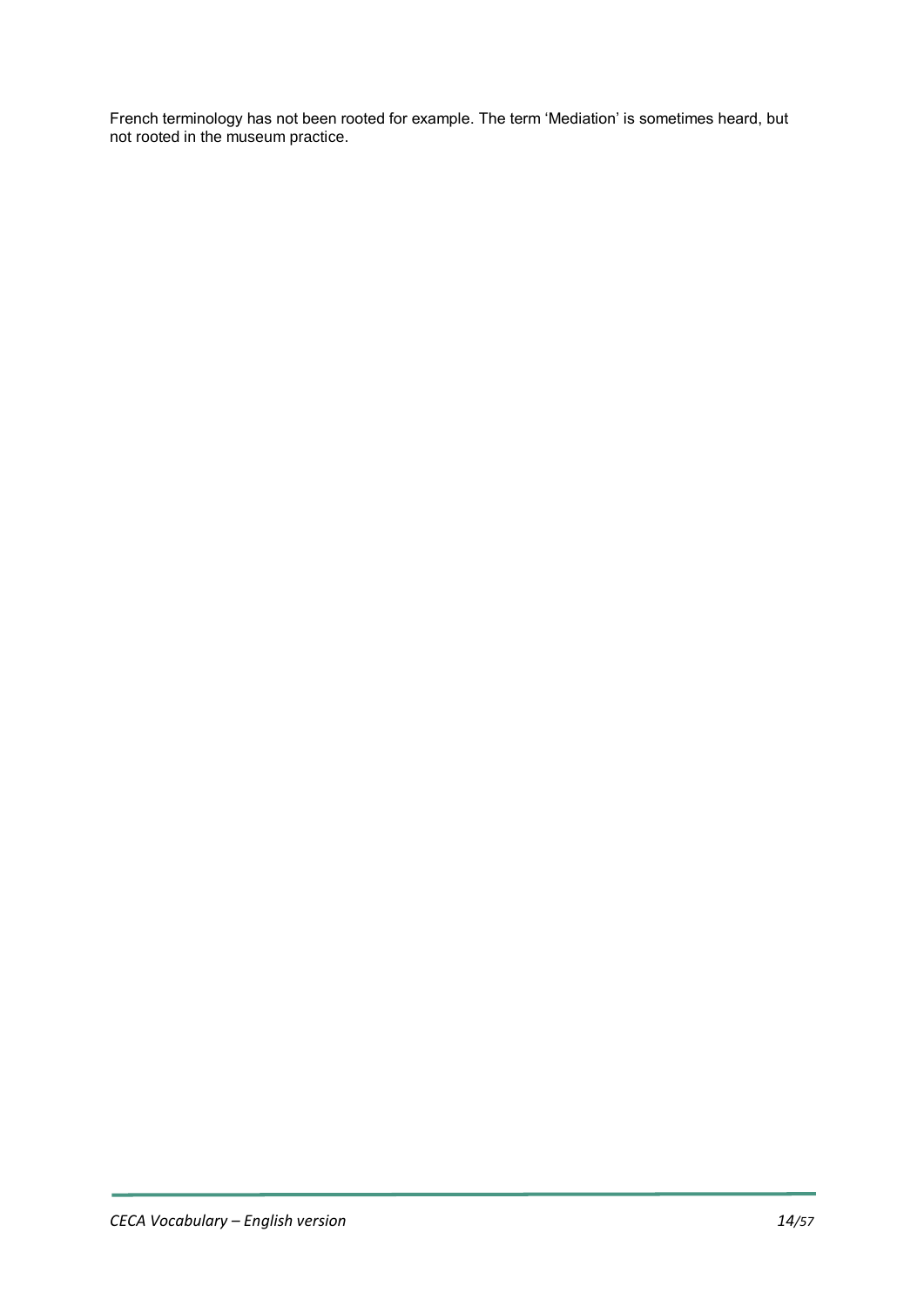French terminology has not been rooted for example. The term ‘Mediation’ is sometimes heard, but not rooted in the museum practice.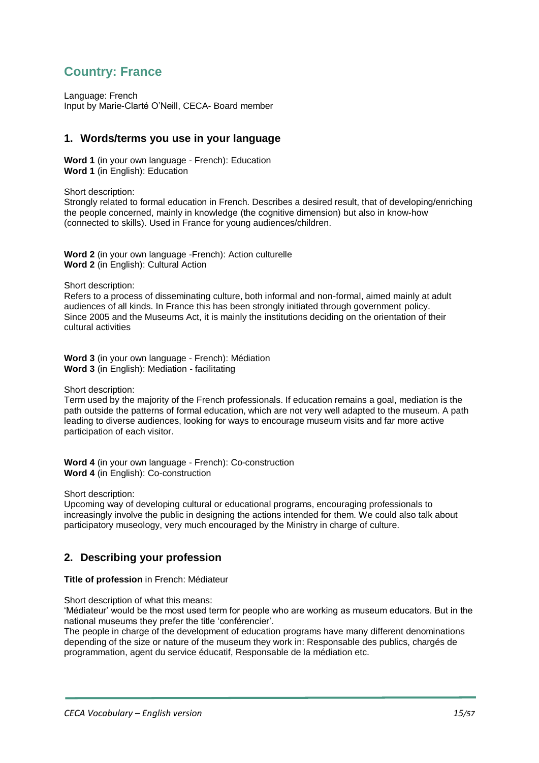## Country: France

Language: French
Input by Marie-Clarté O'Neill, CECA- Board member

### 1. Words/terms you use in your language

**Word 1** (in your own language - French): Education
**Word 1** (in English): Education

Short description:
Strongly related to formal education in French. Describes a desired result, that of developing/enriching the people concerned, mainly in knowledge (the cognitive dimension) but also in know-how (connected to skills). Used in France for young audiences/children.

**Word 2** (in your own language -French): Action culturelle
**Word 2** (in English): Cultural Action

Short description:
Refers to a process of disseminating culture, both informal and non-formal, aimed mainly at adult audiences of all kinds. In France this has been strongly initiated through government policy. Since 2005 and the Museums Act, it is mainly the institutions deciding on the orientation of their cultural activities

**Word 3** (in your own language - French): Médiation
**Word 3** (in English): Mediation - facilitating

Short description:
Term used by the majority of the French professionals. If education remains a goal, mediation is the path outside the patterns of formal education, which are not very well adapted to the museum. A path leading to diverse audiences, looking for ways to encourage museum visits and far more active participation of each visitor.

**Word 4** (in your own language - French): Co-construction
**Word 4** (in English): Co-construction

Short description:
Upcoming way of developing cultural or educational programs, encouraging professionals to increasingly involve the public in designing the actions intended for them. We could also talk about participatory museology, very much encouraged by the Ministry in charge of culture.

### 2. Describing your profession

**Title of profession** in French: Médiateur

Short description of what this means:
'Médiateur' would be the most used term for people who are working as museum educators. But in the national museums they prefer the title 'conférencier'.
The people in charge of the development of education programs have many different denominations depending of the size or nature of the museum they work in: Responsable des publics, chargés de programmation, agent du service éducatif, Responsable de la médiation etc.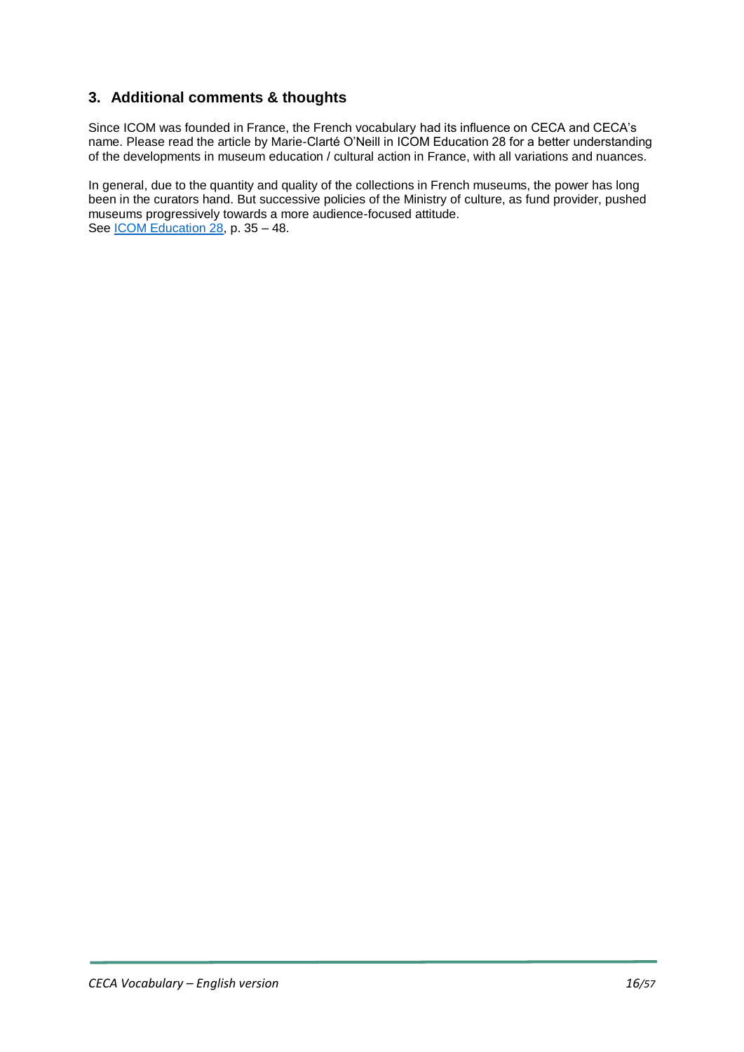## 3. Additional comments & thoughts

Since ICOM was founded in France, the French vocabulary had its influence on CECA and CECA's name. Please read the article by Marie-Clarté O'Neill in ICOM Education 28 for a better understanding of the developments in museum education / cultural action in France, with all variations and nuances.

In general, due to the quantity and quality of the collections in French museums, the power has long been in the curators hand. But successive policies of the Ministry of culture, as fund provider, pushed museums progressively towards a more audience-focused attitude.
See ICOM Education 28, p. 35 – 48.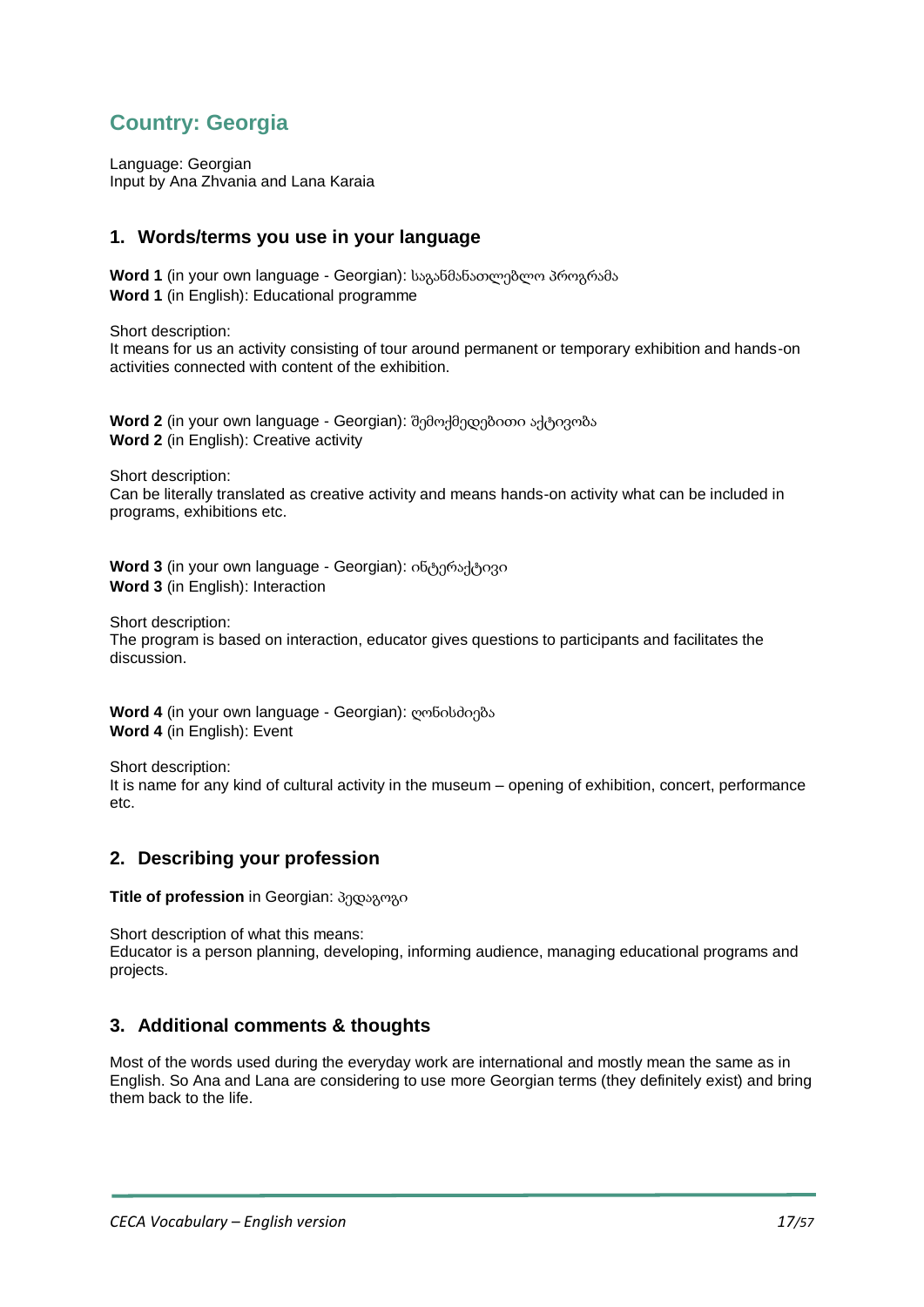## Country: Georgia

Language: Georgian
Input by Ana Zhvania and Lana Karaia

### 1. Words/terms you use in your language

**Word 1** (in your own language - Georgian): საგანმანათლებლო პროგრამა
**Word 1** (in English): Educational programme

Short description:
It means for us an activity consisting of tour around permanent or temporary exhibition and hands-on activities connected with content of the exhibition.

**Word 2** (in your own language - Georgian): შემოქმედებითი აქტივობა
**Word 2** (in English): Creative activity

Short description:
Can be literally translated as creative activity and means hands-on activity what can be included in programs, exhibitions etc.

**Word 3** (in your own language - Georgian): ინტერაქტივი
**Word 3** (in English): Interaction

Short description:
The program is based on interaction, educator gives questions to participants and facilitates the discussion.

**Word 4** (in your own language - Georgian): ღონისძიება
**Word 4** (in English): Event

Short description:
It is name for any kind of cultural activity in the museum – opening of exhibition, concert, performance etc.

### 2. Describing your profession

**Title of profession** in Georgian: პედაგოგი

Short description of what this means:
Educator is a person planning, developing, informing audience, managing educational programs and projects.

### 3. Additional comments & thoughts

Most of the words used during the everyday work are international and mostly mean the same as in English. So Ana and Lana are considering to use more Georgian terms (they definitely exist) and bring them back to the life.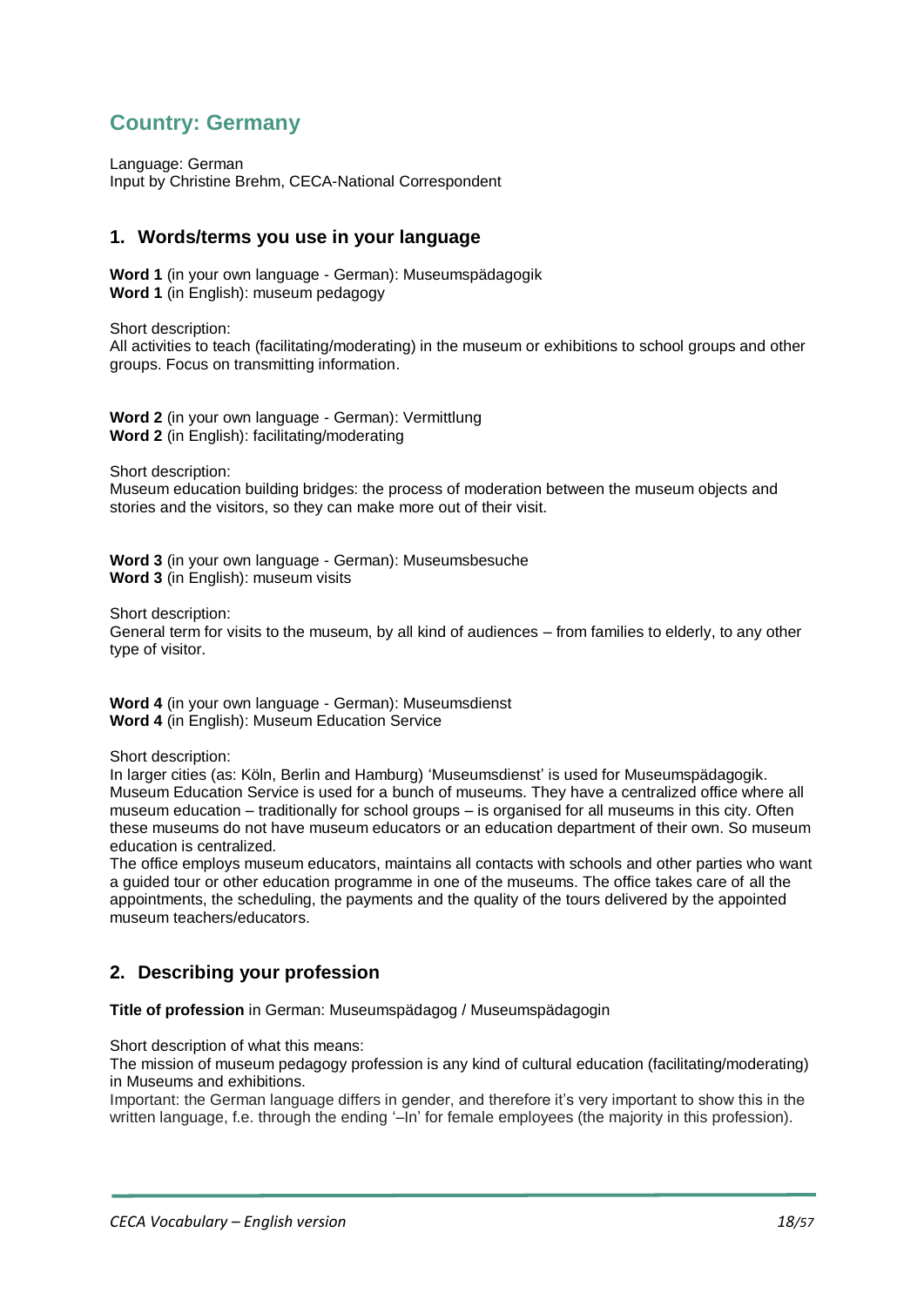# Country: Germany

Language: German
Input by Christine Brehm, CECA-National Correspondent

## 1. Words/terms you use in your language

**Word 1** (in your own language - German): Museumspädagogik
**Word 1** (in English): museum pedagogy

Short description:
All activities to teach (facilitating/moderating) in the museum or exhibitions to school groups and other groups. Focus on transmitting information.

**Word 2** (in your own language - German): Vermittlung
**Word 2** (in English): facilitating/moderating

Short description:
Museum education building bridges: the process of moderation between the museum objects and stories and the visitors, so they can make more out of their visit.

**Word 3** (in your own language - German): Museumsbesuche
**Word 3** (in English): museum visits

Short description:
General term for visits to the museum, by all kind of audiences – from families to elderly, to any other type of visitor.

**Word 4** (in your own language - German): Museumsdienst
**Word 4** (in English): Museum Education Service

Short description:
In larger cities (as: Köln, Berlin and Hamburg) 'Museumsdienst' is used for Museumspädagogik. Museum Education Service is used for a bunch of museums. They have a centralized office where all museum education – traditionally for school groups – is organised for all museums in this city. Often these museums do not have museum educators or an education department of their own. So museum education is centralized.
The office employs museum educators, maintains all contacts with schools and other parties who want a guided tour or other education programme in one of the museums. The office takes care of all the appointments, the scheduling, the payments and the quality of the tours delivered by the appointed museum teachers/educators.

## 2. Describing your profession

**Title of profession** in German: Museumspädagog / Museumspädagogin

Short description of what this means:
The mission of museum pedagogy profession is any kind of cultural education (facilitating/moderating) in Museums and exhibitions.
Important: the German language differs in gender, and therefore it's very important to show this in the written language, f.e. through the ending '–In' for female employees (the majority in this profession).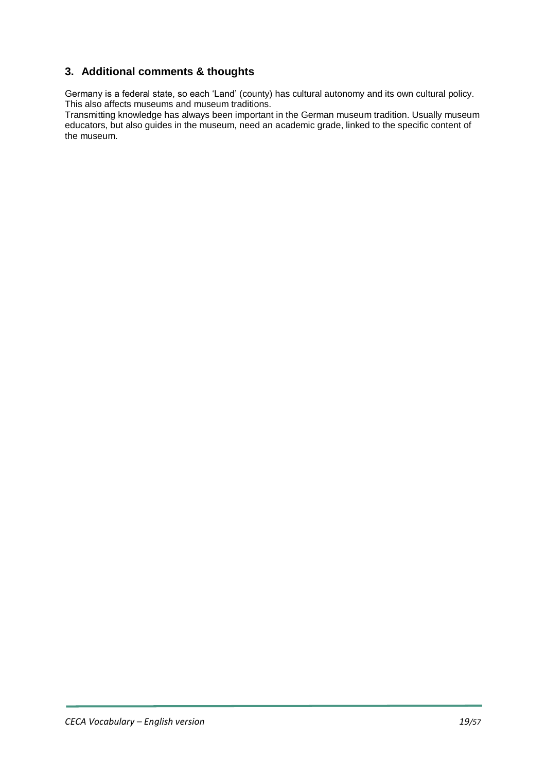## 3. Additional comments & thoughts

Germany is a federal state, so each 'Land' (county) has cultural autonomy and its own cultural policy. This also affects museums and museum traditions.
Transmitting knowledge has always been important in the German museum tradition. Usually museum educators, but also guides in the museum, need an academic grade, linked to the specific content of the museum.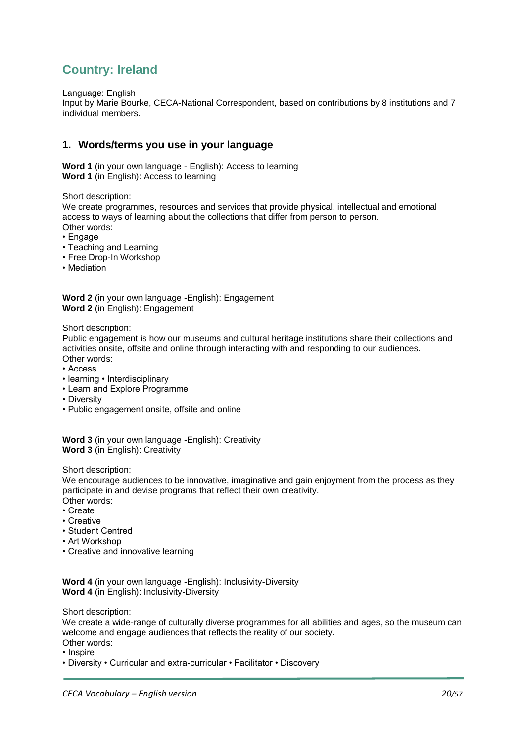## Country: Ireland

Language: English
Input by Marie Bourke, CECA-National Correspondent, based on contributions by 8 institutions and 7 individual members.

### 1. Words/terms you use in your language

**Word 1** (in your own language - English): Access to learning
**Word 1** (in English): Access to learning

Short description:
We create programmes, resources and services that provide physical, intellectual and emotional access to ways of learning about the collections that differ from person to person.
Other words:
• Engage
• Teaching and Learning
• Free Drop-In Workshop
• Mediation

**Word 2** (in your own language -English): Engagement
**Word 2** (in English): Engagement

Short description:
Public engagement is how our museums and cultural heritage institutions share their collections and activities onsite, offsite and online through interacting with and responding to our audiences.
Other words:
• Access
• learning • Interdisciplinary
• Learn and Explore Programme
• Diversity
• Public engagement onsite, offsite and online

**Word 3** (in your own language -English): Creativity
**Word 3** (in English): Creativity

Short description:
We encourage audiences to be innovative, imaginative and gain enjoyment from the process as they participate in and devise programs that reflect their own creativity.
Other words:
• Create
• Creative
• Student Centred
• Art Workshop
• Creative and innovative learning

**Word 4** (in your own language -English): Inclusivity-Diversity
**Word 4** (in English): Inclusivity-Diversity

Short description:
We create a wide-range of culturally diverse programmes for all abilities and ages, so the museum can welcome and engage audiences that reflects the reality of our society.
Other words:
• Inspire
• Diversity • Curricular and extra-curricular • Facilitator • Discovery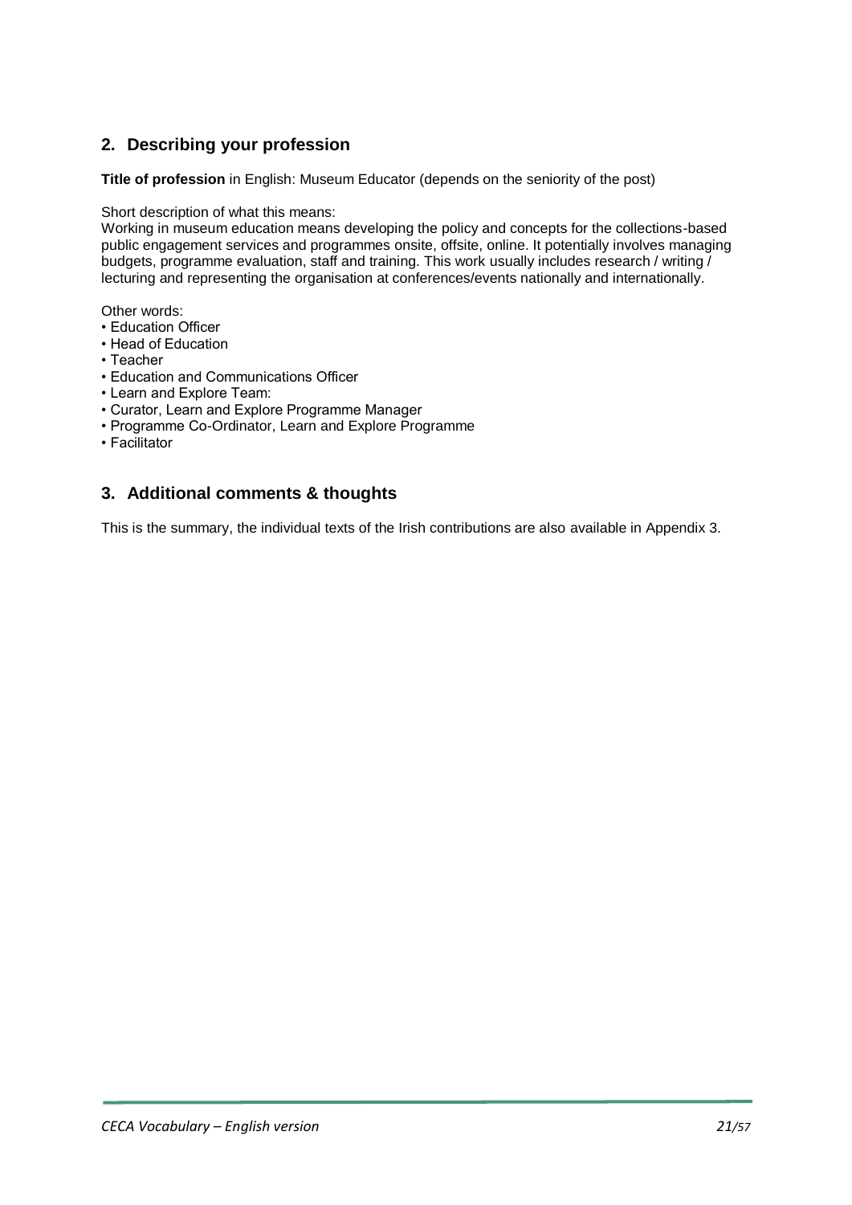## 2. Describing your profession

**Title of profession** in English: Museum Educator (depends on the seniority of the post)

Short description of what this means:
Working in museum education means developing the policy and concepts for the collections-based public engagement services and programmes onsite, offsite, online. It potentially involves managing budgets, programme evaluation, staff and training. This work usually includes research / writing / lecturing and representing the organisation at conferences/events nationally and internationally.

Other words:

- Education Officer
- Head of Education
- Teacher
- Education and Communications Officer
- Learn and Explore Team:
- Curator, Learn and Explore Programme Manager
- Programme Co-Ordinator, Learn and Explore Programme
- Facilitator

## 3. Additional comments & thoughts

This is the summary, the individual texts of the Irish contributions are also available in Appendix 3.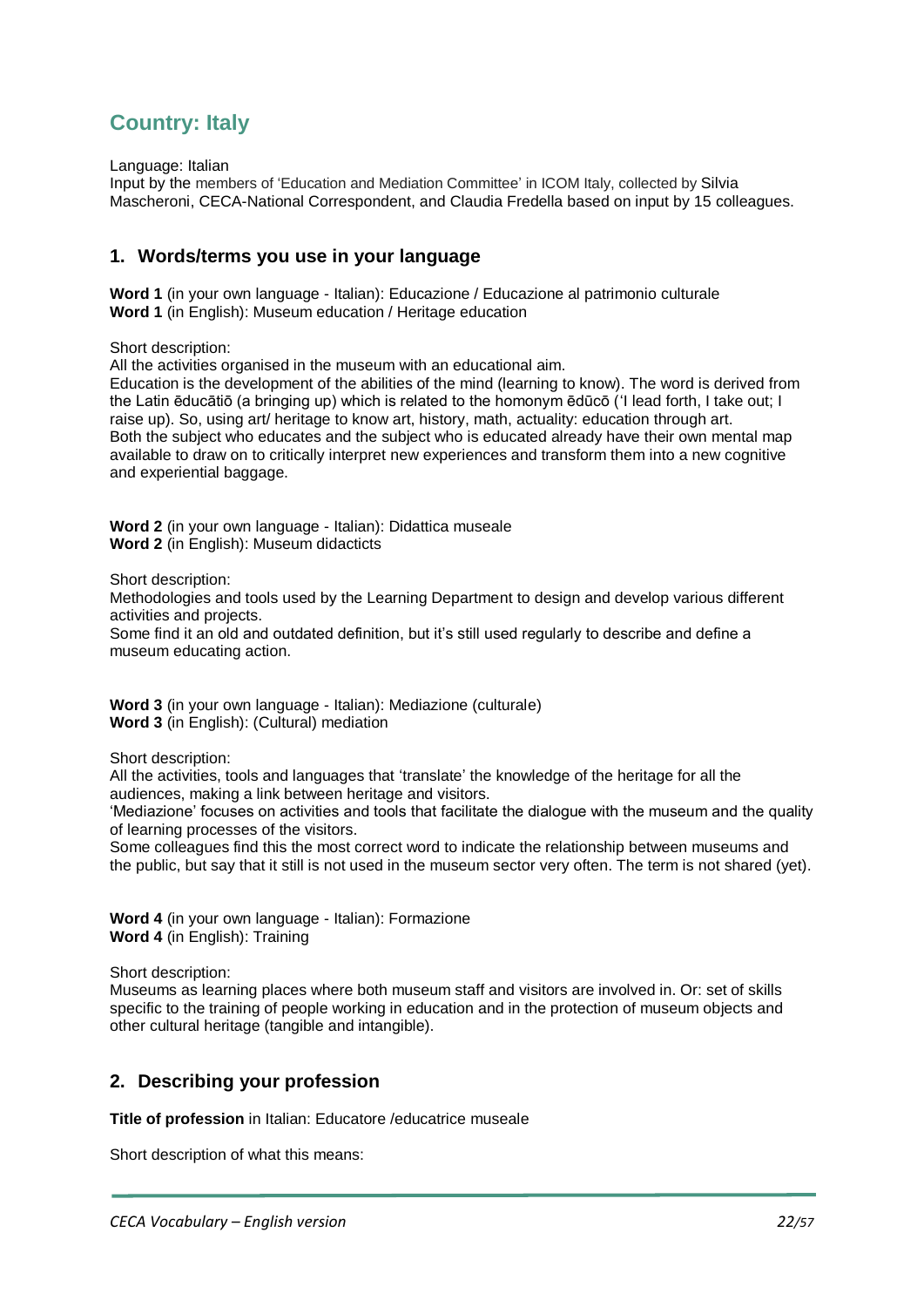## Country: Italy

Language: Italian

Input by the members of 'Education and Mediation Committee' in ICOM Italy, collected by Silvia Mascheroni, CECA-National Correspondent, and Claudia Fredella based on input by 15 colleagues.

### 1. Words/terms you use in your language

**Word 1** (in your own language - Italian): Educazione / Educazione al patrimonio culturale
**Word 1** (in English): Museum education / Heritage education

Short description:
All the activities organised in the museum with an educational aim.
Education is the development of the abilities of the mind (learning to know). The word is derived from the Latin ēducātiō (a bringing up) which is related to the homonym ēdūcō ('I lead forth, I take out; I raise up). So, using art/ heritage to know art, history, math, actuality: education through art.
Both the subject who educates and the subject who is educated already have their own mental map available to draw on to critically interpret new experiences and transform them into a new cognitive and experiential baggage.

**Word 2** (in your own language - Italian): Didattica museale
**Word 2** (in English): Museum didacticts

Short description:
Methodologies and tools used by the Learning Department to design and develop various different activities and projects.
Some find it an old and outdated definition, but it's still used regularly to describe and define a museum educating action.

**Word 3** (in your own language - Italian): Mediazione (culturale)
**Word 3** (in English): (Cultural) mediation

Short description:
All the activities, tools and languages that 'translate' the knowledge of the heritage for all the audiences, making a link between heritage and visitors.
'Mediazione' focuses on activities and tools that facilitate the dialogue with the museum and the quality of learning processes of the visitors.
Some colleagues find this the most correct word to indicate the relationship between museums and the public, but say that it still is not used in the museum sector very often. The term is not shared (yet).

**Word 4** (in your own language - Italian): Formazione
**Word 4** (in English): Training

Short description:
Museums as learning places where both museum staff and visitors are involved in. Or: set of skills specific to the training of people working in education and in the protection of museum objects and other cultural heritage (tangible and intangible).

### 2. Describing your profession

**Title of profession** in Italian: Educatore /educatrice museale

Short description of what this means: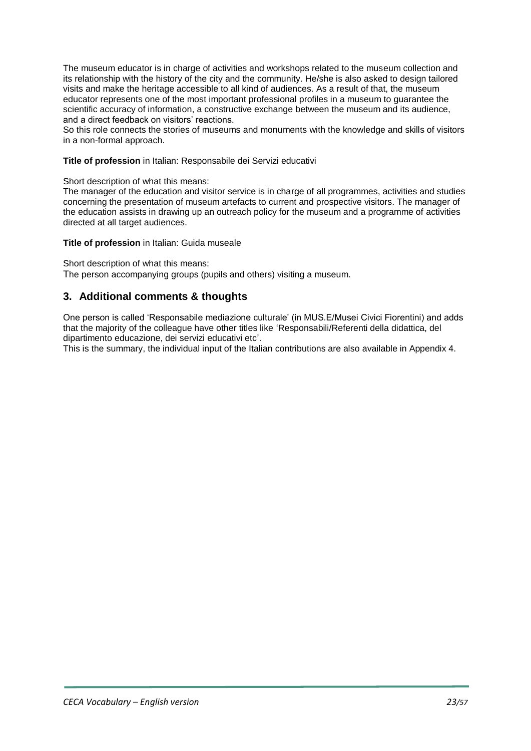The museum educator is in charge of activities and workshops related to the museum collection and its relationship with the history of the city and the community. He/she is also asked to design tailored visits and make the heritage accessible to all kind of audiences. As a result of that, the museum educator represents one of the most important professional profiles in a museum to guarantee the scientific accuracy of information, a constructive exchange between the museum and its audience, and a direct feedback on visitors' reactions.

So this role connects the stories of museums and monuments with the knowledge and skills of visitors in a non-formal approach.

**Title of profession** in Italian: Responsabile dei Servizi educativi

Short description of what this means:

The manager of the education and visitor service is in charge of all programmes, activities and studies concerning the presentation of museum artefacts to current and prospective visitors. The manager of the education assists in drawing up an outreach policy for the museum and a programme of activities directed at all target audiences.

**Title of profession** in Italian: Guida museale

Short description of what this means:

The person accompanying groups (pupils and others) visiting a museum.

## 3. Additional comments & thoughts

One person is called 'Responsabile mediazione culturale' (in MUS.E/Musei Civici Fiorentini) and adds that the majority of the colleague have other titles like 'Responsabili/Referenti della didattica, del dipartimento educazione, dei servizi educativi etc'.

This is the summary, the individual input of the Italian contributions are also available in Appendix 4.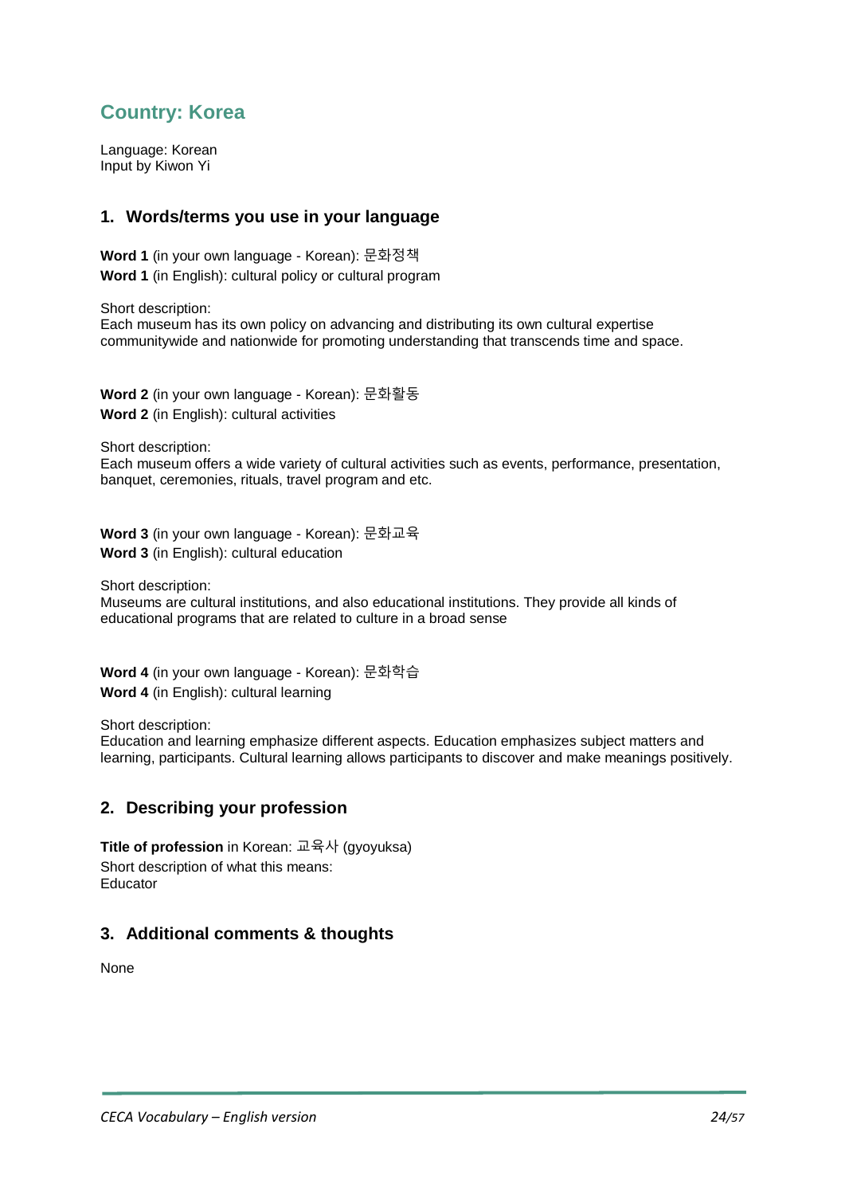## Country: Korea

Language: Korean
Input by Kiwon Yi

### 1. Words/terms you use in your language

**Word 1** (in your own language - Korean): 문화정책
**Word 1** (in English): cultural policy or cultural program

Short description:
Each museum has its own policy on advancing and distributing its own cultural expertise communitywide and nationwide for promoting understanding that transcends time and space.

**Word 2** (in your own language - Korean): 문화활동
**Word 2** (in English): cultural activities

Short description:
Each museum offers a wide variety of cultural activities such as events, performance, presentation, banquet, ceremonies, rituals, travel program and etc.

**Word 3** (in your own language - Korean): 문화교육
**Word 3** (in English): cultural education

Short description:
Museums are cultural institutions, and also educational institutions. They provide all kinds of educational programs that are related to culture in a broad sense

**Word 4** (in your own language - Korean): 문화학습
**Word 4** (in English): cultural learning

Short description:
Education and learning emphasize different aspects. Education emphasizes subject matters and learning, participants. Cultural learning allows participants to discover and make meanings positively.

### 2. Describing your profession

**Title of profession** in Korean: 교육사 (gyoyuksa)
Short description of what this means:
Educator

### 3. Additional comments & thoughts

None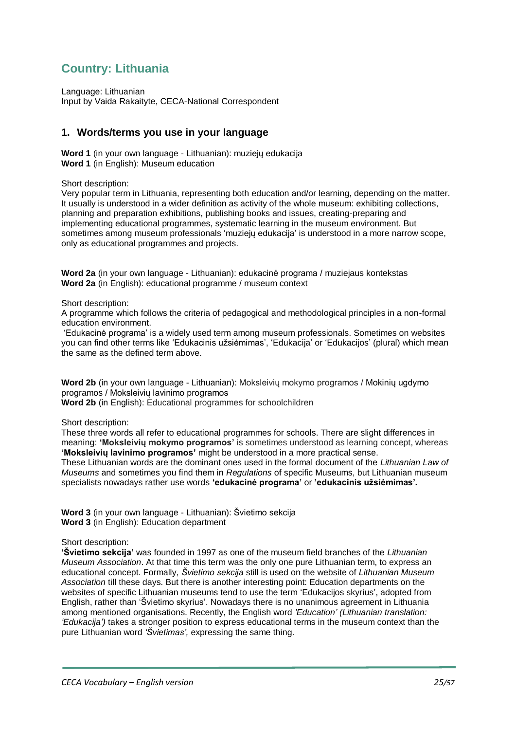## Country: Lithuania

Language: Lithuanian
Input by Vaida Rakaityte, CECA-National Correspondent

### 1. Words/terms you use in your language

**Word 1** (in your own language - Lithuanian): muziejų edukacija
**Word 1** (in English): Museum education

Short description:
Very popular term in Lithuania, representing both education and/or learning, depending on the matter. It usually is understood in a wider definition as activity of the whole museum: exhibiting collections, planning and preparation exhibitions, publishing books and issues, creating-preparing and implementing educational programmes, systematic learning in the museum environment. But sometimes among museum professionals 'muziejų edukacija' is understood in a more narrow scope, only as educational programmes and projects.

**Word 2a** (in your own language - Lithuanian): edukacinė programa / muziejaus kontekstas
**Word 2a** (in English): educational programme / museum context

Short description:
A programme which follows the criteria of pedagogical and methodological principles in a non-formal education environment.
'Edukacinė programa' is a widely used term among museum professionals. Sometimes on websites you can find other terms like 'Edukacinis užsiėmimas', 'Edukacija' or 'Edukacijos' (plural) which mean the same as the defined term above.

**Word 2b** (in your own language - Lithuanian): Moksleivių mokymo programos / Mokinių ugdymo programos / Moksleivių lavinimo programos
**Word 2b** (in English): Educational programmes for schoolchildren

Short description:
These three words all refer to educational programmes for schools. There are slight differences in meaning: **'Moksleivių mokymo programos'** is sometimes understood as learning concept, whereas **'Moksleivių lavinimo programos'** might be understood in a more practical sense.
These Lithuanian words are the dominant ones used in the formal document of the *Lithuanian Law of Museums* and sometimes you find them in *Regulations* of specific Museums, but Lithuanian museum specialists nowadays rather use words **'edukacinė programa'** or **'edukacinis užsiėmimas'.**

**Word 3** (in your own language - Lithuanian): Švietimo sekcija
**Word 3** (in English): Education department

Short description:
**'Švietimo sekcija'** was founded in 1997 as one of the museum field branches of the *Lithuanian Museum Association*. At that time this term was the only one pure Lithuanian term, to express an educational concept. Formally, *Švietimo sekcija* still is used on the website of *Lithuanian Museum Association* till these days. But there is another interesting point: Education departments on the websites of specific Lithuanian museums tend to use the term 'Edukacijos skyrius', adopted from English, rather than 'Švietimo skyrius'. Nowadays there is no unanimous agreement in Lithuania among mentioned organisations. Recently, the English word *'Education' (Lithuanian translation: 'Edukacija')* takes a stronger position to express educational terms in the museum context than the pure Lithuanian word *'Švietimas',* expressing the same thing.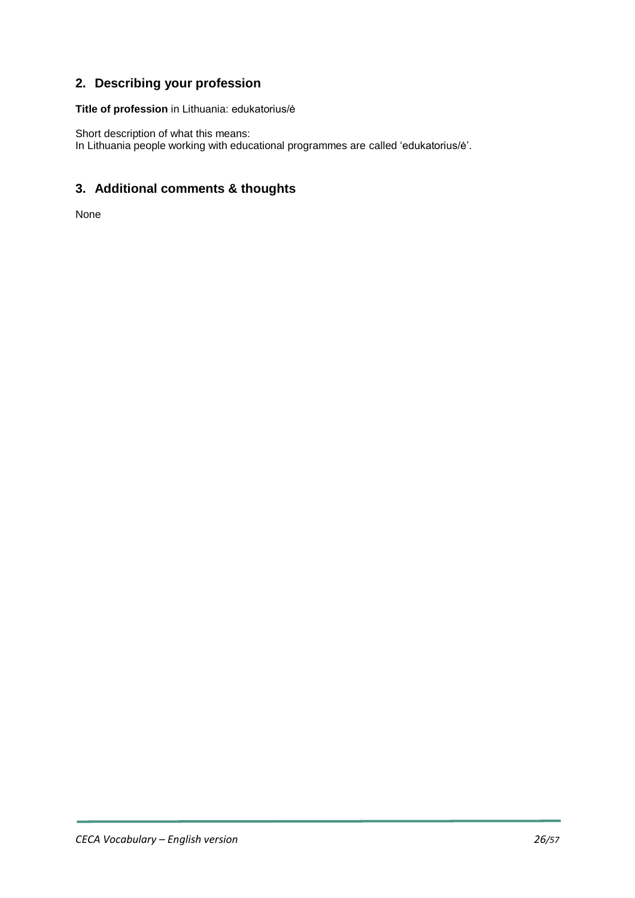## 2. Describing your profession

**Title of profession** in Lithuania: edukatorius/ė

Short description of what this means:
In Lithuania people working with educational programmes are called ‘edukatorius/ė’.

## 3. Additional comments & thoughts

None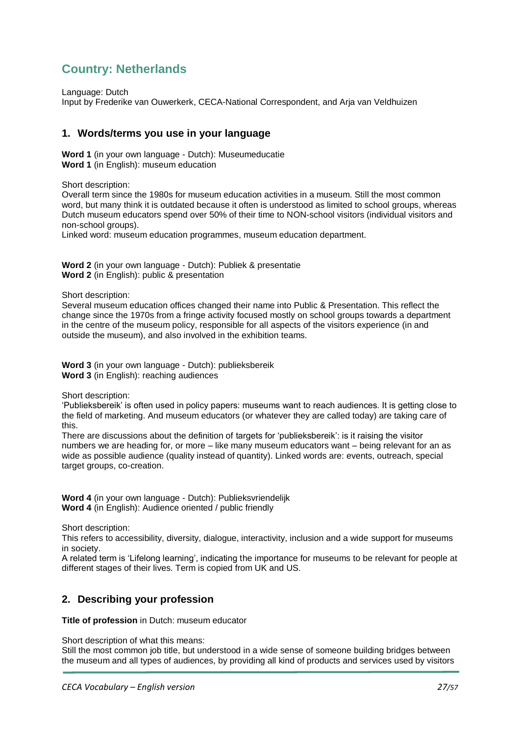## Country: Netherlands

Language: Dutch
Input by Frederike van Ouwerkerk, CECA-National Correspondent, and Arja van Veldhuizen

### 1. Words/terms you use in your language

**Word 1** (in your own language - Dutch): Museumeducatie
**Word 1** (in English): museum education

Short description:
Overall term since the 1980s for museum education activities in a museum. Still the most common word, but many think it is outdated because it often is understood as limited to school groups, whereas Dutch museum educators spend over 50% of their time to NON-school visitors (individual visitors and non-school groups).
Linked word: museum education programmes, museum education department.

**Word 2** (in your own language - Dutch): Publiek & presentatie
**Word 2** (in English): public & presentation

Short description:
Several museum education offices changed their name into Public & Presentation. This reflect the change since the 1970s from a fringe activity focused mostly on school groups towards a department in the centre of the museum policy, responsible for all aspects of the visitors experience (in and outside the museum), and also involved in the exhibition teams.

**Word 3** (in your own language - Dutch): publieksbereik
**Word 3** (in English): reaching audiences

Short description:
'Publieksbereik' is often used in policy papers: museums want to reach audiences. It is getting close to the field of marketing. And museum educators (or whatever they are called today) are taking care of this.
There are discussions about the definition of targets for 'publieksbereik': is it raising the visitor numbers we are heading for, or more – like many museum educators want – being relevant for an as wide as possible audience (quality instead of quantity). Linked words are: events, outreach, special target groups, co-creation.

**Word 4** (in your own language - Dutch): Publieksvriendelijk
**Word 4** (in English): Audience oriented / public friendly

Short description:
This refers to accessibility, diversity, dialogue, interactivity, inclusion and a wide support for museums in society.
A related term is 'Lifelong learning', indicating the importance for museums to be relevant for people at different stages of their lives. Term is copied from UK and US.

### 2. Describing your profession

**Title of profession** in Dutch: museum educator

Short description of what this means:
Still the most common job title, but understood in a wide sense of someone building bridges between the museum and all types of audiences, by providing all kind of products and services used by visitors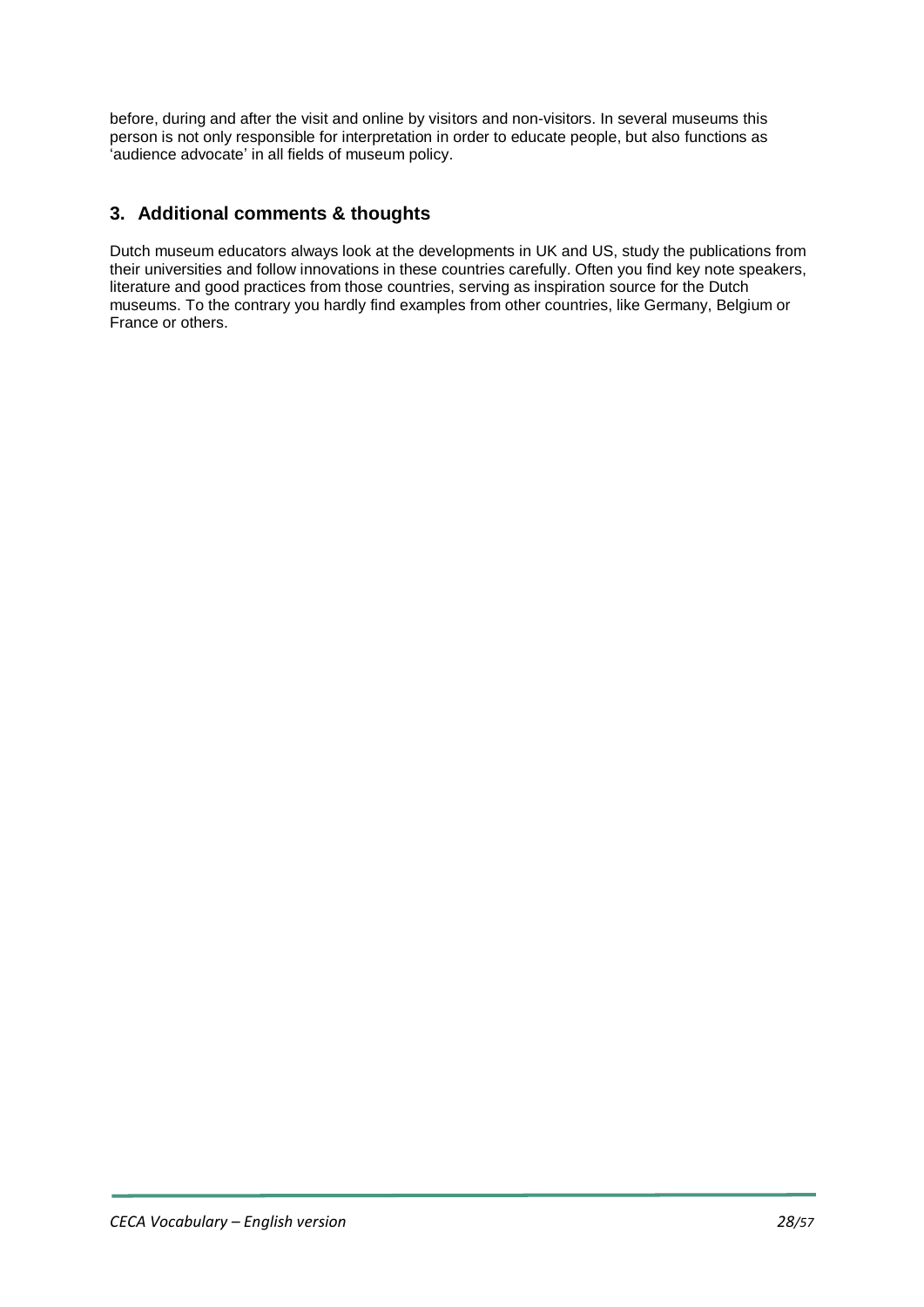before, during and after the visit and online by visitors and non-visitors. In several museums this person is not only responsible for interpretation in order to educate people, but also functions as 'audience advocate' in all fields of museum policy.

## 3. Additional comments & thoughts

Dutch museum educators always look at the developments in UK and US, study the publications from their universities and follow innovations in these countries carefully. Often you find key note speakers, literature and good practices from those countries, serving as inspiration source for the Dutch museums. To the contrary you hardly find examples from other countries, like Germany, Belgium or France or others.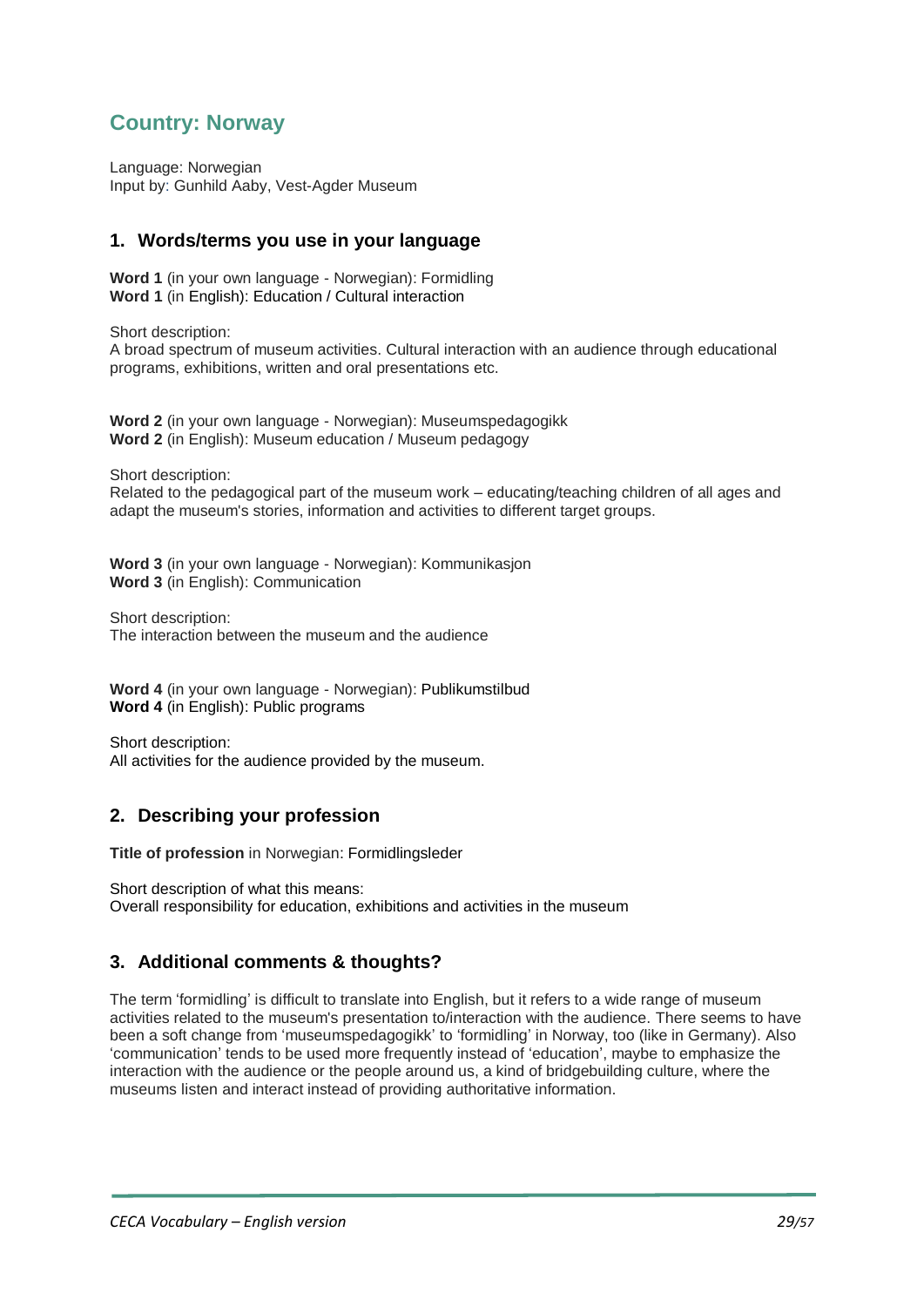## Country: Norway

Language: Norwegian
Input by: Gunhild Aaby, Vest-Agder Museum

### 1. Words/terms you use in your language

**Word 1** (in your own language - Norwegian): Formidling
**Word 1** (in English): Education / Cultural interaction

Short description:
A broad spectrum of museum activities. Cultural interaction with an audience through educational programs, exhibitions, written and oral presentations etc.

**Word 2** (in your own language - Norwegian): Museumspedagogikk
**Word 2** (in English): Museum education / Museum pedagogy

Short description:
Related to the pedagogical part of the museum work – educating/teaching children of all ages and adapt the museum's stories, information and activities to different target groups.

**Word 3** (in your own language - Norwegian): Kommunikasjon
**Word 3** (in English): Communication

Short description:
The interaction between the museum and the audience

**Word 4** (in your own language - Norwegian): Publikumstilbud
**Word 4** (in English): Public programs

Short description:
All activities for the audience provided by the museum.

### 2. Describing your profession

**Title of profession** in Norwegian: Formidlingsleder

Short description of what this means:
Overall responsibility for education, exhibitions and activities in the museum

### 3. Additional comments & thoughts?

The term 'formidling' is difficult to translate into English, but it refers to a wide range of museum activities related to the museum's presentation to/interaction with the audience. There seems to have been a soft change from 'museumspedagogikk' to 'formidling' in Norway, too (like in Germany). Also 'communication' tends to be used more frequently instead of 'education', maybe to emphasize the interaction with the audience or the people around us, a kind of bridgebuilding culture, where the museums listen and interact instead of providing authoritative information.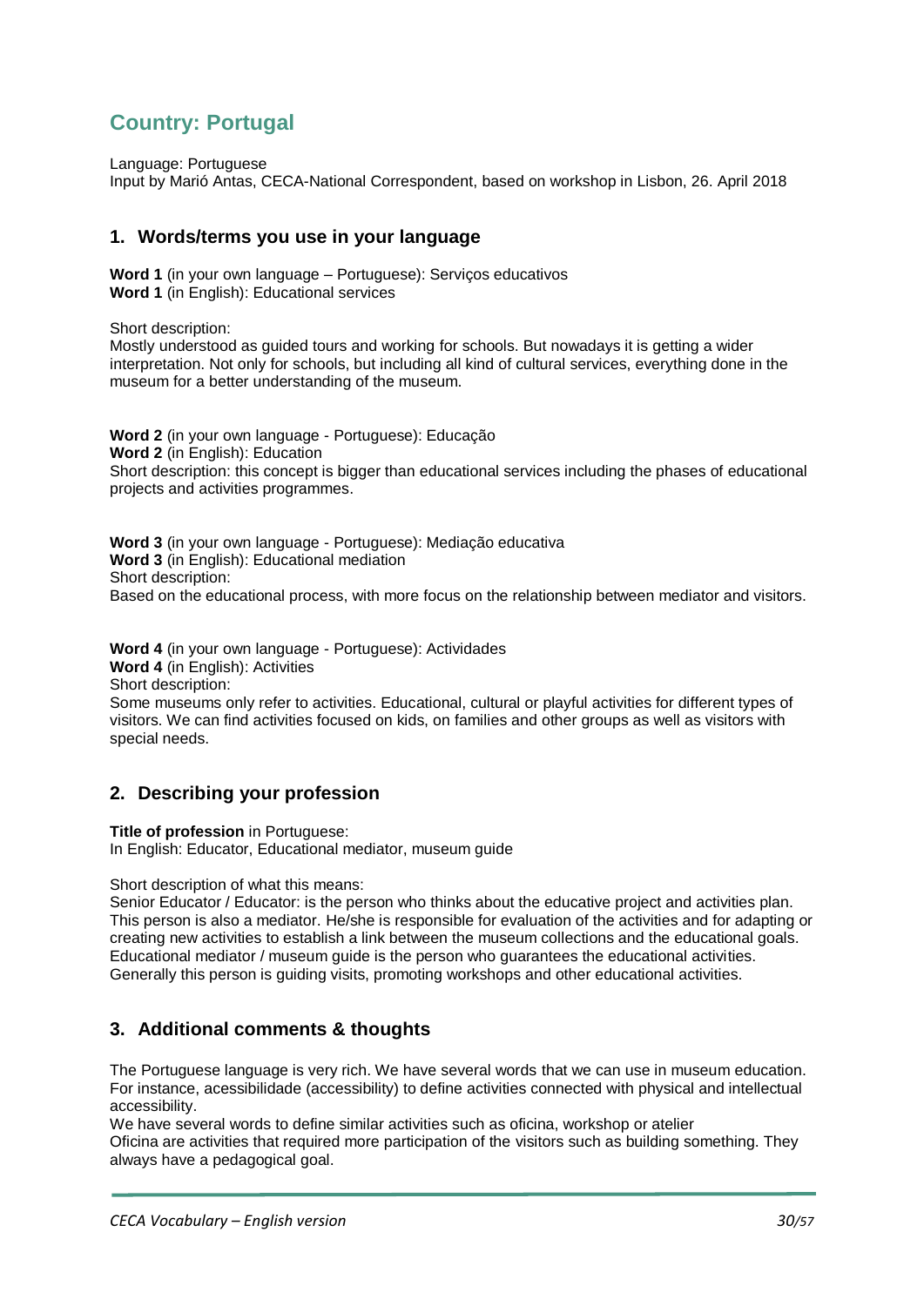## Country: Portugal

Language: Portuguese
Input by Marió Antas, CECA-National Correspondent, based on workshop in Lisbon, 26. April 2018

### 1. Words/terms you use in your language

**Word 1** (in your own language – Portuguese): Serviços educativos
**Word 1** (in English): Educational services

Short description:
Mostly understood as guided tours and working for schools. But nowadays it is getting a wider interpretation. Not only for schools, but including all kind of cultural services, everything done in the museum for a better understanding of the museum.

**Word 2** (in your own language - Portuguese): Educação
**Word 2** (in English): Education
Short description: this concept is bigger than educational services including the phases of educational projects and activities programmes.

**Word 3** (in your own language - Portuguese): Mediação educativa
**Word 3** (in English): Educational mediation
Short description:
Based on the educational process, with more focus on the relationship between mediator and visitors.

**Word 4** (in your own language - Portuguese): Actividades
**Word 4** (in English): Activities
Short description:
Some museums only refer to activities. Educational, cultural or playful activities for different types of visitors. We can find activities focused on kids, on families and other groups as well as visitors with special needs.

### 2. Describing your profession

**Title of profession** in Portuguese:
In English: Educator, Educational mediator, museum guide

Short description of what this means:
Senior Educator / Educator: is the person who thinks about the educative project and activities plan. This person is also a mediator. He/she is responsible for evaluation of the activities and for adapting or creating new activities to establish a link between the museum collections and the educational goals.
Educational mediator / museum guide is the person who guarantees the educational activities. Generally this person is guiding visits, promoting workshops and other educational activities.

### 3. Additional comments & thoughts

The Portuguese language is very rich. We have several words that we can use in museum education. For instance, acessibilidade (accessibility) to define activities connected with physical and intellectual accessibility.
We have several words to define similar activities such as oficina, workshop or atelier
Oficina are activities that required more participation of the visitors such as building something. They always have a pedagogical goal.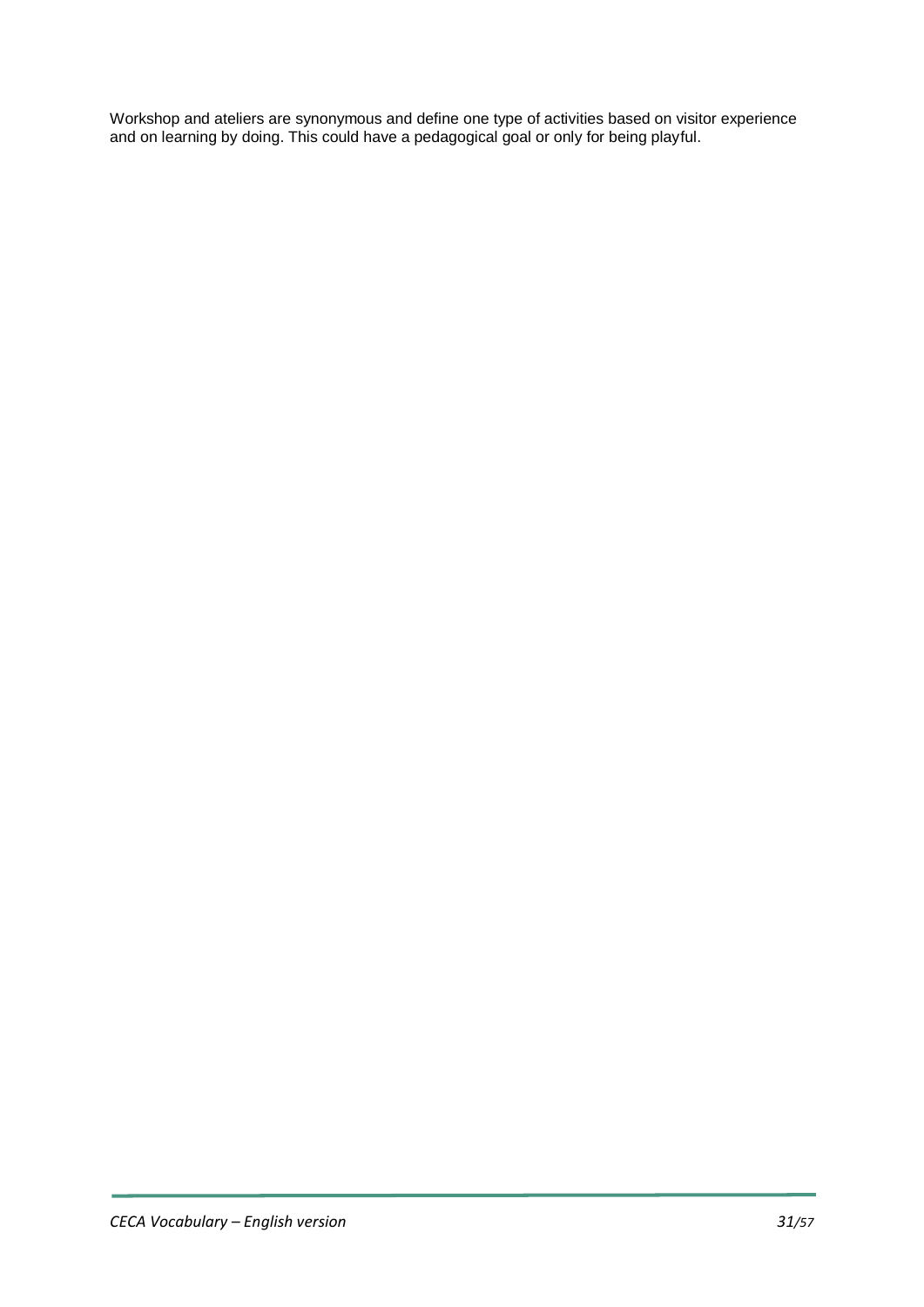Workshop and ateliers are synonymous and define one type of activities based on visitor experience and on learning by doing. This could have a pedagogical goal or only for being playful.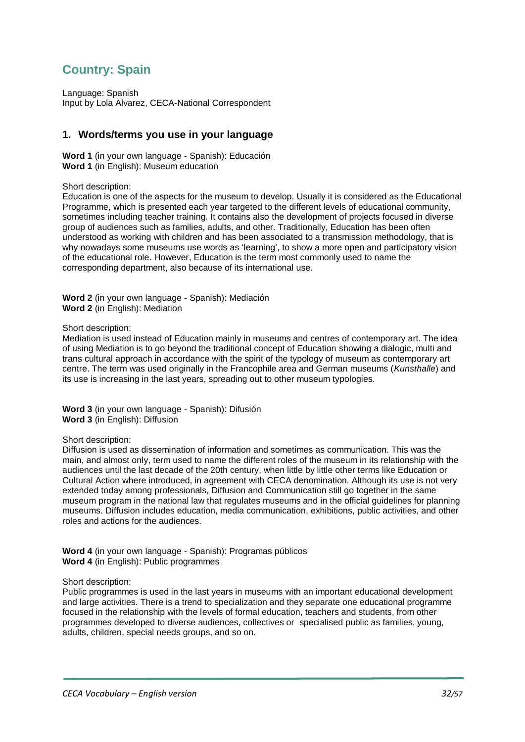## Country: Spain

Language: Spanish
Input by Lola Alvarez, CECA-National Correspondent

### 1. Words/terms you use in your language

**Word 1** (in your own language - Spanish): Educación
**Word 1** (in English): Museum education

Short description:
Education is one of the aspects for the museum to develop. Usually it is considered as the Educational Programme, which is presented each year targeted to the different levels of educational community, sometimes including teacher training. It contains also the development of projects focused in diverse group of audiences such as families, adults, and other. Traditionally, Education has been often understood as working with children and has been associated to a transmission methodology, that is why nowadays some museums use words as 'learning', to show a more open and participatory vision of the educational role. However, Education is the term most commonly used to name the corresponding department, also because of its international use.

**Word 2** (in your own language - Spanish): Mediación
**Word 2** (in English): Mediation

Short description:
Mediation is used instead of Education mainly in museums and centres of contemporary art. The idea of using Mediation is to go beyond the traditional concept of Education showing a dialogic, multi and trans cultural approach in accordance with the spirit of the typology of museum as contemporary art centre. The term was used originally in the Francophile area and German museums (*Kunsthalle*) and its use is increasing in the last years, spreading out to other museum typologies.

**Word 3** (in your own language - Spanish): Difusión
**Word 3** (in English): Diffusion

Short description:
Diffusion is used as dissemination of information and sometimes as communication. This was the main, and almost only, term used to name the different roles of the museum in its relationship with the audiences until the last decade of the 20th century, when little by little other terms like Education or Cultural Action where introduced, in agreement with CECA denomination. Although its use is not very extended today among professionals, Diffusion and Communication still go together in the same museum program in the national law that regulates museums and in the official guidelines for planning museums. Diffusion includes education, media communication, exhibitions, public activities, and other roles and actions for the audiences.

**Word 4** (in your own language - Spanish): Programas públicos
**Word 4** (in English): Public programmes

Short description:
Public programmes is used in the last years in museums with an important educational development and large activities. There is a trend to specialization and they separate one educational programme focused in the relationship with the levels of formal education, teachers and students, from other programmes developed to diverse audiences, collectives or specialised public as families, young, adults, children, special needs groups, and so on.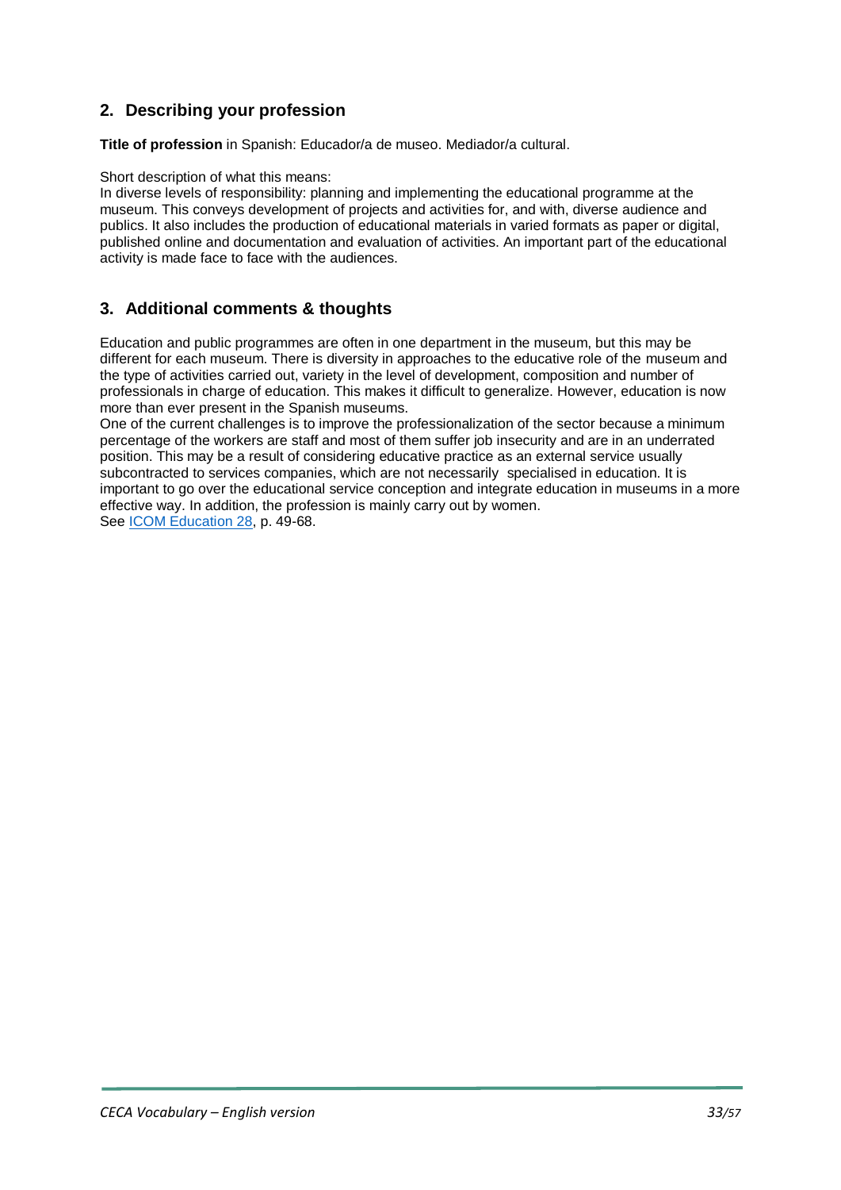## 2. Describing your profession

**Title of profession** in Spanish: Educador/a de museo. Mediador/a cultural.

Short description of what this means:
In diverse levels of responsibility: planning and implementing the educational programme at the museum. This conveys development of projects and activities for, and with, diverse audience and publics. It also includes the production of educational materials in varied formats as paper or digital, published online and documentation and evaluation of activities. An important part of the educational activity is made face to face with the audiences.

## 3. Additional comments & thoughts

Education and public programmes are often in one department in the museum, but this may be different for each museum. There is diversity in approaches to the educative role of the museum and the type of activities carried out, variety in the level of development, composition and number of professionals in charge of education. This makes it difficult to generalize. However, education is now more than ever present in the Spanish museums.
One of the current challenges is to improve the professionalization of the sector because a minimum percentage of the workers are staff and most of them suffer job insecurity and are in an underrated position. This may be a result of considering educative practice as an external service usually subcontracted to services companies, which are not necessarily specialised in education. It is important to go over the educational service conception and integrate education in museums in a more effective way. In addition, the profession is mainly carry out by women.
See [ICOM Education 28](), p. 49-68.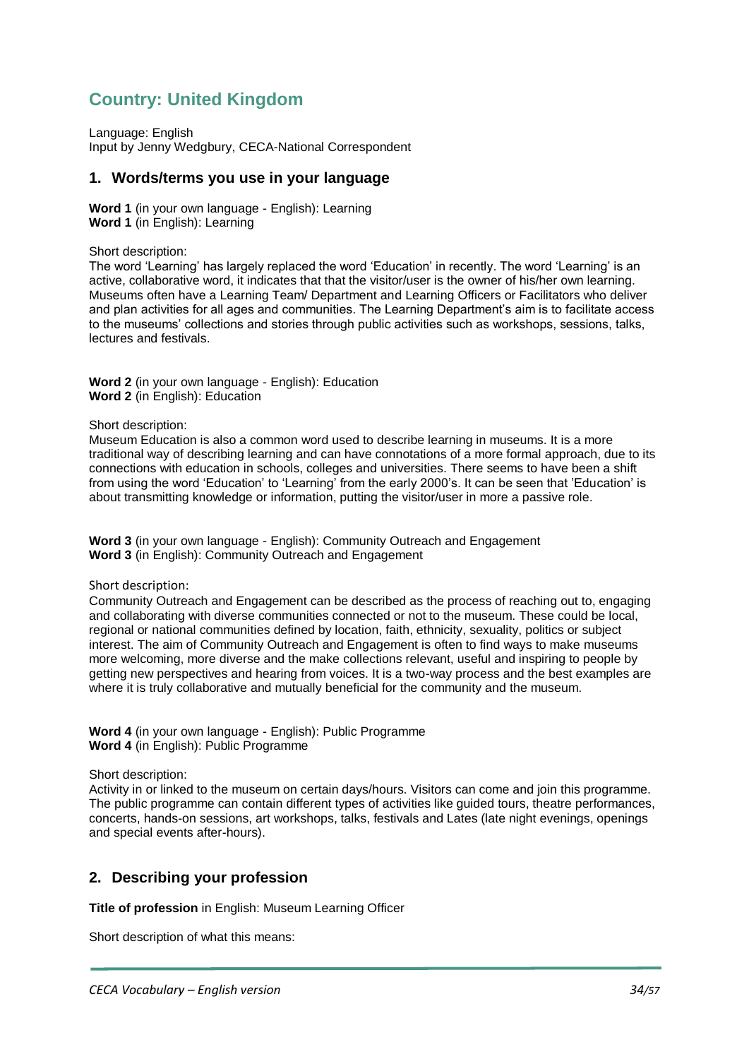## Country: United Kingdom

Language: English
Input by Jenny Wedgbury, CECA-National Correspondent

### 1. Words/terms you use in your language

**Word 1** (in your own language - English): Learning
**Word 1** (in English): Learning

Short description:
The word 'Learning' has largely replaced the word 'Education' in recently. The word 'Learning' is an active, collaborative word, it indicates that that the visitor/user is the owner of his/her own learning. Museums often have a Learning Team/ Department and Learning Officers or Facilitators who deliver and plan activities for all ages and communities. The Learning Department's aim is to facilitate access to the museums' collections and stories through public activities such as workshops, sessions, talks, lectures and festivals.

**Word 2** (in your own language - English): Education
**Word 2** (in English): Education

Short description:
Museum Education is also a common word used to describe learning in museums. It is a more traditional way of describing learning and can have connotations of a more formal approach, due to its connections with education in schools, colleges and universities. There seems to have been a shift from using the word 'Education' to 'Learning' from the early 2000's. It can be seen that 'Education' is about transmitting knowledge or information, putting the visitor/user in more a passive role.

**Word 3** (in your own language - English): Community Outreach and Engagement
**Word 3** (in English): Community Outreach and Engagement

Short description:
Community Outreach and Engagement can be described as the process of reaching out to, engaging and collaborating with diverse communities connected or not to the museum. These could be local, regional or national communities defined by location, faith, ethnicity, sexuality, politics or subject interest. The aim of Community Outreach and Engagement is often to find ways to make museums more welcoming, more diverse and the make collections relevant, useful and inspiring to people by getting new perspectives and hearing from voices. It is a two-way process and the best examples are where it is truly collaborative and mutually beneficial for the community and the museum.

**Word 4** (in your own language - English): Public Programme
**Word 4** (in English): Public Programme

Short description:
Activity in or linked to the museum on certain days/hours. Visitors can come and join this programme. The public programme can contain different types of activities like guided tours, theatre performances, concerts, hands-on sessions, art workshops, talks, festivals and Lates (late night evenings, openings and special events after-hours).

### 2. Describing your profession

**Title of profession** in English: Museum Learning Officer

Short description of what this means: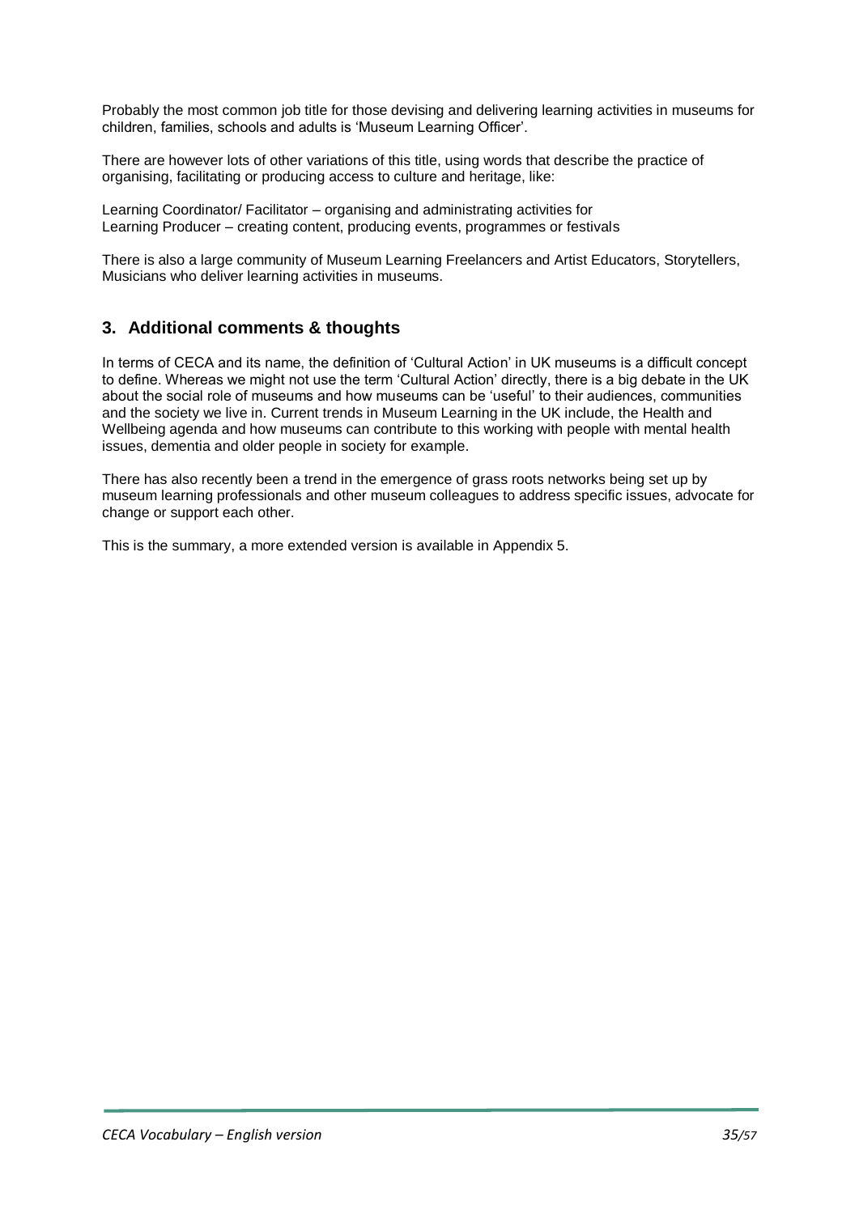Probably the most common job title for those devising and delivering learning activities in museums for children, families, schools and adults is 'Museum Learning Officer'.

There are however lots of other variations of this title, using words that describe the practice of organising, facilitating or producing access to culture and heritage, like:

Learning Coordinator/ Facilitator – organising and administrating activities for
Learning Producer – creating content, producing events, programmes or festivals

There is also a large community of Museum Learning Freelancers and Artist Educators, Storytellers, Musicians who deliver learning activities in museums.

## 3. Additional comments & thoughts

In terms of CECA and its name, the definition of 'Cultural Action' in UK museums is a difficult concept to define. Whereas we might not use the term 'Cultural Action' directly, there is a big debate in the UK about the social role of museums and how museums can be 'useful' to their audiences, communities and the society we live in. Current trends in Museum Learning in the UK include, the Health and Wellbeing agenda and how museums can contribute to this working with people with mental health issues, dementia and older people in society for example.

There has also recently been a trend in the emergence of grass roots networks being set up by museum learning professionals and other museum colleagues to address specific issues, advocate for change or support each other.

This is the summary, a more extended version is available in Appendix 5.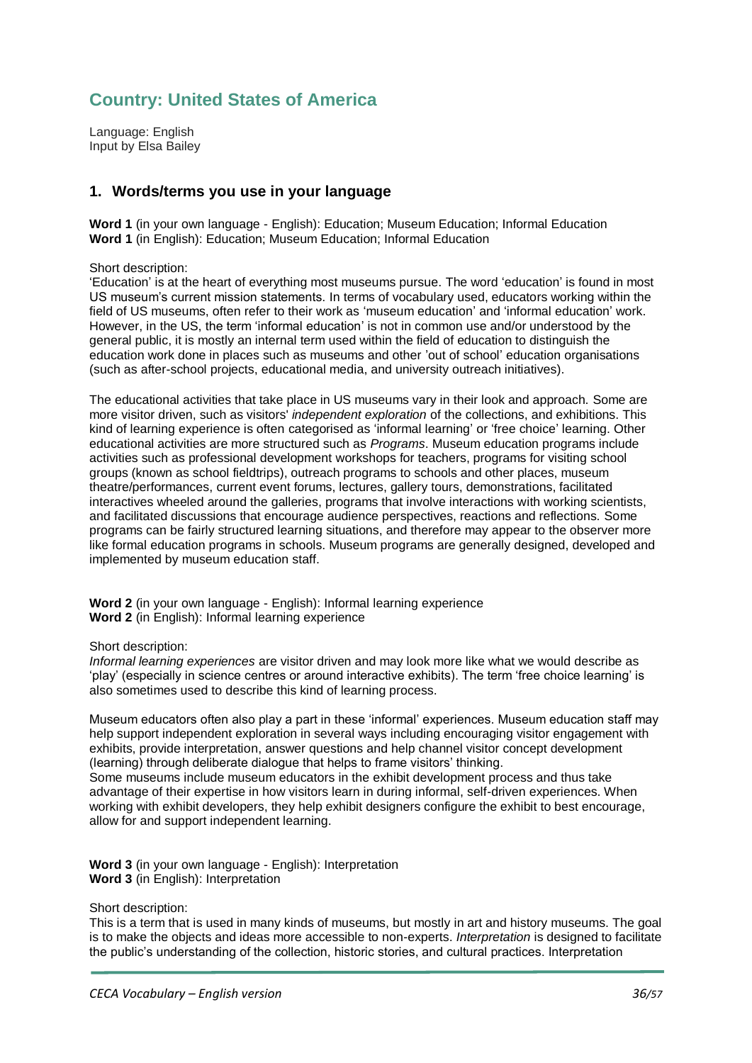## Country: United States of America

Language: English
Input by Elsa Bailey

### 1. Words/terms you use in your language

**Word 1** (in your own language - English): Education; Museum Education; Informal Education
**Word 1** (in English): Education; Museum Education; Informal Education

Short description:
'Education' is at the heart of everything most museums pursue. The word 'education' is found in most US museum's current mission statements. In terms of vocabulary used, educators working within the field of US museums, often refer to their work as 'museum education' and 'informal education' work. However, in the US, the term 'informal education' is not in common use and/or understood by the general public, it is mostly an internal term used within the field of education to distinguish the education work done in places such as museums and other 'out of school' education organisations (such as after-school projects, educational media, and university outreach initiatives).

The educational activities that take place in US museums vary in their look and approach. Some are more visitor driven, such as visitors' *independent exploration* of the collections, and exhibitions. This kind of learning experience is often categorised as 'informal learning' or 'free choice' learning. Other educational activities are more structured such as *Programs*. Museum education programs include activities such as professional development workshops for teachers, programs for visiting school groups (known as school fieldtrips), outreach programs to schools and other places, museum theatre/performances, current event forums, lectures, gallery tours, demonstrations, facilitated interactives wheeled around the galleries, programs that involve interactions with working scientists, and facilitated discussions that encourage audience perspectives, reactions and reflections. Some programs can be fairly structured learning situations, and therefore may appear to the observer more like formal education programs in schools. Museum programs are generally designed, developed and implemented by museum education staff.

**Word 2** (in your own language - English): Informal learning experience
**Word 2** (in English): Informal learning experience

Short description:
*Informal learning experiences* are visitor driven and may look more like what we would describe as 'play' (especially in science centres or around interactive exhibits). The term 'free choice learning' is also sometimes used to describe this kind of learning process.

Museum educators often also play a part in these 'informal' experiences. Museum education staff may help support independent exploration in several ways including encouraging visitor engagement with exhibits, provide interpretation, answer questions and help channel visitor concept development (learning) through deliberate dialogue that helps to frame visitors' thinking.
Some museums include museum educators in the exhibit development process and thus take advantage of their expertise in how visitors learn in during informal, self-driven experiences. When working with exhibit developers, they help exhibit designers configure the exhibit to best encourage, allow for and support independent learning.

**Word 3** (in your own language - English): Interpretation
**Word 3** (in English): Interpretation

Short description:
This is a term that is used in many kinds of museums, but mostly in art and history museums. The goal is to make the objects and ideas more accessible to non-experts. *Interpretation* is designed to facilitate the public's understanding of the collection, historic stories, and cultural practices. Interpretation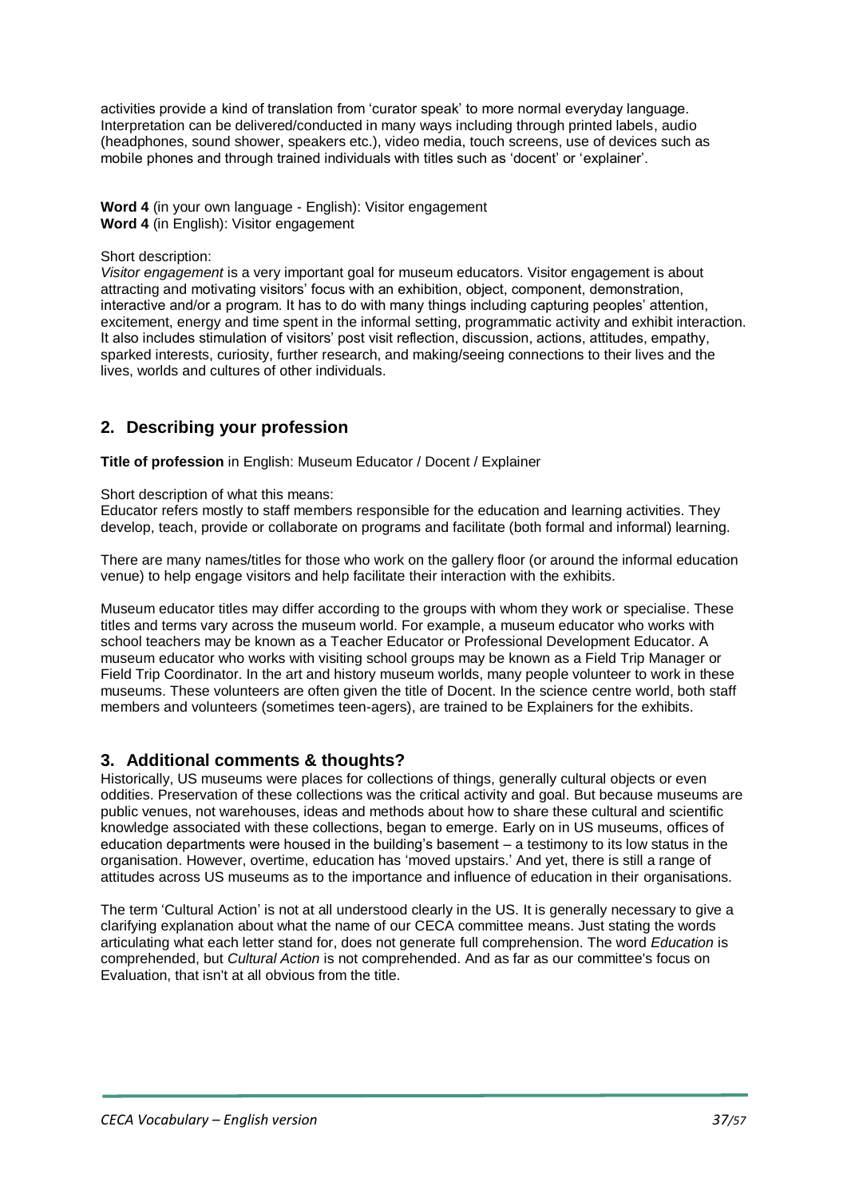activities provide a kind of translation from 'curator speak' to more normal everyday language. Interpretation can be delivered/conducted in many ways including through printed labels, audio (headphones, sound shower, speakers etc.), video media, touch screens, use of devices such as mobile phones and through trained individuals with titles such as 'docent' or 'explainer'.

**Word 4** (in your own language - English): Visitor engagement
**Word 4** (in English): Visitor engagement

Short description:
*Visitor engagement* is a very important goal for museum educators. Visitor engagement is about attracting and motivating visitors' focus with an exhibition, object, component, demonstration, interactive and/or a program. It has to do with many things including capturing peoples' attention, excitement, energy and time spent in the informal setting, programmatic activity and exhibit interaction. It also includes stimulation of visitors' post visit reflection, discussion, actions, attitudes, empathy, sparked interests, curiosity, further research, and making/seeing connections to their lives and the lives, worlds and cultures of other individuals.

## 2. Describing your profession

**Title of profession** in English: Museum Educator / Docent / Explainer

Short description of what this means:
Educator refers mostly to staff members responsible for the education and learning activities. They develop, teach, provide or collaborate on programs and facilitate (both formal and informal) learning.

There are many names/titles for those who work on the gallery floor (or around the informal education venue) to help engage visitors and help facilitate their interaction with the exhibits.

Museum educator titles may differ according to the groups with whom they work or specialise. These titles and terms vary across the museum world. For example, a museum educator who works with school teachers may be known as a Teacher Educator or Professional Development Educator. A museum educator who works with visiting school groups may be known as a Field Trip Manager or Field Trip Coordinator. In the art and history museum worlds, many people volunteer to work in these museums. These volunteers are often given the title of Docent. In the science centre world, both staff members and volunteers (sometimes teen-agers), are trained to be Explainers for the exhibits.

## 3. Additional comments & thoughts?

Historically, US museums were places for collections of things, generally cultural objects or even oddities. Preservation of these collections was the critical activity and goal. But because museums are public venues, not warehouses, ideas and methods about how to share these cultural and scientific knowledge associated with these collections, began to emerge. Early on in US museums, offices of education departments were housed in the building's basement – a testimony to its low status in the organisation. However, overtime, education has 'moved upstairs.' And yet, there is still a range of attitudes across US museums as to the importance and influence of education in their organisations.

The term 'Cultural Action' is not at all understood clearly in the US. It is generally necessary to give a clarifying explanation about what the name of our CECA committee means. Just stating the words articulating what each letter stand for, does not generate full comprehension. The word *Education* is comprehended, but *Cultural Action* is not comprehended. And as far as our committee's focus on Evaluation, that isn't at all obvious from the title.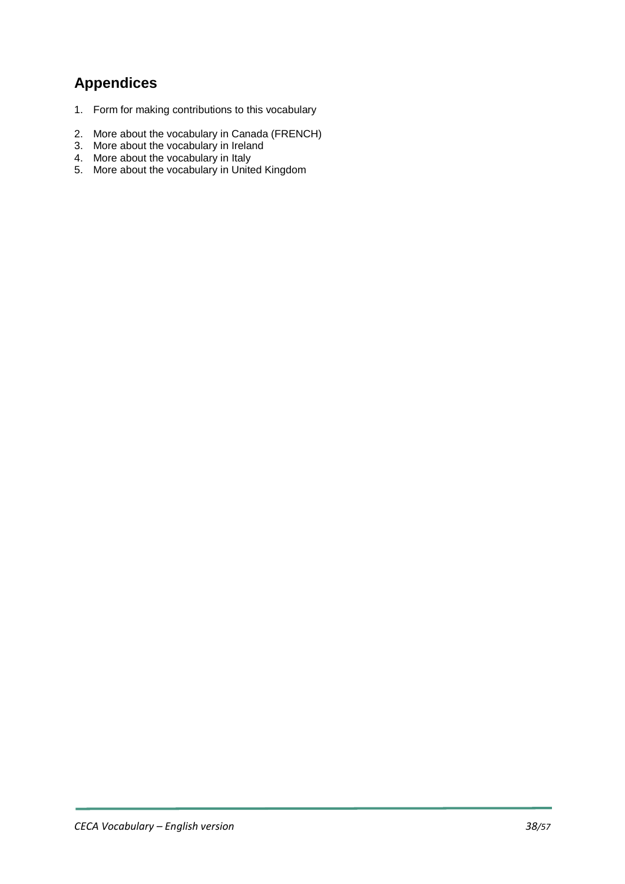## Appendices

1. Form for making contributions to this vocabulary

2. More about the vocabulary in Canada (FRENCH)
3. More about the vocabulary in Ireland
4. More about the vocabulary in Italy
5. More about the vocabulary in United Kingdom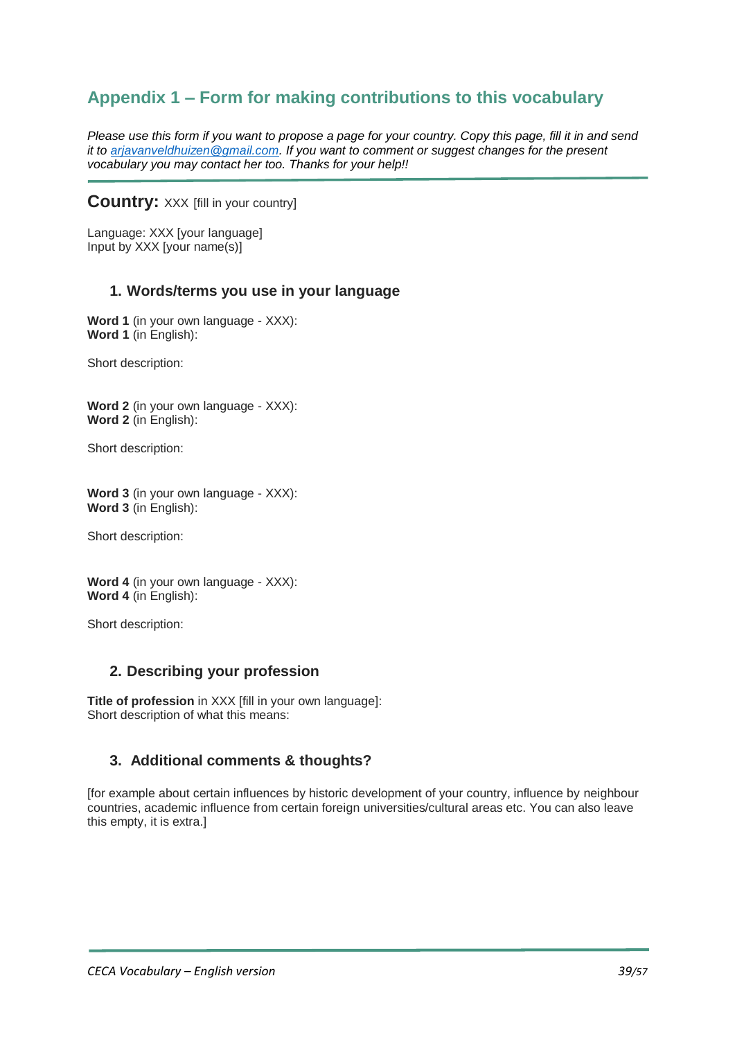## Appendix 1 – Form for making contributions to this vocabulary

*Please use this form if you want to propose a page for your country. Copy this page, fill it in and send it to [arjavanveldhuizen@gmail.com](mailto:arjavanveldhuizen@gmail.com). If you want to comment or suggest changes for the present vocabulary you may contact her too. Thanks for your help!!*

---

**Country:** XXX [fill in your country]

Language: XXX [your language]
Input by XXX [your name(s)]

### 1. Words/terms you use in your language

**Word 1** (in your own language - XXX):
**Word 1** (in English):

Short description:

**Word 2** (in your own language - XXX):
**Word 2** (in English):

Short description:

**Word 3** (in your own language - XXX):
**Word 3** (in English):

Short description:

**Word 4** (in your own language - XXX):
**Word 4** (in English):

Short description:

### 2. Describing your profession

**Title of profession** in XXX [fill in your own language]:
Short description of what this means:

### 3. Additional comments & thoughts?

[for example about certain influences by historic development of your country, influence by neighbour countries, academic influence from certain foreign universities/cultural areas etc. You can also leave this empty, it is extra.]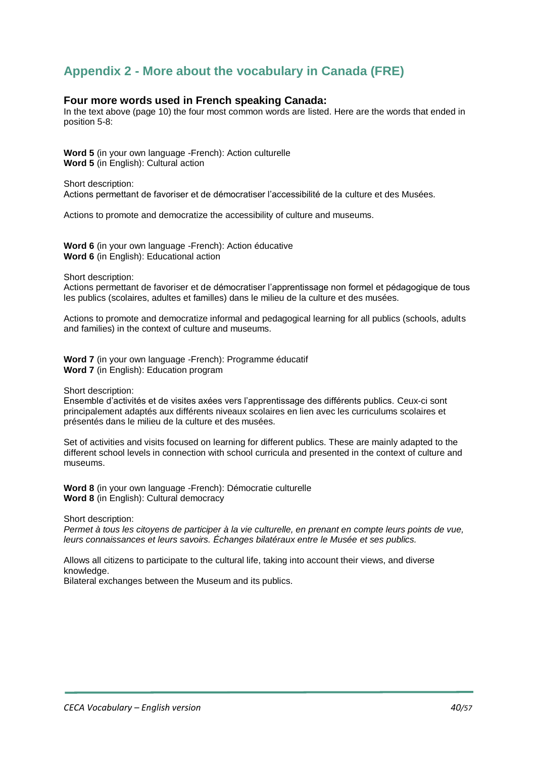## Appendix 2 - More about the vocabulary in Canada (FRE)

### Four more words used in French speaking Canada:

In the text above (page 10) the four most common words are listed. Here are the words that ended in position 5-8:

**Word 5** (in your own language -French): Action culturelle
**Word 5** (in English): Cultural action

Short description:
Actions permettant de favoriser et de démocratiser l'accessibilité de la culture et des Musées.

Actions to promote and democratize the accessibility of culture and museums.

**Word 6** (in your own language -French): Action éducative
**Word 6** (in English): Educational action

Short description:
Actions permettant de favoriser et de démocratiser l'apprentissage non formel et pédagogique de tous les publics (scolaires, adultes et familles) dans le milieu de la culture et des musées.

Actions to promote and democratize informal and pedagogical learning for all publics (schools, adults and families) in the context of culture and museums.

**Word 7** (in your own language -French): Programme éducatif
**Word 7** (in English): Education program

Short description:
Ensemble d'activités et de visites axées vers l'apprentissage des différents publics. Ceux-ci sont principalement adaptés aux différents niveaux scolaires en lien avec les curriculums scolaires et présentés dans le milieu de la culture et des musées.

Set of activities and visits focused on learning for different publics. These are mainly adapted to the different school levels in connection with school curricula and presented in the context of culture and museums.

**Word 8** (in your own language -French): Démocratie culturelle
**Word 8** (in English): Cultural democracy

Short description:
*Permet à tous les citoyens de participer à la vie culturelle, en prenant en compte leurs points de vue, leurs connaissances et leurs savoirs. Échanges bilatéraux entre le Musée et ses publics.*

Allows all citizens to participate to the cultural life, taking into account their views, and diverse knowledge.
Bilateral exchanges between the Museum and its publics.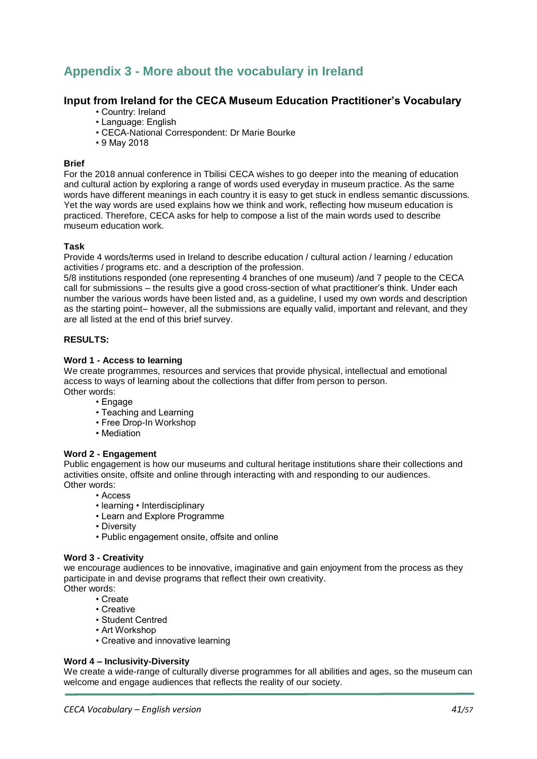## Appendix 3 - More about the vocabulary in Ireland

### Input from Ireland for the CECA Museum Education Practitioner's Vocabulary

- Country: Ireland
- Language: English
- CECA-National Correspondent: Dr Marie Bourke
- 9 May 2018

**Brief**

For the 2018 annual conference in Tbilisi CECA wishes to go deeper into the meaning of education and cultural action by exploring a range of words used everyday in museum practice. As the same words have different meanings in each country it is easy to get stuck in endless semantic discussions. Yet the way words are used explains how we think and work, reflecting how museum education is practiced. Therefore, CECA asks for help to compose a list of the main words used to describe museum education work.

**Task**

Provide 4 words/terms used in Ireland to describe education / cultural action / learning / education activities / programs etc. and a description of the profession.

5/8 institutions responded (one representing 4 branches of one museum) /and 7 people to the CECA call for submissions – the results give a good cross-section of what practitioner's think. Under each number the various words have been listed and, as a guideline, I used my own words and description as the starting point– however, all the submissions are equally valid, important and relevant, and they are all listed at the end of this brief survey.

**RESULTS:**

**Word 1 - Access to learning**

We create programmes, resources and services that provide physical, intellectual and emotional access to ways of learning about the collections that differ from person to person.

Other words:

- Engage
- Teaching and Learning
- Free Drop-In Workshop
- Mediation

**Word 2 - Engagement**

Public engagement is how our museums and cultural heritage institutions share their collections and activities onsite, offsite and online through interacting with and responding to our audiences.

Other words:

- Access
- learning • Interdisciplinary
- Learn and Explore Programme
- Diversity
- Public engagement onsite, offsite and online

**Word 3 - Creativity**

we encourage audiences to be innovative, imaginative and gain enjoyment from the process as they participate in and devise programs that reflect their own creativity.

Other words:

- Create
- Creative
- Student Centred
- Art Workshop
- Creative and innovative learning

**Word 4 – Inclusivity-Diversity**

We create a wide-range of culturally diverse programmes for all abilities and ages, so the museum can welcome and engage audiences that reflects the reality of our society.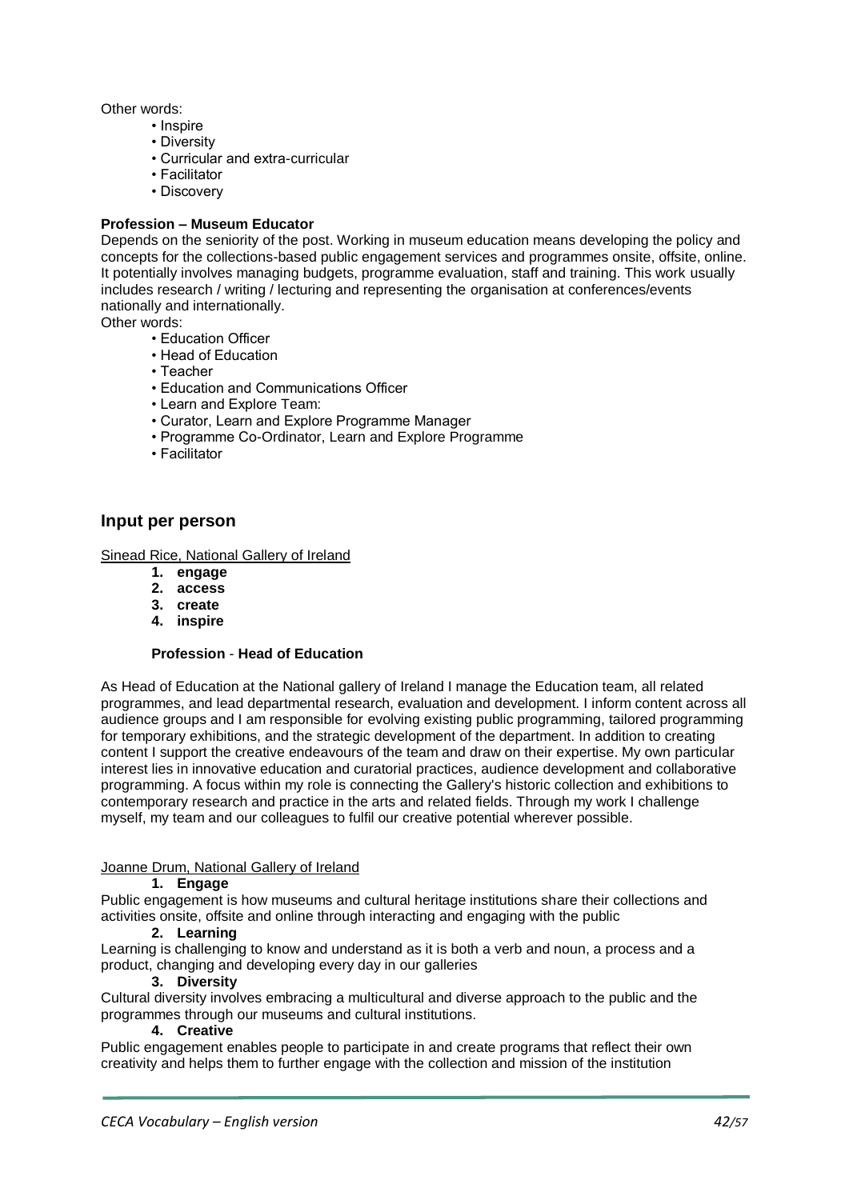Other words:

- Inspire
- Diversity
- Curricular and extra-curricular
- Facilitator
- Discovery

**Profession – Museum Educator**

Depends on the seniority of the post. Working in museum education means developing the policy and concepts for the collections-based public engagement services and programmes onsite, offsite, online. It potentially involves managing budgets, programme evaluation, staff and training. This work usually includes research / writing / lecturing and representing the organisation at conferences/events nationally and internationally.

Other words:

- Education Officer
- Head of Education
- Teacher
- Education and Communications Officer
- Learn and Explore Team:
- Curator, Learn and Explore Programme Manager
- Programme Co-Ordinator, Learn and Explore Programme
- Facilitator

## Input per person

Sinead Rice, National Gallery of Ireland

1. **engage**
2. **access**
3. **create**
4. **inspire**

**Profession** - **Head of Education**

As Head of Education at the National gallery of Ireland I manage the Education team, all related programmes, and lead departmental research, evaluation and development. I inform content across all audience groups and I am responsible for evolving existing public programming, tailored programming for temporary exhibitions, and the strategic development of the department. In addition to creating content I support the creative endeavours of the team and draw on their expertise. My own particular interest lies in innovative education and curatorial practices, audience development and collaborative programming. A focus within my role is connecting the Gallery's historic collection and exhibitions to contemporary research and practice in the arts and related fields. Through my work I challenge myself, my team and our colleagues to fulfil our creative potential wherever possible.

Joanne Drum, National Gallery of Ireland

1. **Engage**

Public engagement is how museums and cultural heritage institutions share their collections and activities onsite, offsite and online through interacting and engaging with the public

2. **Learning**

Learning is challenging to know and understand as it is both a verb and noun, a process and a product, changing and developing every day in our galleries

3. **Diversity**

Cultural diversity involves embracing a multicultural and diverse approach to the public and the programmes through our museums and cultural institutions.

4. **Creative**

Public engagement enables people to participate in and create programs that reflect their own creativity and helps them to further engage with the collection and mission of the institution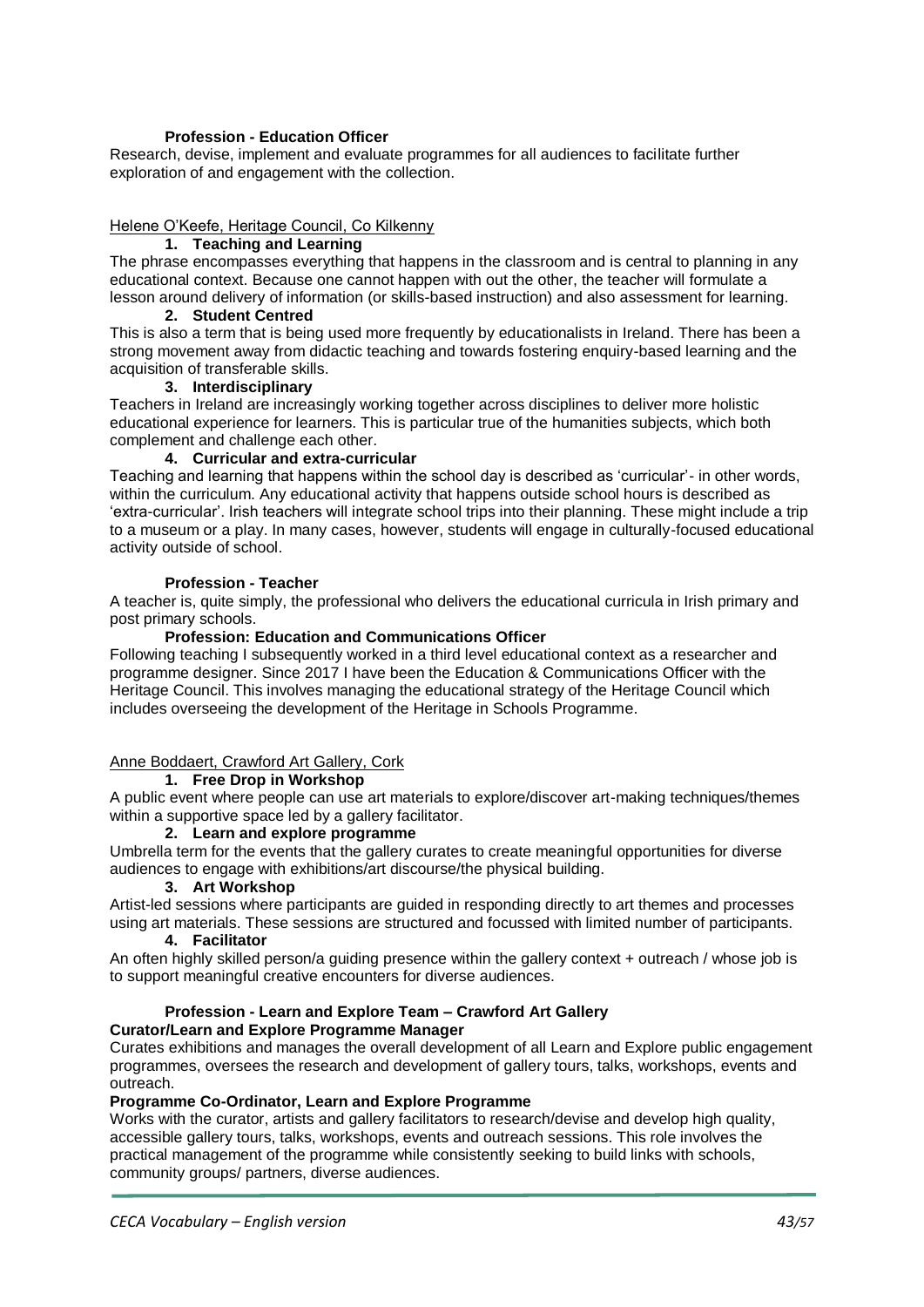**Profession - Education Officer**

Research, devise, implement and evaluate programmes for all audiences to facilitate further exploration of and engagement with the collection.

Helene O'Keefe, Heritage Council, Co Kilkenny

1. **Teaching and Learning**

The phrase encompasses everything that happens in the classroom and is central to planning in any educational context. Because one cannot happen with out the other, the teacher will formulate a lesson around delivery of information (or skills-based instruction) and also assessment for learning.

2. **Student Centred**

This is also a term that is being used more frequently by educationalists in Ireland. There has been a strong movement away from didactic teaching and towards fostering enquiry-based learning and the acquisition of transferable skills.

3. **Interdisciplinary**

Teachers in Ireland are increasingly working together across disciplines to deliver more holistic educational experience for learners. This is particular true of the humanities subjects, which both complement and challenge each other.

4. **Curricular and extra-curricular**

Teaching and learning that happens within the school day is described as 'curricular'- in other words, within the curriculum. Any educational activity that happens outside school hours is described as 'extra-curricular'. Irish teachers will integrate school trips into their planning. These might include a trip to a museum or a play. In many cases, however, students will engage in culturally-focused educational activity outside of school.

**Profession - Teacher**

A teacher is, quite simply, the professional who delivers the educational curricula in Irish primary and post primary schools.

**Profession: Education and Communications Officer**

Following teaching I subsequently worked in a third level educational context as a researcher and programme designer. Since 2017 I have been the Education & Communications Officer with the Heritage Council. This involves managing the educational strategy of the Heritage Council which includes overseeing the development of the Heritage in Schools Programme.

Anne Boddaert, Crawford Art Gallery, Cork

1. **Free Drop in Workshop**

A public event where people can use art materials to explore/discover art-making techniques/themes within a supportive space led by a gallery facilitator.

2. **Learn and explore programme**

Umbrella term for the events that the gallery curates to create meaningful opportunities for diverse audiences to engage with exhibitions/art discourse/the physical building.

3. **Art Workshop**

Artist-led sessions where participants are guided in responding directly to art themes and processes using art materials. These sessions are structured and focussed with limited number of participants.

4. **Facilitator**

An often highly skilled person/a guiding presence within the gallery context + outreach / whose job is to support meaningful creative encounters for diverse audiences.

**Profession - Learn and Explore Team – Crawford Art Gallery**

**Curator/Learn and Explore Programme Manager**

Curates exhibitions and manages the overall development of all Learn and Explore public engagement programmes, oversees the research and development of gallery tours, talks, workshops, events and outreach.

**Programme Co-Ordinator, Learn and Explore Programme**

Works with the curator, artists and gallery facilitators to research/devise and develop high quality, accessible gallery tours, talks, workshops, events and outreach sessions. This role involves the practical management of the programme while consistently seeking to build links with schools, community groups/ partners, diverse audiences.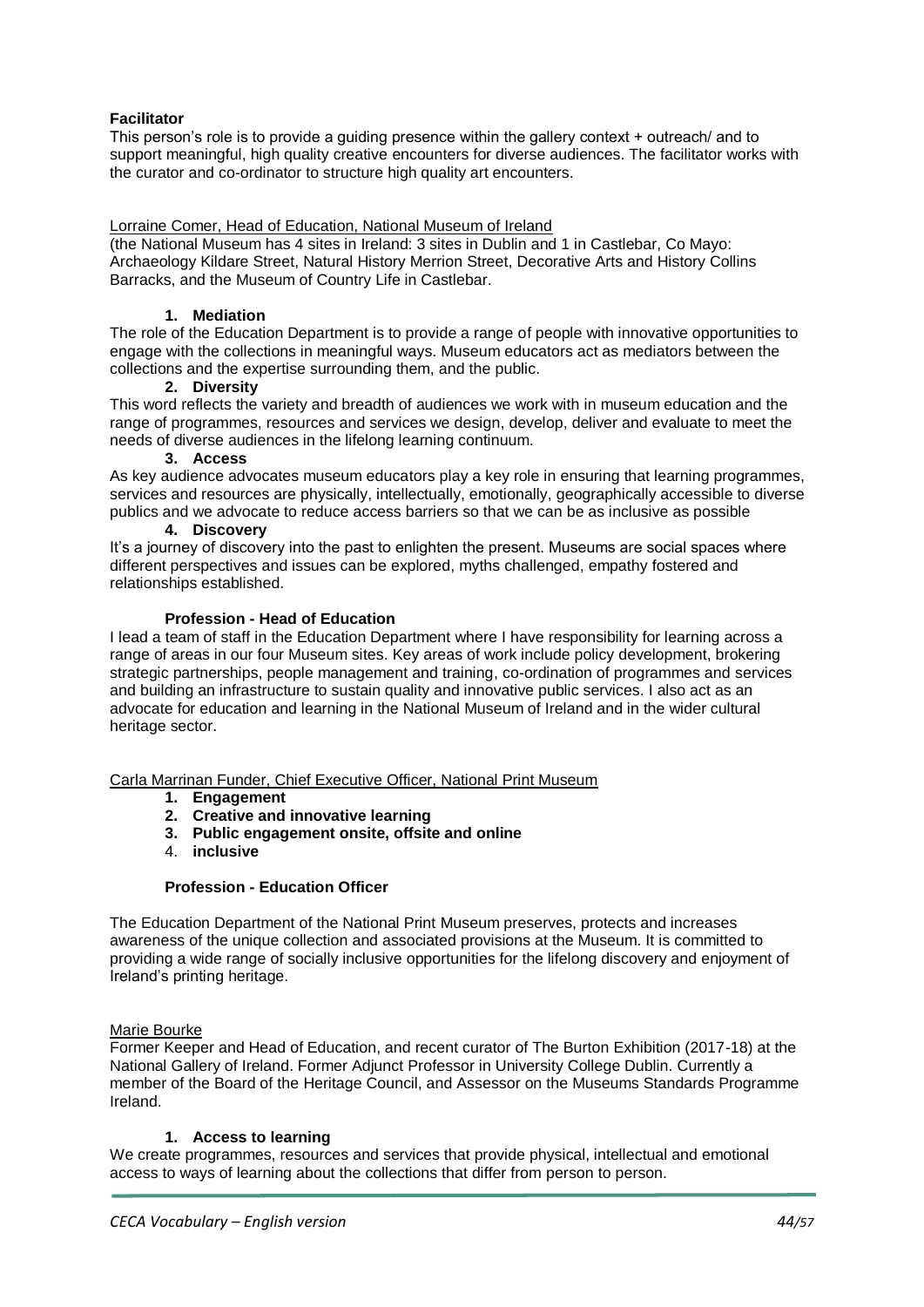**Facilitator**

This person's role is to provide a guiding presence within the gallery context + outreach/ and to support meaningful, high quality creative encounters for diverse audiences. The facilitator works with the curator and co-ordinator to structure high quality art encounters.

Lorraine Comer, Head of Education, National Museum of Ireland

(the National Museum has 4 sites in Ireland: 3 sites in Dublin and 1 in Castlebar, Co Mayo: Archaeology Kildare Street, Natural History Merrion Street, Decorative Arts and History Collins Barracks, and the Museum of Country Life in Castlebar.

1. **Mediation**

The role of the Education Department is to provide a range of people with innovative opportunities to engage with the collections in meaningful ways. Museum educators act as mediators between the collections and the expertise surrounding them, and the public.

2. **Diversity**

This word reflects the variety and breadth of audiences we work with in museum education and the range of programmes, resources and services we design, develop, deliver and evaluate to meet the needs of diverse audiences in the lifelong learning continuum.

3. **Access**

As key audience advocates museum educators play a key role in ensuring that learning programmes, services and resources are physically, intellectually, emotionally, geographically accessible to diverse publics and we advocate to reduce access barriers so that we can be as inclusive as possible

4. **Discovery**

It's a journey of discovery into the past to enlighten the present. Museums are social spaces where different perspectives and issues can be explored, myths challenged, empathy fostered and relationships established.

**Profession - Head of Education**

I lead a team of staff in the Education Department where I have responsibility for learning across a range of areas in our four Museum sites. Key areas of work include policy development, brokering strategic partnerships, people management and training, co-ordination of programmes and services and building an infrastructure to sustain quality and innovative public services. I also act as an advocate for education and learning in the National Museum of Ireland and in the wider cultural heritage sector.

Carla Marrinan Funder, Chief Executive Officer, National Print Museum

1. **Engagement**
2. **Creative and innovative learning**
3. **Public engagement onsite, offsite and online**
4. **inclusive**

**Profession - Education Officer**

The Education Department of the National Print Museum preserves, protects and increases awareness of the unique collection and associated provisions at the Museum. It is committed to providing a wide range of socially inclusive opportunities for the lifelong discovery and enjoyment of Ireland's printing heritage.

Marie Bourke

Former Keeper and Head of Education, and recent curator of The Burton Exhibition (2017-18) at the National Gallery of Ireland. Former Adjunct Professor in University College Dublin. Currently a member of the Board of the Heritage Council, and Assessor on the Museums Standards Programme Ireland.

1. **Access to learning**

We create programmes, resources and services that provide physical, intellectual and emotional access to ways of learning about the collections that differ from person to person.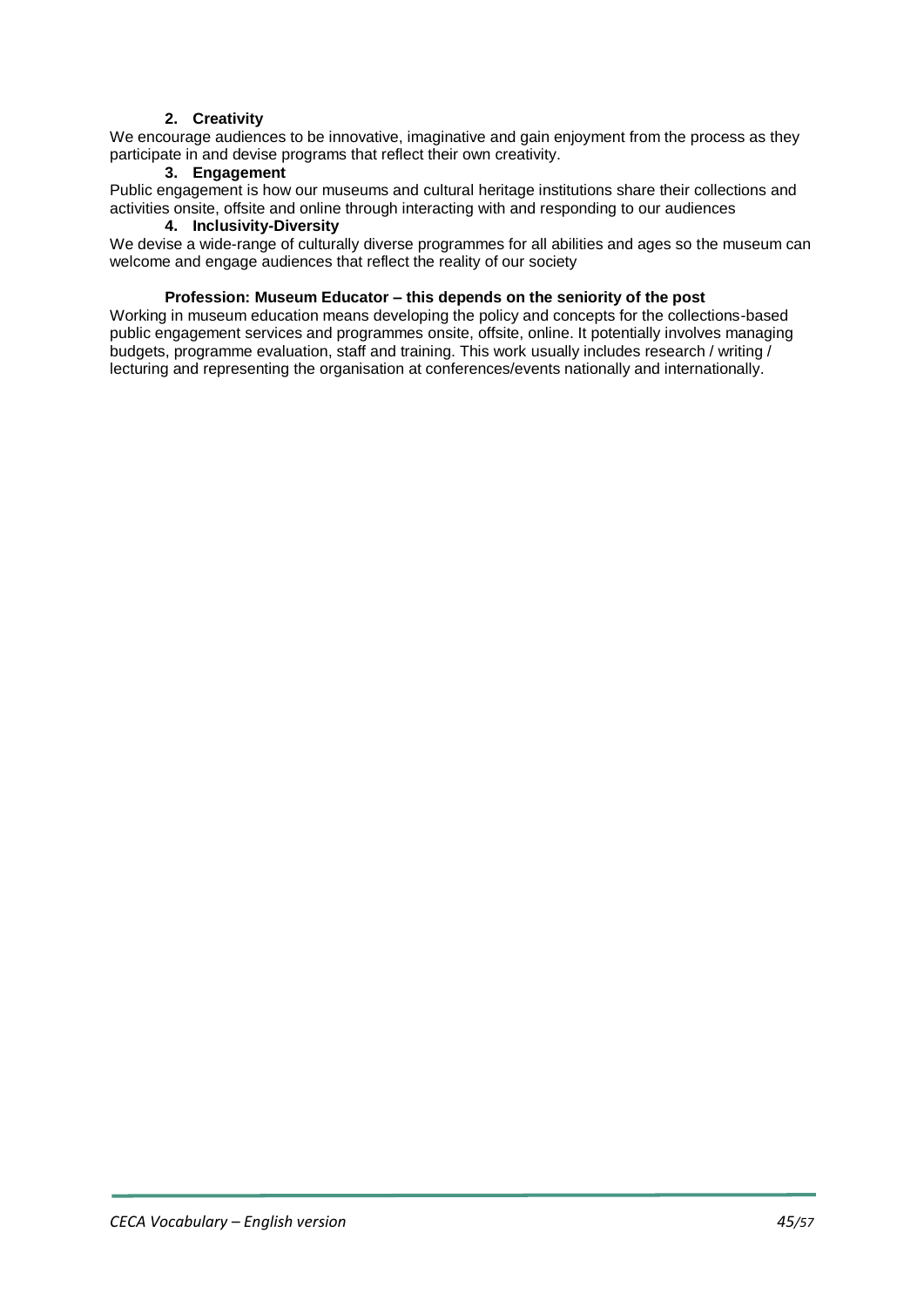2. **Creativity**

We encourage audiences to be innovative, imaginative and gain enjoyment from the process as they participate in and devise programs that reflect their own creativity.

3. **Engagement**

Public engagement is how our museums and cultural heritage institutions share their collections and activities onsite, offsite and online through interacting with and responding to our audiences

4. **Inclusivity-Diversity**

We devise a wide-range of culturally diverse programmes for all abilities and ages so the museum can welcome and engage audiences that reflect the reality of our society

**Profession: Museum Educator – this depends on the seniority of the post**

Working in museum education means developing the policy and concepts for the collections-based public engagement services and programmes onsite, offsite, online. It potentially involves managing budgets, programme evaluation, staff and training. This work usually includes research / writing / lecturing and representing the organisation at conferences/events nationally and internationally.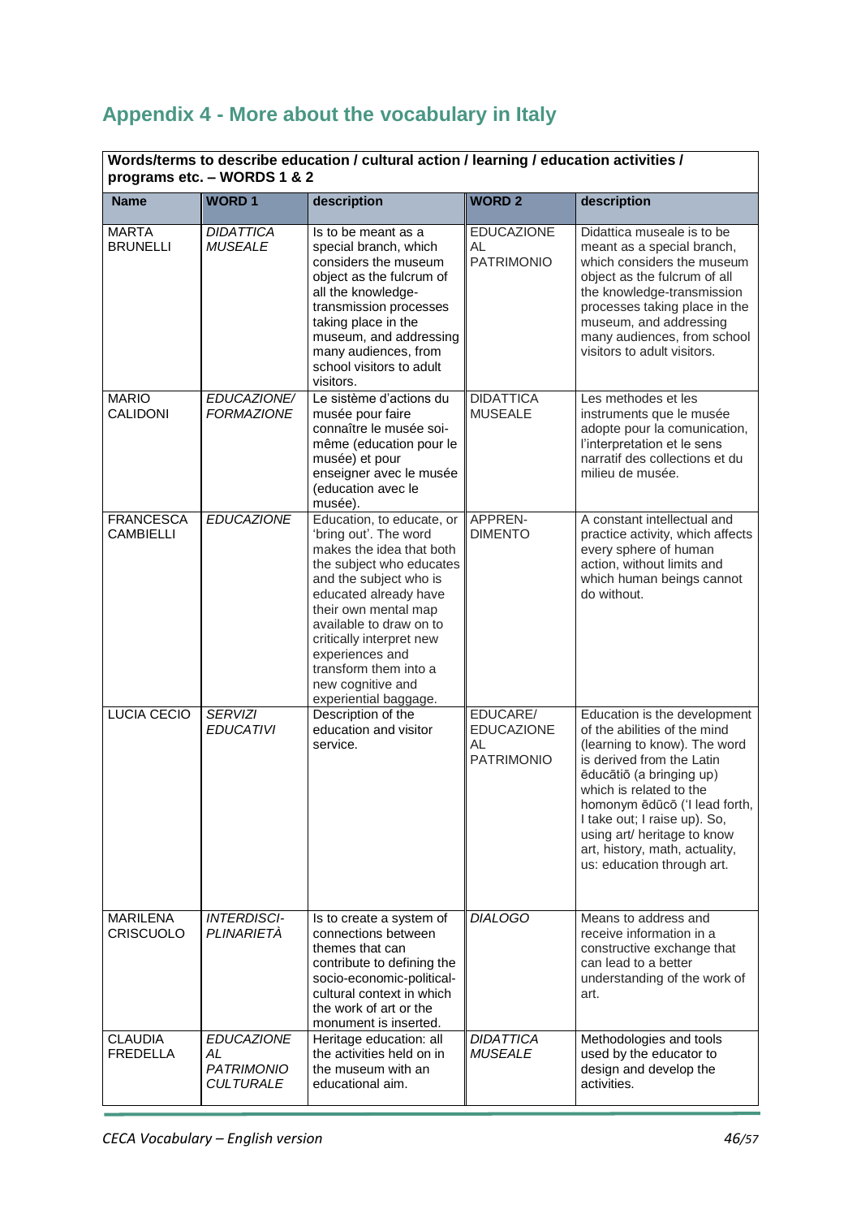## Appendix 4 - More about the vocabulary in Italy

| Words/terms to describe education / cultural action / learning / education activities / programs etc. – WORDS 1 & 2 | | | | |
|---|---|---|---|---|
| **Name** | **WORD 1** | **description** | **WORD 2** | **description** |
| MARTA BRUNELLI | *DIDATTICA MUSEALE* | Is to be meant as a special branch, which considers the museum object as the fulcrum of all the knowledge-transmission processes taking place in the museum, and addressing many audiences, from school visitors to adult visitors. | EDUCAZIONE AL PATRIMONIO | Didattica museale is to be meant as a special branch, which considers the museum object as the fulcrum of all the knowledge-transmission processes taking place in the museum, and addressing many audiences, from school visitors to adult visitors. |
| MARIO CALIDONI | *EDUCAZIONE/ FORMAZIONE* | Le sistème d'actions du musée pour faire connaître le musée soi-même (education pour le musée) et pour enseigner avec le musée (education avec le musée). | DIDATTICA MUSEALE | Les methodes et les instruments que le musée adopte pour la comunication, l'interpretation et le sens narratif des collections et du milieu de musée. |
| FRANCESCA CAMBIELLI | *EDUCAZIONE* | Education, to educate, or 'bring out'. The word makes the idea that both the subject who educates and the subject who is educated already have their own mental map available to draw on to critically interpret new experiences and transform them into a new cognitive and experiential baggage. | APPREN-DIMENTO | A constant intellectual and practice activity, which affects every sphere of human action, without limits and which human beings cannot do without. |
| LUCIA CECIO | *SERVIZI EDUCATIVI* | Description of the education and visitor service. | EDUCARE/ EDUCAZIONE AL PATRIMONIO | Education is the development of the abilities of the mind (learning to know). The word is derived from the Latin ēducātiō (a bringing up) which is related to the homonym ēdūcō ('I lead forth, I take out; I raise up). So, using art/ heritage to know art, history, math, actuality, us: education through art. |
| MARILENA CRISCUOLO | *INTERDISCI-PLINARIETÀ* | Is to create a system of connections between themes that can contribute to defining the socio-economic-political-cultural context in which the work of art or the monument is inserted. | *DIALOGO* | Means to address and receive information in a constructive exchange that can lead to a better understanding of the work of art. |
| CLAUDIA FREDELLA | *EDUCAZIONE AL PATRIMONIO CULTURALE* | Heritage education: all the activities held on in the museum with an educational aim. | *DIDATTICA MUSEALE* | Methodologies and tools used by the educator to design and develop the activities. |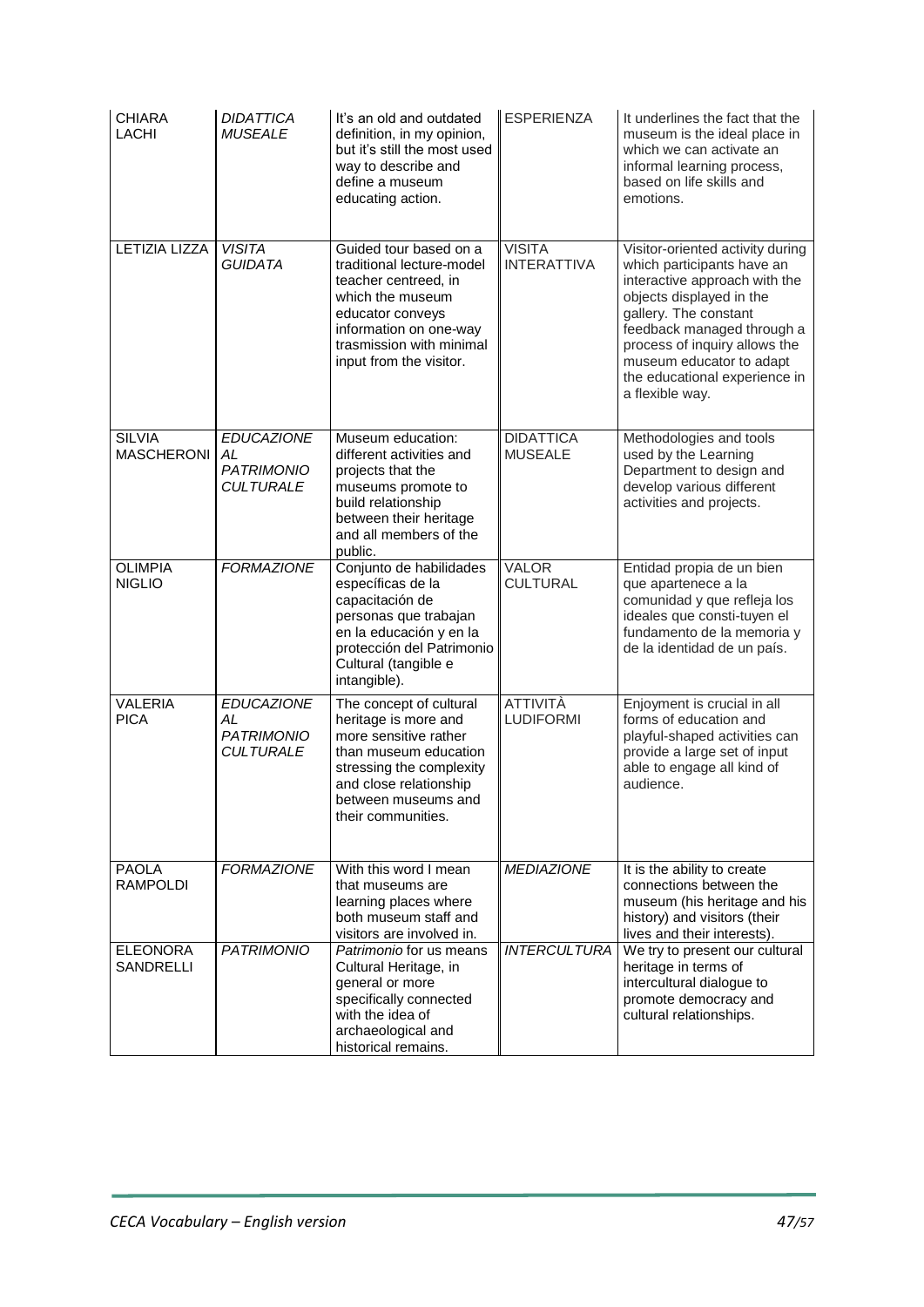| CHIARA LACHI | *DIDATTICA MUSEALE* | It's an old and outdated definition, in my opinion, but it's still the most used way to describe and define a museum educating action. | ESPERIENZA | It underlines the fact that the museum is the ideal place in which we can activate an informal learning process, based on life skills and emotions. |
|---|---|---|---|---|
| LETIZIA LIZZA | *VISITA GUIDATA* | Guided tour based on a traditional lecture-model teacher centreed, in which the museum educator conveys information on one-way trasmission with minimal input from the visitor. | VISITA INTERATTIVA | Visitor-oriented activity during which participants have an interactive approach with the objects displayed in the gallery. The constant feedback managed through a process of inquiry allows the museum educator to adapt the educational experience in a flexible way. |
| SILVIA MASCHERONI | *EDUCAZIONE AL PATRIMONIO CULTURALE* | Museum education: different activities and projects that the museums promote to build relationship between their heritage and all members of the public. | DIDATTICA MUSEALE | Methodologies and tools used by the Learning Department to design and develop various different activities and projects. |
| OLIMPIA NIGLIO | *FORMAZIONE* | Conjunto de habilidades específicas de la capacitación de personas que trabajan en la educación y en la protección del Patrimonio Cultural (tangible e intangible). | VALOR CULTURAL | Entidad propia de un bien que apartenece a la comunidad y que refleja los ideales que consti-tuyen el fundamento de la memoria y de la identidad de un país. |
| VALERIA PICA | *EDUCAZIONE AL PATRIMONIO CULTURALE* | The concept of cultural heritage is more and more sensitive rather than museum education stressing the complexity and close relationship between museums and their communities. | ATTIVITÀ LUDIFORMI | Enjoyment is crucial in all forms of education and playful-shaped activities can provide a large set of input able to engage all kind of audience. |
| PAOLA RAMPOLDI | *FORMAZIONE* | With this word I mean that museums are learning places where both museum staff and visitors are involved in. | *MEDIAZIONE* | It is the ability to create connections between the museum (his heritage and his history) and visitors (their lives and their interests). |
| ELEONORA SANDRELLI | *PATRIMONIO* | *Patrimonio* for us means Cultural Heritage, in general or more specifically connected with the idea of archaeological and historical remains. | *INTERCULTURA* | We try to present our cultural heritage in terms of intercultural dialogue to promote democracy and cultural relationships. |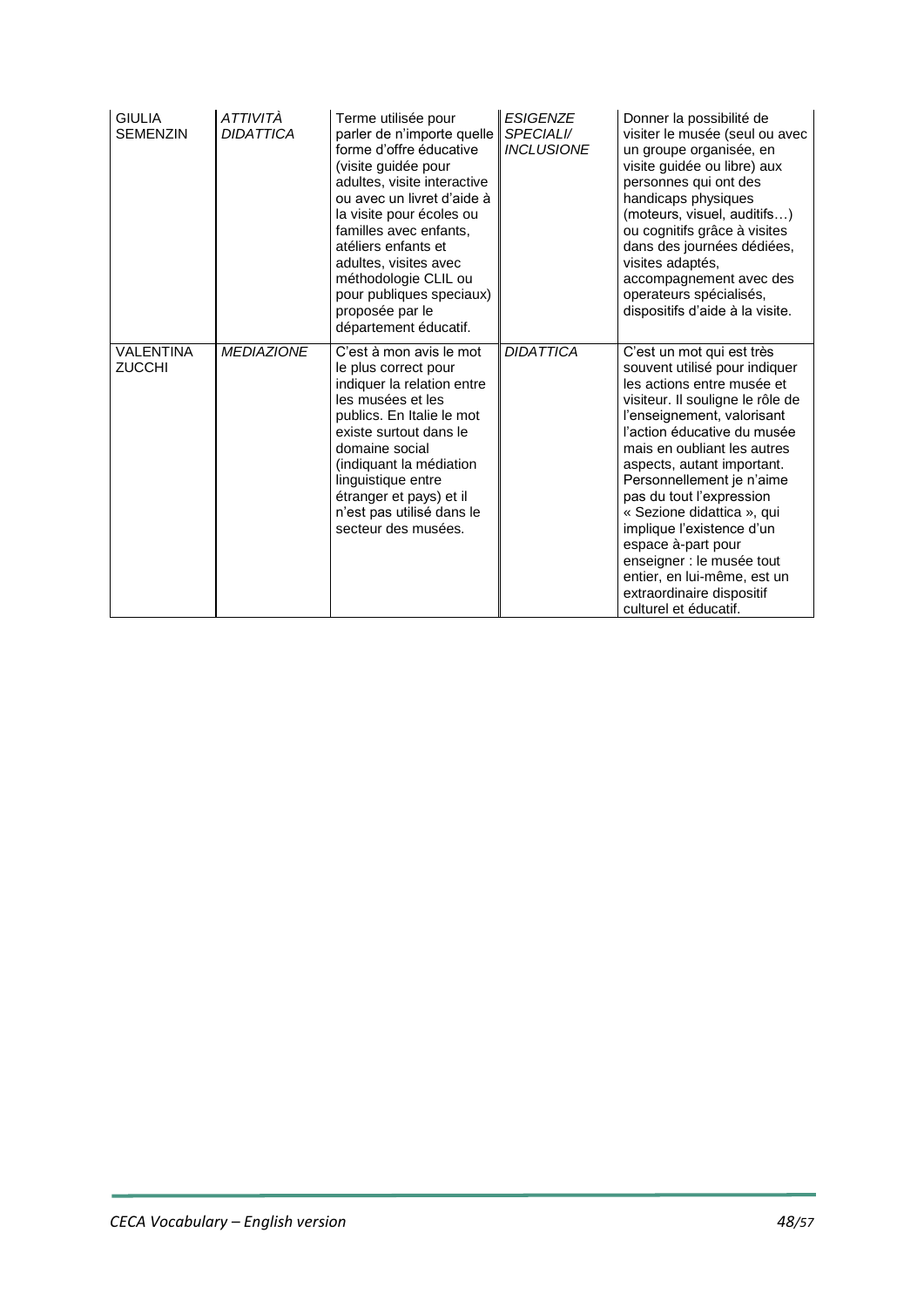| GIULIA SEMENZIN | *ATTIVITÀ DIDATTICA* | Terme utilisée pour parler de n'importe quelle forme d'offre éducative (visite guidée pour adultes, visite interactive ou avec un livret d'aide à la visite pour écoles ou familles avec enfants, atéliers enfants et adultes, visites avec méthodologie CLIL ou pour publiques speciaux) proposée par le département éducatif. | *ESIGENZE SPECIALI/ INCLUSIONE* | Donner la possibilité de visiter le musée (seul ou avec un groupe organisée, en visite guidée ou libre) aux personnes qui ont des handicaps physiques (moteurs, visuel, auditifs…) ou cognitifs grâce à visites dans des journées dédiées, visites adaptés, accompagnement avec des operateurs spécialisés, dispositifs d'aide à la visite. |
|---|---|---|---|---|
| VALENTINA ZUCCHI | *MEDIAZIONE* | C'est à mon avis le mot le plus correct pour indiquer la relation entre les musées et les publics. En Italie le mot existe surtout dans le domaine social (indiquant la médiation linguistique entre étranger et pays) et il n'est pas utilisé dans le secteur des musées. | *DIDATTICA* | C'est un mot qui est très souvent utilisé pour indiquer les actions entre musée et visiteur. Il souligne le rôle de l'enseignement, valorisant l'action éducative du musée mais en oubliant les autres aspects, autant important. Personnellement je n'aime pas du tout l'expression « Sezione didattica », qui implique l'existence d'un espace à-part pour enseigner : le musée tout entier, en lui-même, est un extraordinaire dispositif culturel et éducatif. |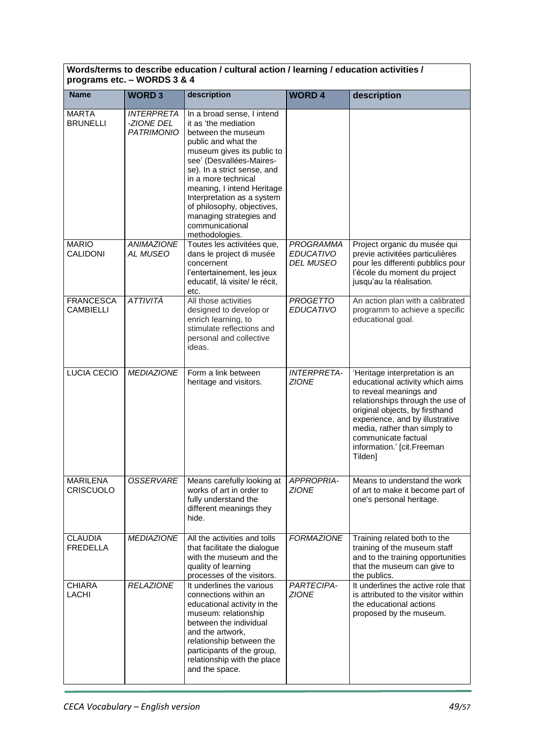**Words/terms to describe education / cultural action / learning / education activities / programs etc. – WORDS 3 & 4**

| Name | WORD 3 | description | WORD 4 | description |
|---|---|---|---|---|
| MARTA BRUNELLI | *INTERPRETA-ZIONE DEL PATRIMONIO* | In a broad sense, I intend it as 'the mediation between the museum public and what the museum gives its public to see' (Desvallées-Mairesse). In a strict sense, and in a more technical meaning, I intend Heritage Interpretation as a system of philosophy, objectives, managing strategies and communicational methodologies. | | |
| MARIO CALIDONI | *ANIMAZIONE AL MUSEO* | Toutes les activitées que, dans le project di musée concernent l'entertainement, les jeux educatif, lá visite/ le récit, etc. | *PROGRAMMA EDUCATIVO DEL MUSEO* | Project organic du musée qui previe activitées particulières pour les differenti pubblics pour l'école du moment du project jusqu'au la réalisation. |
| FRANCESCA CAMBIELLI | *ATTIVITÀ* | All those activities designed to develop or enrich learning, to stimulate reflections and personal and collective ideas. | *PROGETTO EDUCATIVO* | An action plan with a calibrated programm to achieve a specific educational goal. |
| LUCIA CECIO | *MEDIAZIONE* | Form a link between heritage and visitors. | *INTERPRETA-ZIONE* | 'Heritage interpretation is an educational activity which aims to reveal meanings and relationships through the use of original objects, by firsthand experience, and by illustrative media, rather than simply to communicate factual information.' [cit.Freeman Tilden] |
| MARILENA CRISCUOLO | *OSSERVARE* | Means carefully looking at works of art in order to fully understand the different meanings they hide. | *APPROPRIA-ZIONE* | Means to understand the work of art to make it become part of one's personal heritage. |
| CLAUDIA FREDELLA | *MEDIAZIONE* | All the activities and tolls that facilitate the dialogue with the museum and the quality of learning processes of the visitors. | *FORMAZIONE* | Training related both to the training of the museum staff and to the training opportunities that the museum can give to the publics. |
| CHIARA LACHI | *RELAZIONE* | It underlines the various connections within an educational activity in the museum: relationship between the individual and the artwork, relationship between the participants of the group, relationship with the place and the space. | *PARTECIPA-ZIONE* | It underlines the active role that is attributed to the visitor within the educational actions proposed by the museum. |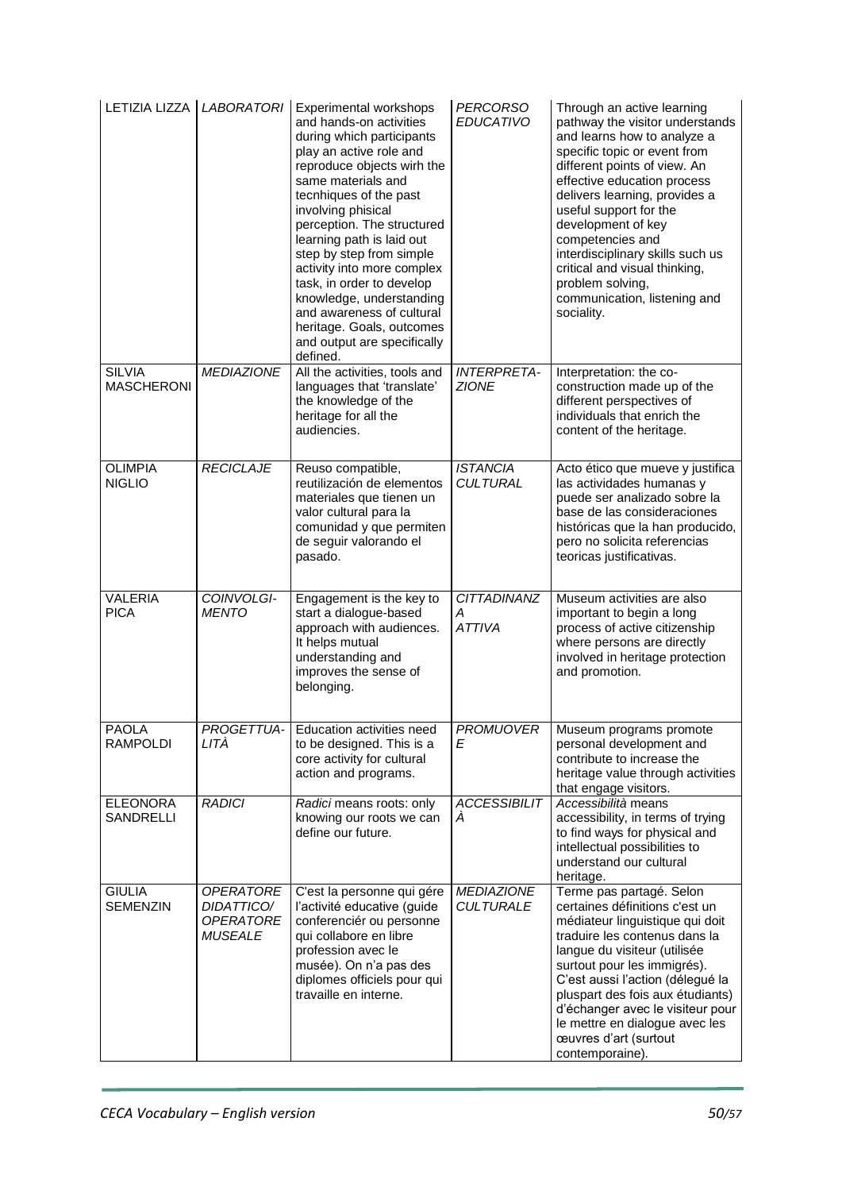| LETIZIA LIZZA | *LABORATORI* | Experimental workshops and hands-on activities during which participants play an active role and reproduce objects wirh the same materials and tecnhiques of the past involving phisical perception. The structured learning path is laid out step by step from simple activity into more complex task, in order to develop knowledge, understanding and awareness of cultural heritage. Goals, outcomes and output are specifically defined. | *PERCORSO EDUCATIVO* | Through an active learning pathway the visitor understands and learns how to analyze a specific topic or event from different points of view. An effective education process delivers learning, provides a useful support for the development of key competencies and interdisciplinary skills such us critical and visual thinking, problem solving, communication, listening and sociality. |
|---|---|---|---|---|
| SILVIA MASCHERONI | *MEDIAZIONE* | All the activities, tools and languages that 'translate' the knowledge of the heritage for all the audiencies. | *INTERPRETA-ZIONE* | Interpretation: the co-construction made up of the different perspectives of individuals that enrich the content of the heritage. |
| OLIMPIA NIGLIO | *RECICLAJE* | Reuso compatible, reutilización de elementos materiales que tienen un valor cultural para la comunidad y que permiten de seguir valorando el pasado. | *ISTANCIA CULTURAL* | Acto ético que mueve y justifica las actividades humanas y puede ser analizado sobre la base de las consideraciones históricas que la han producido, pero no solicita referencias teoricas justificativas. |
| VALERIA PICA | *COINVOLGI-MENTO* | Engagement is the key to start a dialogue-based approach with audiences. It helps mutual understanding and improves the sense of belonging. | *CITTADINANZA ATTIVA* | Museum activities are also important to begin a long process of active citizenship where persons are directly involved in heritage protection and promotion. |
| PAOLA RAMPOLDI | *PROGETTUA-LITÀ* | Education activities need to be designed. This is a core activity for cultural action and programs. | *PROMUOVERE* | Museum programs promote personal development and contribute to increase the heritage value through activities that engage visitors. |
| ELEONORA SANDRELLI | *RADICI* | *Radici* means roots: only knowing our roots we can define our future. | *ACCESSIBILITÀ* | *Accessibilità* means accessibility, in terms of trying to find ways for physical and intellectual possibilities to understand our cultural heritage. |
| GIULIA SEMENZIN | *OPERATORE DIDATTICO/ OPERATORE MUSEALE* | C'est la personne qui gére l'activité educative (guide conferenciér ou personne qui collabore en libre profession avec le musée). On n'a pas des diplomes officiels pour qui travaille en interne. | *MEDIAZIONE CULTURALE* | Terme pas partagé. Selon certaines définitions c'est un médiateur linguistique qui doit traduire les contenus dans la langue du visiteur (utilisée surtout pour les immigrés). C'est aussi l'action (délegué la pluspart des fois aux étudiants) d'échanger avec le visiteur pour le mettre en dialogue avec les œuvres d'art (surtout contemporaine). |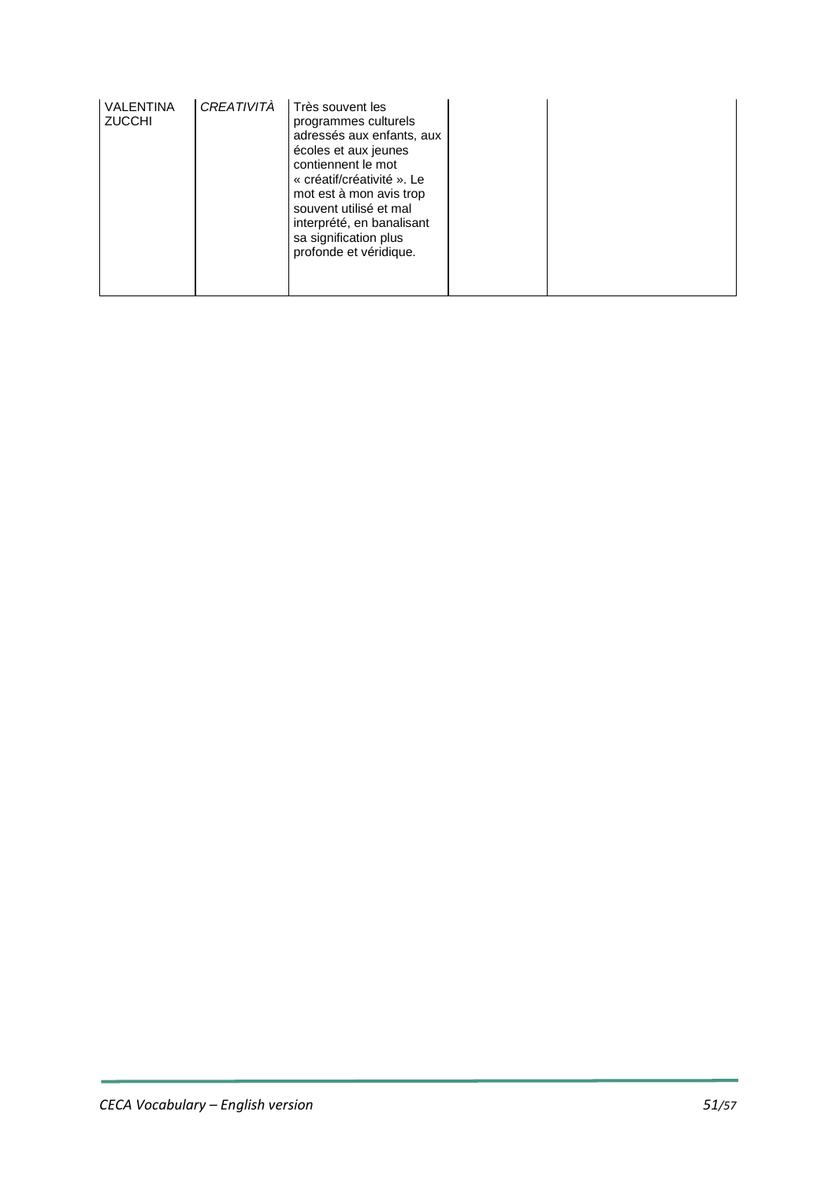| | | | | |
|---|---|---|---|---|
| VALENTINA ZUCCHI | *CREATIVITÀ* | Très souvent les programmes culturels adressés aux enfants, aux écoles et aux jeunes contiennent le mot « créatif/créativité ». Le mot est à mon avis trop souvent utilisé et mal interprété, en banalisant sa signification plus profonde et véridique. | | |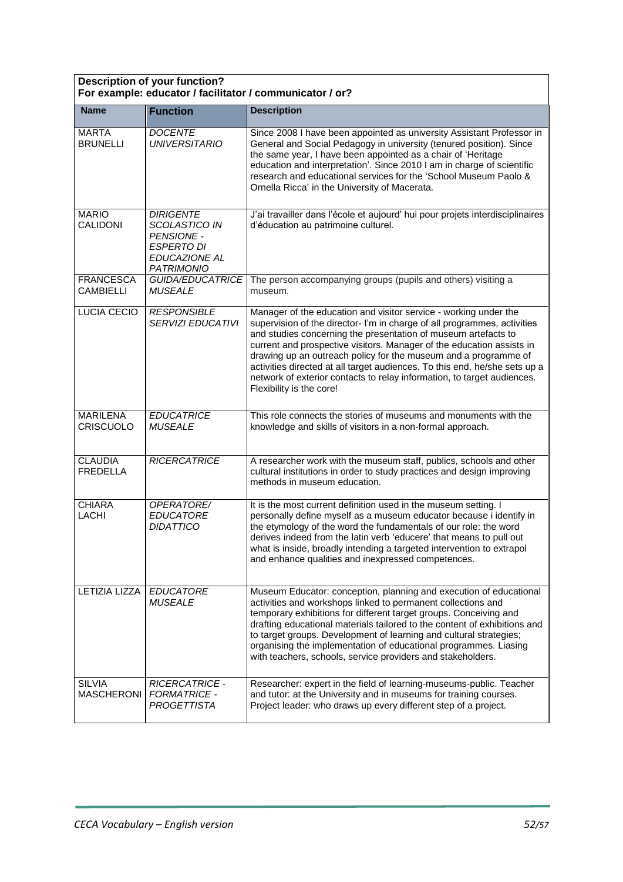| **Description of your function?**<br>**For example: educator / facilitator / communicator / or?** | | |
|---|---|---|
| **Name** | **Function** | **Description** |
| MARTA BRUNELLI | *DOCENTE UNIVERSITARIO* | Since 2008 I have been appointed as university Assistant Professor in General and Social Pedagogy in university (tenured position). Since the same year, I have been appointed as a chair of 'Heritage education and interpretation'. Since 2010 I am in charge of scientific research and educational services for the 'School Museum Paolo & Ornella Ricca' in the University of Macerata. |
| MARIO CALIDONI | *DIRIGENTE SCOLASTICO IN PENSIONE - ESPERTO DI EDUCAZIONE AL PATRIMONIO* | J'ai travailler dans l'école et aujourd' hui pour projets interdisciplinaires d'éducation au patrimoine culturel. |
| FRANCESCA CAMBIELLI | *GUIDA/EDUCATRICE MUSEALE* | The person accompanying groups (pupils and others) visiting a museum. |
| LUCIA CECIO | *RESPONSIBLE SERVIZI EDUCATIVI* | Manager of the education and visitor service - working under the supervision of the director- I'm in charge of all programmes, activities and studies concerning the presentation of museum artefacts to current and prospective visitors. Manager of the education assists in drawing up an outreach policy for the museum and a programme of activities directed at all target audiences. To this end, he/she sets up a network of exterior contacts to relay information, to target audiences. Flexibility is the core! |
| MARILENA CRISCUOLO | *EDUCATRICE MUSEALE* | This role connects the stories of museums and monuments with the knowledge and skills of visitors in a non-formal approach. |
| CLAUDIA FREDELLA | *RICERCATRICE* | A researcher work with the museum staff, publics, schools and other cultural institutions in order to study practices and design improving methods in museum education. |
| CHIARA LACHI | *OPERATORE/ EDUCATORE DIDATTICO* | It is the most current definition used in the museum setting. I personally define myself as a museum educator because i identify in the etymology of the word the fundamentals of our role: the word derives indeed from the latin verb 'educere' that means to pull out what is inside, broadly intending a targeted intervention to extrapol and enhance qualities and inexpressed competences. |
| LETIZIA LIZZA | *EDUCATORE MUSEALE* | Museum Educator: conception, planning and execution of educational activities and workshops linked to permanent collections and temporary exhibitions for different target groups. Conceiving and drafting educational materials tailored to the content of exhibitions and to target groups. Development of learning and cultural strategies; organising the implementation of educational programmes. Liasing with teachers, schools, service providers and stakeholders. |
| SILVIA MASCHERONI | *RICERCATRICE - FORMATRICE - PROGETTISTA* | Researcher: expert in the field of learning-museums-public. Teacher and tutor: at the University and in museums for training courses. Project leader: who draws up every different step of a project. |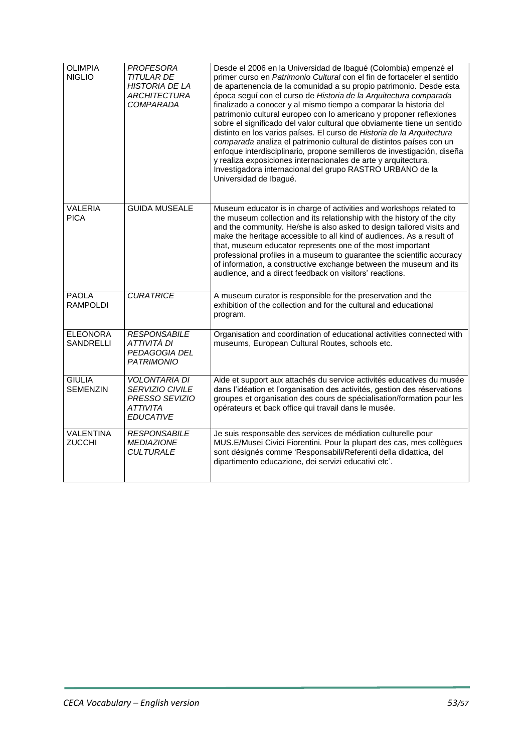| | | |
|---|---|---|
| OLIMPIA NIGLIO | *PROFESORA TITULAR DE HISTORIA DE LA ARCHITECTURA COMPARADA* | Desde el 2006 en la Universidad de Ibagué (Colombia) empenzé el primer curso en *Patrimonio Cultural* con el fin de fortaceler el sentido de apartenencia de la comunidad a su propio patrimonio. Desde esta época seguí con el curso de *Historia de la Arquitectura comparada* finalizado a conocer y al mismo tiempo a comparar la historia del patrimonio cultural europeo con lo americano y proponer reflexiones sobre el significado del valor cultural que obviamente tiene un sentido distinto en los varios países. El curso de *Historia de la Arquitectura comparada* analiza el patrimonio cultural de distintos países con un enfoque interdisciplinario, propone semilleros de investigación, diseña y realiza exposiciones internacionales de arte y arquitectura. Investigadora internacional del grupo RASTRO URBANO de la Universidad de Ibagué. |
| VALERIA PICA | GUIDA MUSEALE | Museum educator is in charge of activities and workshops related to the museum collection and its relationship with the history of the city and the community. He/she is also asked to design tailored visits and make the heritage accessible to all kind of audiences. As a result of that, museum educator represents one of the most important professional profiles in a museum to guarantee the scientific accuracy of information, a constructive exchange between the museum and its audience, and a direct feedback on visitors' reactions. |
| PAOLA RAMPOLDI | *CURATRICE* | A museum curator is responsible for the preservation and the exhibition of the collection and for the cultural and educational program. |
| ELEONORA SANDRELLI | *RESPONSABILE ATTIVITÀ DI PEDAGOGIA DEL PATRIMONIO* | Organisation and coordination of educational activities connected with museums, European Cultural Routes, schools etc. |
| GIULIA SEMENZIN | *VOLONTARIA DI SERVIZIO CIVILE PRESSO SEVIZIO ATTIVITA EDUCATIVE* | Aide et support aux attachés du service activités educatives du musée dans l'idéation et l'organisation des activités, gestion des réservations groupes et organisation des cours de spécialisation/formation pour les opérateurs et back office qui travail dans le musée. |
| VALENTINA ZUCCHI | *RESPONSABILE MEDIAZIONE CULTURALE* | Je suis responsable des services de médiation culturelle pour MUS.E/Musei Civici Fiorentini. Pour la plupart des cas, mes collègues sont désignés comme 'Responsabili/Referenti della didattica, del dipartimento educazione, dei servizi educativi etc'. |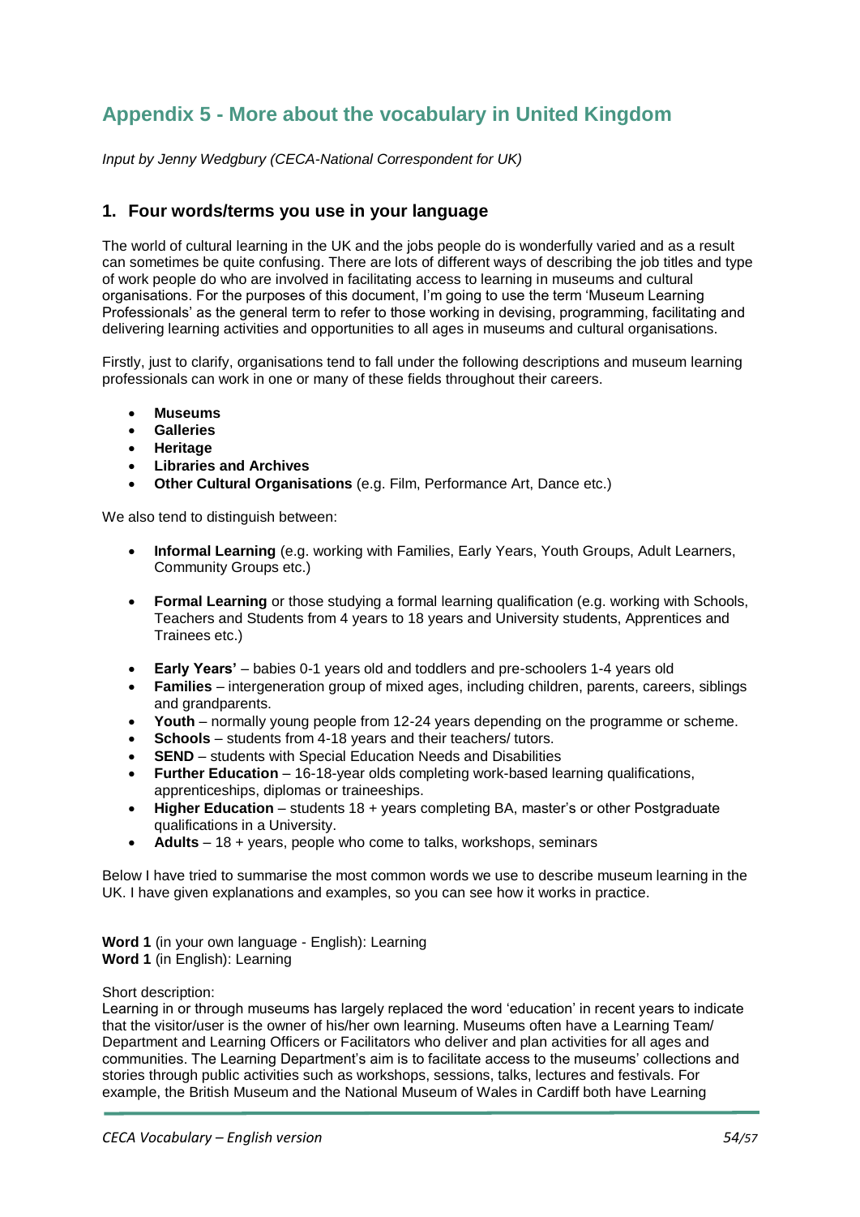## Appendix 5 - More about the vocabulary in United Kingdom

*Input by Jenny Wedgbury (CECA-National Correspondent for UK)*

### 1. Four words/terms you use in your language

The world of cultural learning in the UK and the jobs people do is wonderfully varied and as a result can sometimes be quite confusing. There are lots of different ways of describing the job titles and type of work people do who are involved in facilitating access to learning in museums and cultural organisations. For the purposes of this document, I'm going to use the term 'Museum Learning Professionals' as the general term to refer to those working in devising, programming, facilitating and delivering learning activities and opportunities to all ages in museums and cultural organisations.

Firstly, just to clarify, organisations tend to fall under the following descriptions and museum learning professionals can work in one or many of these fields throughout their careers.

- **Museums**
- **Galleries**
- **Heritage**
- **Libraries and Archives**
- **Other Cultural Organisations** (e.g. Film, Performance Art, Dance etc.)

We also tend to distinguish between:

- **Informal Learning** (e.g. working with Families, Early Years, Youth Groups, Adult Learners, Community Groups etc.)

- **Formal Learning** or those studying a formal learning qualification (e.g. working with Schools, Teachers and Students from 4 years to 18 years and University students, Apprentices and Trainees etc.)

- **Early Years'** – babies 0-1 years old and toddlers and pre-schoolers 1-4 years old
- **Families** – intergeneration group of mixed ages, including children, parents, careers, siblings and grandparents.
- **Youth** – normally young people from 12-24 years depending on the programme or scheme.
- **Schools** – students from 4-18 years and their teachers/ tutors.
- **SEND** – students with Special Education Needs and Disabilities
- **Further Education** – 16-18-year olds completing work-based learning qualifications, apprenticeships, diplomas or traineeships.
- **Higher Education** – students 18 + years completing BA, master's or other Postgraduate qualifications in a University.
- **Adults** – 18 + years, people who come to talks, workshops, seminars

Below I have tried to summarise the most common words we use to describe museum learning in the UK. I have given explanations and examples, so you can see how it works in practice.

**Word 1** (in your own language - English): Learning
**Word 1** (in English): Learning

Short description:
Learning in or through museums has largely replaced the word 'education' in recent years to indicate that the visitor/user is the owner of his/her own learning. Museums often have a Learning Team/ Department and Learning Officers or Facilitators who deliver and plan activities for all ages and communities. The Learning Department's aim is to facilitate access to the museums' collections and stories through public activities such as workshops, sessions, talks, lectures and festivals. For example, the British Museum and the National Museum of Wales in Cardiff both have Learning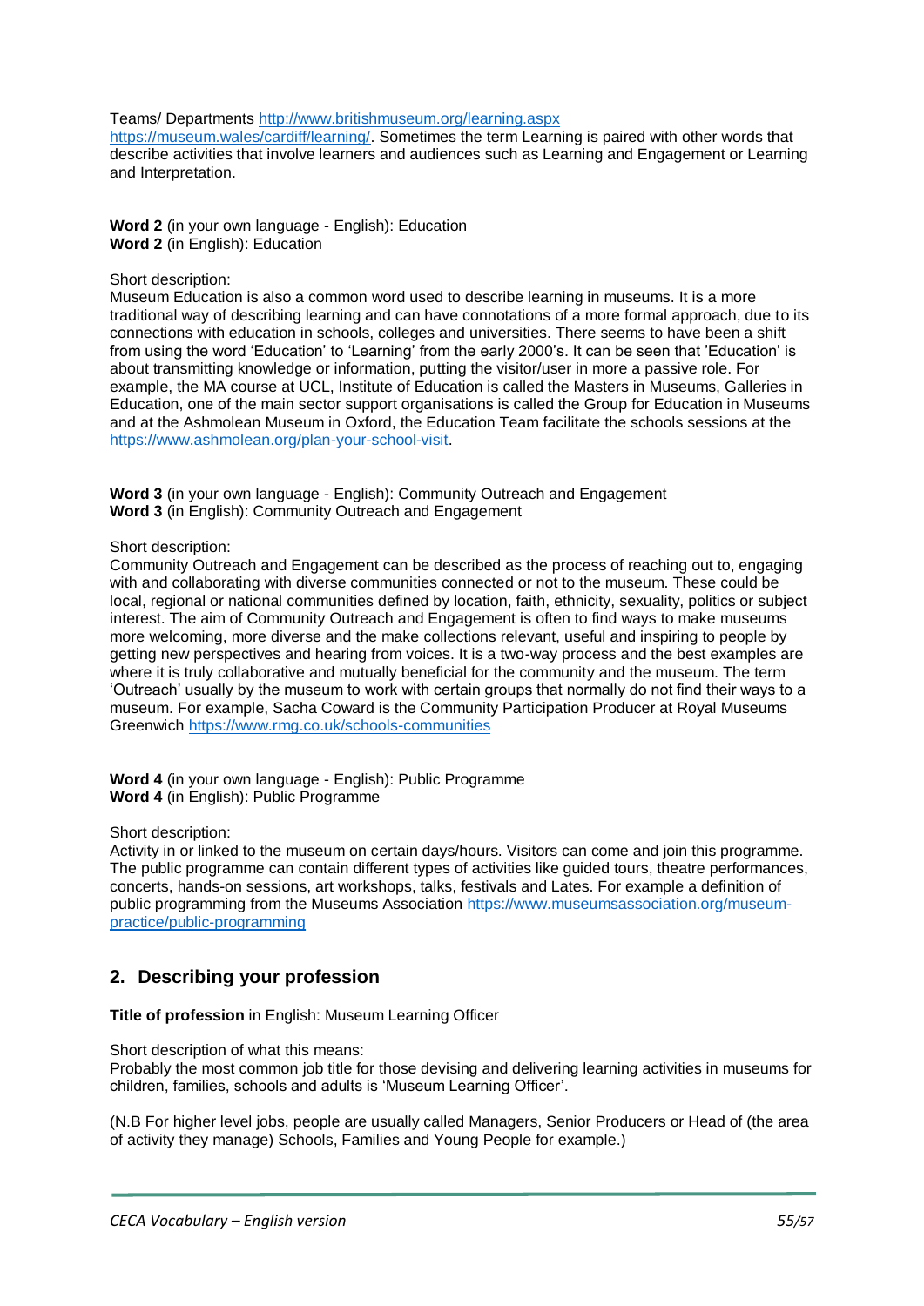Teams/ Departments http://www.britishmuseum.org/learning.aspx
https://museum.wales/cardiff/learning/. Sometimes the term Learning is paired with other words that describe activities that involve learners and audiences such as Learning and Engagement or Learning and Interpretation.

**Word 2** (in your own language - English): Education
**Word 2** (in English): Education

Short description:
Museum Education is also a common word used to describe learning in museums. It is a more traditional way of describing learning and can have connotations of a more formal approach, due to its connections with education in schools, colleges and universities. There seems to have been a shift from using the word 'Education' to 'Learning' from the early 2000's. It can be seen that 'Education' is about transmitting knowledge or information, putting the visitor/user in more a passive role. For example, the MA course at UCL, Institute of Education is called the Masters in Museums, Galleries in Education, one of the main sector support organisations is called the Group for Education in Museums and at the Ashmolean Museum in Oxford, the Education Team facilitate the schools sessions at the https://www.ashmolean.org/plan-your-school-visit.

**Word 3** (in your own language - English): Community Outreach and Engagement
**Word 3** (in English): Community Outreach and Engagement

Short description:
Community Outreach and Engagement can be described as the process of reaching out to, engaging with and collaborating with diverse communities connected or not to the museum. These could be local, regional or national communities defined by location, faith, ethnicity, sexuality, politics or subject interest. The aim of Community Outreach and Engagement is often to find ways to make museums more welcoming, more diverse and the make collections relevant, useful and inspiring to people by getting new perspectives and hearing from voices. It is a two-way process and the best examples are where it is truly collaborative and mutually beneficial for the community and the museum. The term 'Outreach' usually by the museum to work with certain groups that normally do not find their ways to a museum. For example, Sacha Coward is the Community Participation Producer at Royal Museums Greenwich https://www.rmg.co.uk/schools-communities

**Word 4** (in your own language - English): Public Programme
**Word 4** (in English): Public Programme

Short description:
Activity in or linked to the museum on certain days/hours. Visitors can come and join this programme. The public programme can contain different types of activities like guided tours, theatre performances, concerts, hands-on sessions, art workshops, talks, festivals and Lates. For example a definition of public programming from the Museums Association https://www.museumsassociation.org/museum-practice/public-programming

## 2. Describing your profession

**Title of profession** in English: Museum Learning Officer

Short description of what this means:
Probably the most common job title for those devising and delivering learning activities in museums for children, families, schools and adults is 'Museum Learning Officer'.

(N.B For higher level jobs, people are usually called Managers, Senior Producers or Head of (the area of activity they manage) Schools, Families and Young People for example.)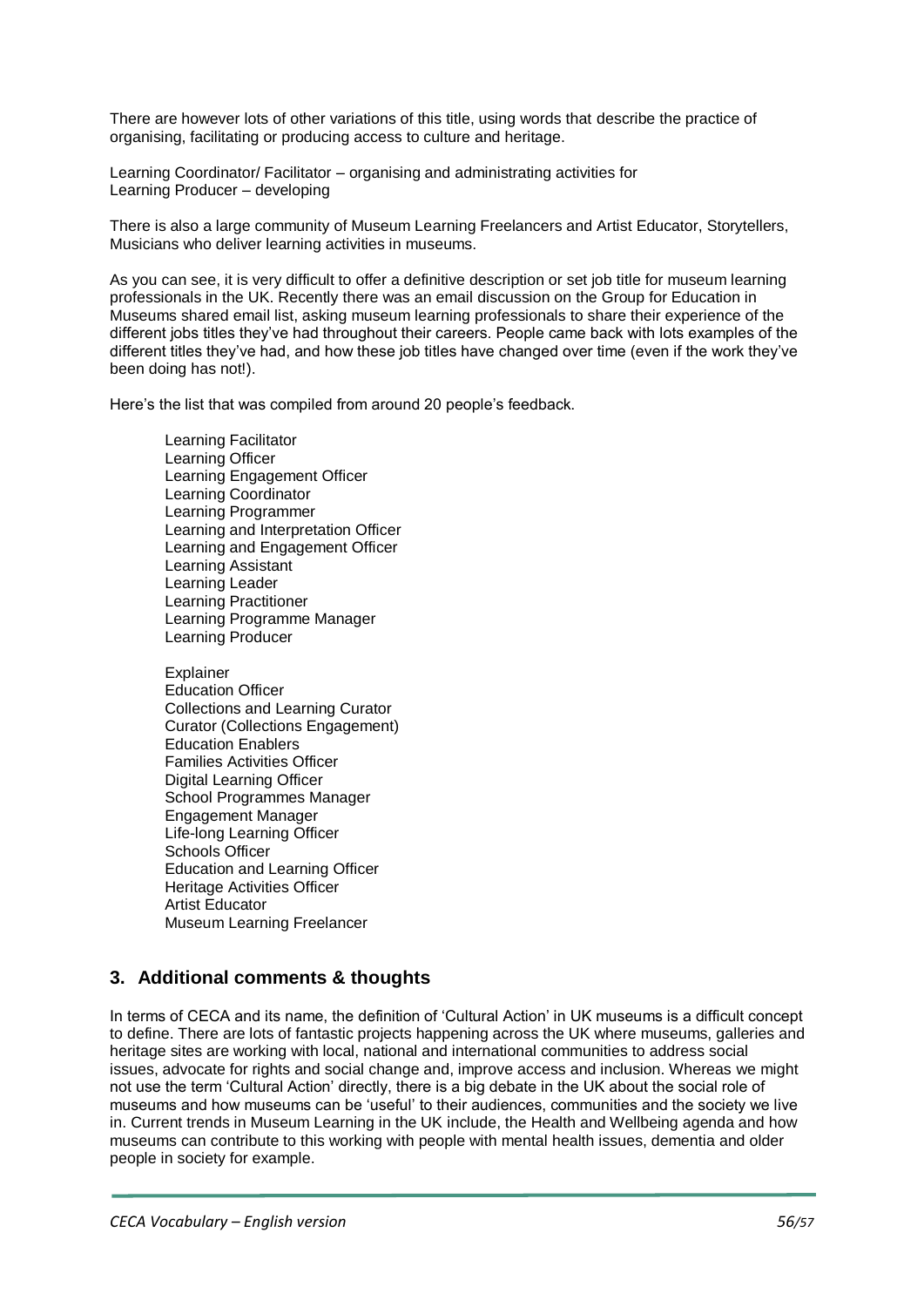There are however lots of other variations of this title, using words that describe the practice of organising, facilitating or producing access to culture and heritage.

Learning Coordinator/ Facilitator – organising and administrating activities for
Learning Producer – developing

There is also a large community of Museum Learning Freelancers and Artist Educator, Storytellers, Musicians who deliver learning activities in museums.

As you can see, it is very difficult to offer a definitive description or set job title for museum learning professionals in the UK. Recently there was an email discussion on the Group for Education in Museums shared email list, asking museum learning professionals to share their experience of the different jobs titles they've had throughout their careers. People came back with lots examples of the different titles they've had, and how these job titles have changed over time (even if the work they've been doing has not!).

Here's the list that was compiled from around 20 people's feedback.

Learning Facilitator
Learning Officer
Learning Engagement Officer
Learning Coordinator
Learning Programmer
Learning and Interpretation Officer
Learning and Engagement Officer
Learning Assistant
Learning Leader
Learning Practitioner
Learning Programme Manager
Learning Producer

Explainer
Education Officer
Collections and Learning Curator
Curator (Collections Engagement)
Education Enablers
Families Activities Officer
Digital Learning Officer
School Programmes Manager
Engagement Manager
Life-long Learning Officer
Schools Officer
Education and Learning Officer
Heritage Activities Officer
Artist Educator
Museum Learning Freelancer

## 3. Additional comments & thoughts

In terms of CECA and its name, the definition of 'Cultural Action' in UK museums is a difficult concept to define. There are lots of fantastic projects happening across the UK where museums, galleries and heritage sites are working with local, national and international communities to address social issues, advocate for rights and social change and, improve access and inclusion. Whereas we might not use the term 'Cultural Action' directly, there is a big debate in the UK about the social role of museums and how museums can be 'useful' to their audiences, communities and the society we live in. Current trends in Museum Learning in the UK include, the Health and Wellbeing agenda and how museums can contribute to this working with people with mental health issues, dementia and older people in society for example.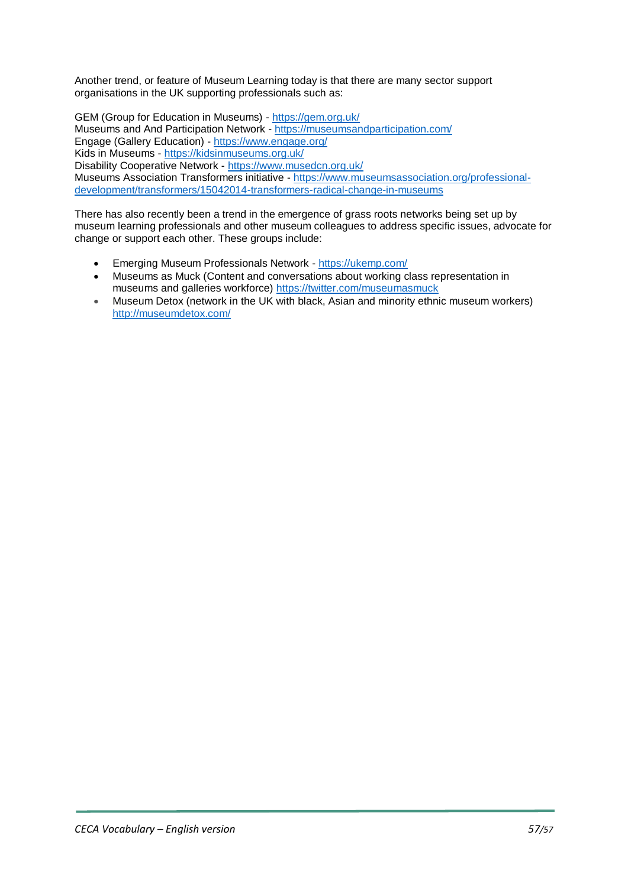Another trend, or feature of Museum Learning today is that there are many sector support organisations in the UK supporting professionals such as:

GEM (Group for Education in Museums) - https://gem.org.uk/
Museums and And Participation Network - https://museumsandparticipation.com/
Engage (Gallery Education) - https://www.engage.org/
Kids in Museums - https://kidsinmuseums.org.uk/
Disability Cooperative Network - https://www.musedcn.org.uk/
Museums Association Transformers initiative - https://www.museumsassociation.org/professional-development/transformers/15042014-transformers-radical-change-in-museums

There has also recently been a trend in the emergence of grass roots networks being set up by museum learning professionals and other museum colleagues to address specific issues, advocate for change or support each other. These groups include:

- Emerging Museum Professionals Network - https://ukemp.com/
- Museums as Muck (Content and conversations about working class representation in museums and galleries workforce) https://twitter.com/museumasmuck
- Museum Detox (network in the UK with black, Asian and minority ethnic museum workers) http://museumdetox.com/